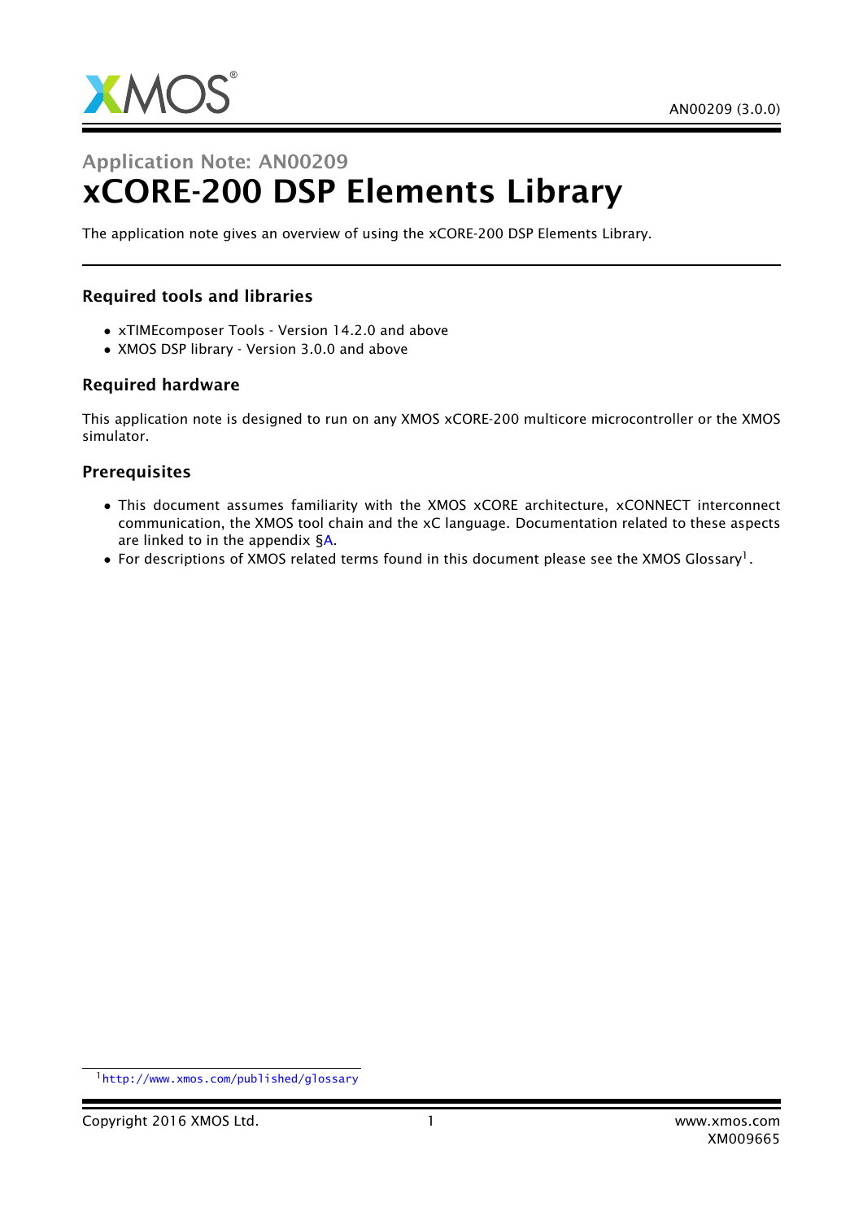Application Note: AN00209

# xCORE-200 DSP Elements Library

The application note gives an overview of using the xCORE-200 DSP Elements Library.

## Required tools and libraries

- xTIMEcomposer Tools - Version 14.2.0 and above
- XMOS DSP library - Version 3.0.0 and above

## Required hardware

This application note is designed to run on any XMOS xCORE-200 multicore microcontroller or the XMOS simulator.

## Prerequisites

- This document assumes familiarity with the XMOS xCORE architecture, xCONNECT interconnect communication, the XMOS tool chain and the xC language. Documentation related to these aspects are linked to in the appendix §A.
- For descriptions of XMOS related terms found in this document please see the XMOS Glossary[1].

[1] http://www.xmos.com/published/glossary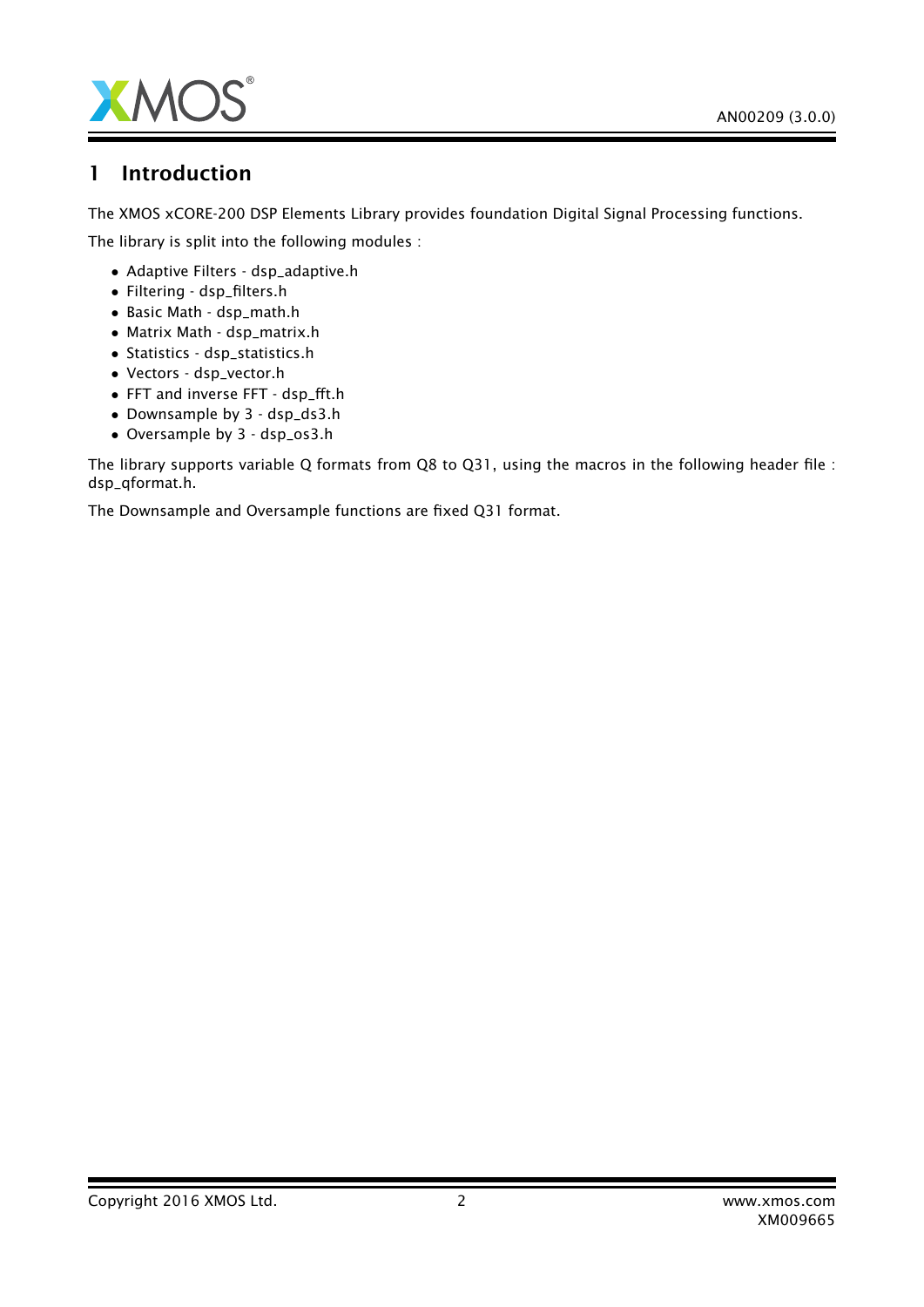# 1 Introduction

The XMOS xCORE-200 DSP Elements Library provides foundation Digital Signal Processing functions.

The library is split into the following modules :

- Adaptive Filters - dsp_adaptive.h
- Filtering - dsp_filters.h
- Basic Math - dsp_math.h
- Matrix Math - dsp_matrix.h
- Statistics - dsp_statistics.h
- Vectors - dsp_vector.h
- FFT and inverse FFT - dsp_fft.h
- Downsample by 3 - dsp_ds3.h
- Oversample by 3 - dsp_os3.h

The library supports variable Q formats from Q8 to Q31, using the macros in the following header file : dsp_qformat.h.

The Downsample and Oversample functions are fixed Q31 format.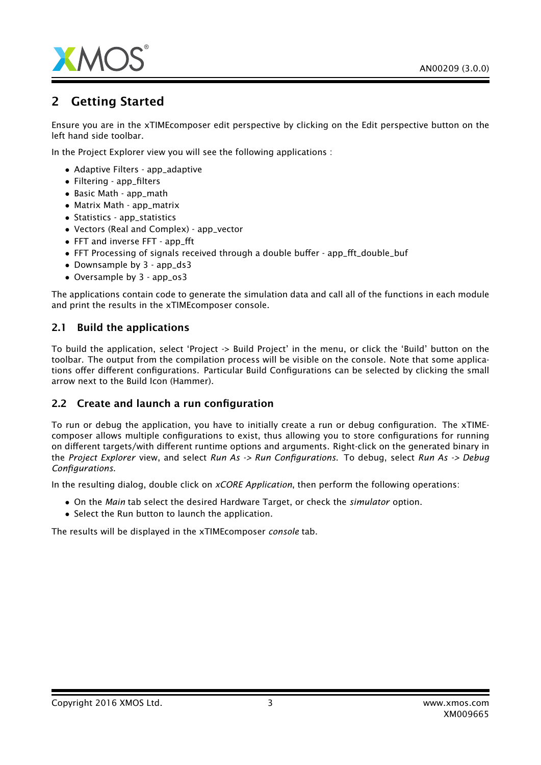## 2 Getting Started

Ensure you are in the xTIMEcomposer edit perspective by clicking on the Edit perspective button on the left hand side toolbar.

In the Project Explorer view you will see the following applications :

- Adaptive Filters - app_adaptive
- Filtering - app_filters
- Basic Math - app_math
- Matrix Math - app_matrix
- Statistics - app_statistics
- Vectors (Real and Complex) - app_vector
- FFT and inverse FFT - app_fft
- FFT Processing of signals received through a double buffer - app_fft_double_buf
- Downsample by 3 - app_ds3
- Oversample by 3 - app_os3

The applications contain code to generate the simulation data and call all of the functions in each module and print the results in the xTIMEcomposer console.

### 2.1 Build the applications

To build the application, select 'Project -> Build Project' in the menu, or click the 'Build' button on the toolbar. The output from the compilation process will be visible on the console. Note that some applications offer different configurations. Particular Build Configurations can be selected by clicking the small arrow next to the Build Icon (Hammer).

### 2.2 Create and launch a run configuration

To run or debug the application, you have to initially create a run or debug configuration. The xTIMEcomposer allows multiple configurations to exist, thus allowing you to store configurations for running on different targets/with different runtime options and arguments. Right-click on the generated binary in the *Project Explorer* view, and select *Run As -> Run Configurations*. To debug, select *Run As -> Debug Configurations*.

In the resulting dialog, double click on *xCORE Application*, then perform the following operations:

- On the *Main* tab select the desired Hardware Target, or check the *simulator* option.
- Select the Run button to launch the application.

The results will be displayed in the xTIMEcomposer *console* tab.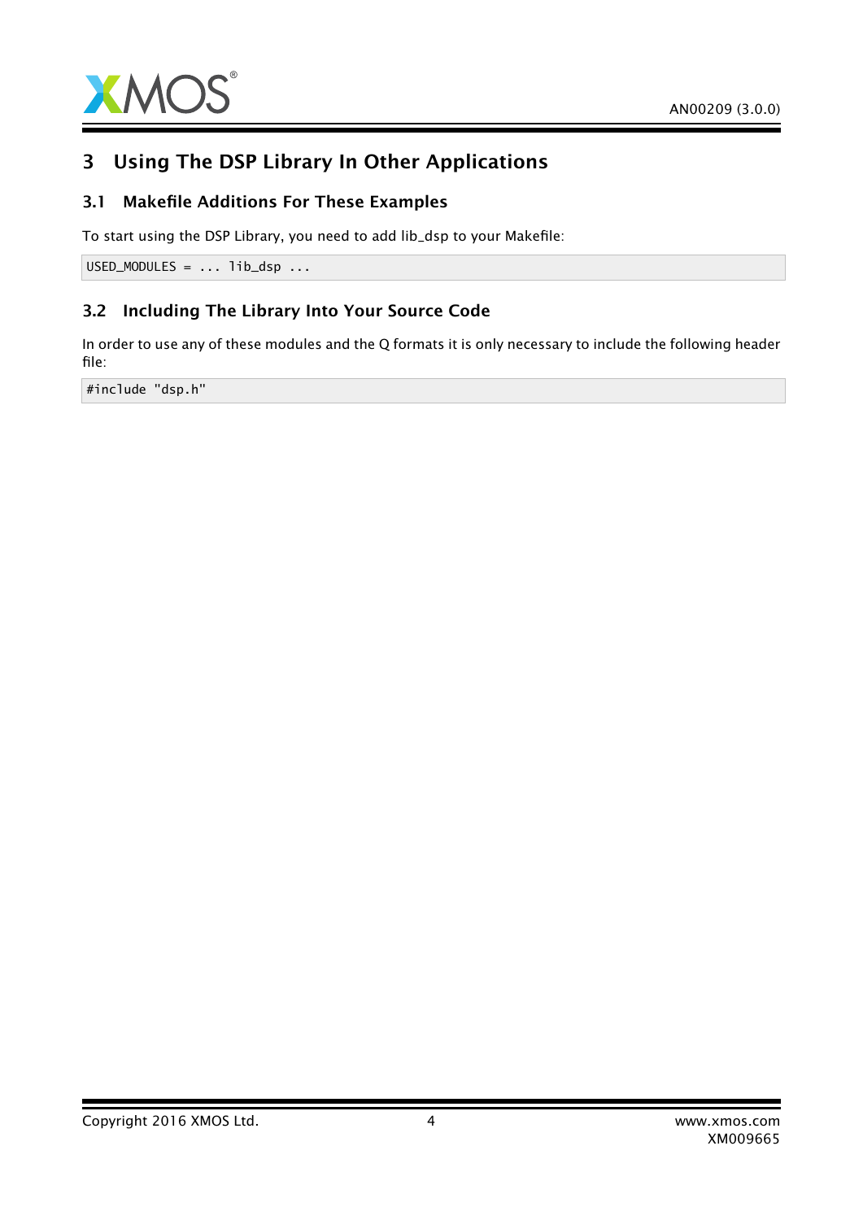# 3 Using The DSP Library In Other Applications

## 3.1 Makefile Additions For These Examples

To start using the DSP Library, you need to add lib_dsp to your Makefile:

```
USED_MODULES = ... lib_dsp ...
```

## 3.2 Including The Library Into Your Source Code

In order to use any of these modules and the Q formats it is only necessary to include the following header file:

```
#include "dsp.h"
```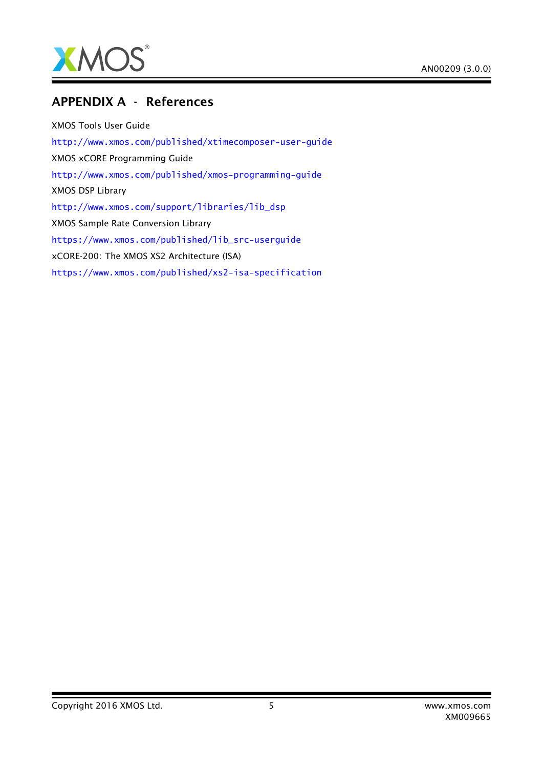# APPENDIX A - References

XMOS Tools User Guide

http://www.xmos.com/published/xtimecomposer-user-guide

XMOS xCORE Programming Guide

http://www.xmos.com/published/xmos-programming-guide

XMOS DSP Library

http://www.xmos.com/support/libraries/lib_dsp

XMOS Sample Rate Conversion Library

https://www.xmos.com/published/lib_src-userguide

xCORE-200: The XMOS XS2 Architecture (ISA)

https://www.xmos.com/published/xs2-isa-specification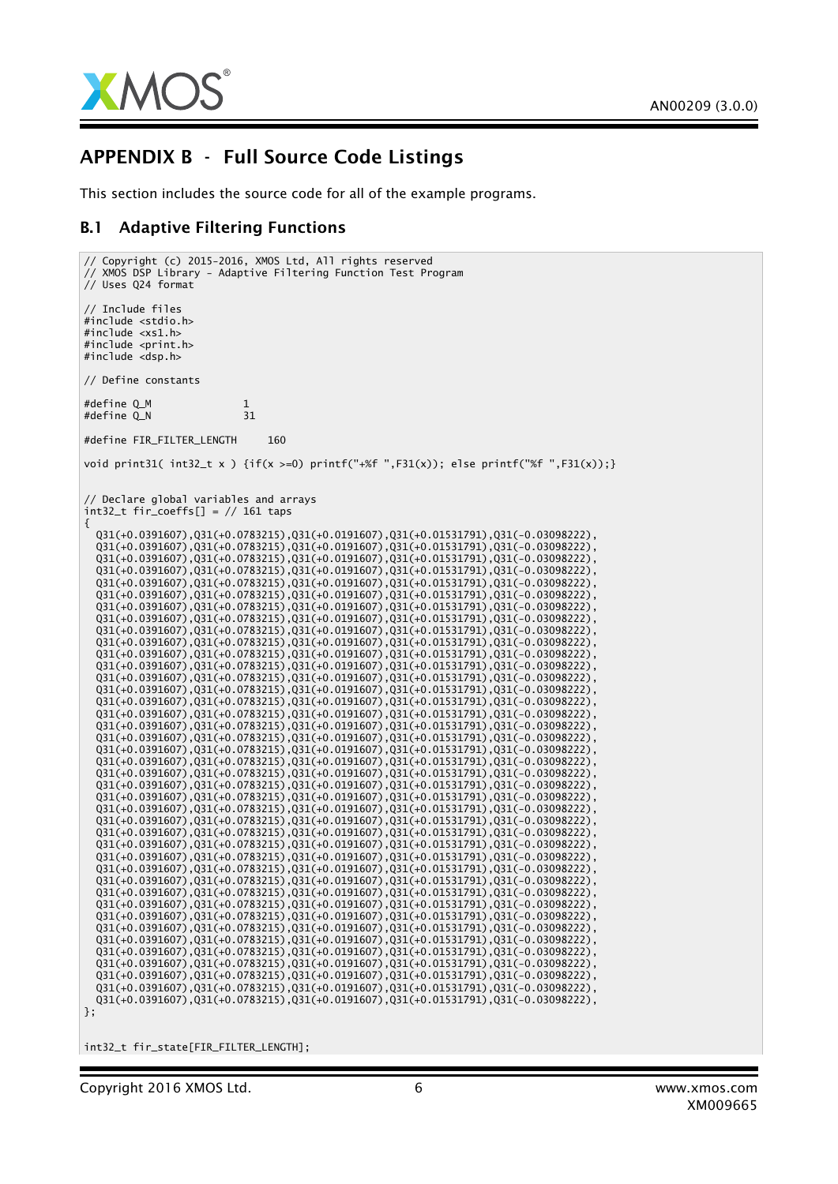## APPENDIX B - Full Source Code Listings

This section includes the source code for all of the example programs.

### B.1 Adaptive Filtering Functions

```
// Copyright (c) 2015-2016, XMOS Ltd, All rights reserved
// XMOS DSP Library - Adaptive Filtering Function Test Program
// Uses Q24 format

// Include files
#include <stdio.h>
#include <xs1.h>
#include <print.h>
#include <dsp.h>

// Define constants

#define Q_M               1
#define Q_N               31

#define FIR_FILTER_LENGTH     160

void print31( int32_t x ) {if(x >=0) printf("+%f ",F31(x)); else printf("%f ",F31(x));}


// Declare global variables and arrays
int32_t fir_coeffs[] = // 161 taps
{
  Q31(+0.0391607),Q31(+0.0783215),Q31(+0.0191607),Q31(+0.01531791),Q31(-0.03098222),
  Q31(+0.0391607),Q31(+0.0783215),Q31(+0.0191607),Q31(+0.01531791),Q31(-0.03098222),
  Q31(+0.0391607),Q31(+0.0783215),Q31(+0.0191607),Q31(+0.01531791),Q31(-0.03098222),
  Q31(+0.0391607),Q31(+0.0783215),Q31(+0.0191607),Q31(+0.01531791),Q31(-0.03098222),
  Q31(+0.0391607),Q31(+0.0783215),Q31(+0.0191607),Q31(+0.01531791),Q31(-0.03098222),
  Q31(+0.0391607),Q31(+0.0783215),Q31(+0.0191607),Q31(+0.01531791),Q31(-0.03098222),
  Q31(+0.0391607),Q31(+0.0783215),Q31(+0.0191607),Q31(+0.01531791),Q31(-0.03098222),
  Q31(+0.0391607),Q31(+0.0783215),Q31(+0.0191607),Q31(+0.01531791),Q31(-0.03098222),
  Q31(+0.0391607),Q31(+0.0783215),Q31(+0.0191607),Q31(+0.01531791),Q31(-0.03098222),
  Q31(+0.0391607),Q31(+0.0783215),Q31(+0.0191607),Q31(+0.01531791),Q31(-0.03098222),
  Q31(+0.0391607),Q31(+0.0783215),Q31(+0.0191607),Q31(+0.01531791),Q31(-0.03098222),
  Q31(+0.0391607),Q31(+0.0783215),Q31(+0.0191607),Q31(+0.01531791),Q31(-0.03098222),
  Q31(+0.0391607),Q31(+0.0783215),Q31(+0.0191607),Q31(+0.01531791),Q31(-0.03098222),
  Q31(+0.0391607),Q31(+0.0783215),Q31(+0.0191607),Q31(+0.01531791),Q31(-0.03098222),
  Q31(+0.0391607),Q31(+0.0783215),Q31(+0.0191607),Q31(+0.01531791),Q31(-0.03098222),
  Q31(+0.0391607),Q31(+0.0783215),Q31(+0.0191607),Q31(+0.01531791),Q31(-0.03098222),
  Q31(+0.0391607),Q31(+0.0783215),Q31(+0.0191607),Q31(+0.01531791),Q31(-0.03098222),
  Q31(+0.0391607),Q31(+0.0783215),Q31(+0.0191607),Q31(+0.01531791),Q31(-0.03098222),
  Q31(+0.0391607),Q31(+0.0783215),Q31(+0.0191607),Q31(+0.01531791),Q31(-0.03098222),
  Q31(+0.0391607),Q31(+0.0783215),Q31(+0.0191607),Q31(+0.01531791),Q31(-0.03098222),
  Q31(+0.0391607),Q31(+0.0783215),Q31(+0.0191607),Q31(+0.01531791),Q31(-0.03098222),
  Q31(+0.0391607),Q31(+0.0783215),Q31(+0.0191607),Q31(+0.01531791),Q31(-0.03098222),
  Q31(+0.0391607),Q31(+0.0783215),Q31(+0.0191607),Q31(+0.01531791),Q31(-0.03098222),
  Q31(+0.0391607),Q31(+0.0783215),Q31(+0.0191607),Q31(+0.01531791),Q31(-0.03098222),
  Q31(+0.0391607),Q31(+0.0783215),Q31(+0.0191607),Q31(+0.01531791),Q31(-0.03098222),
  Q31(+0.0391607),Q31(+0.0783215),Q31(+0.0191607),Q31(+0.01531791),Q31(-0.03098222),
  Q31(+0.0391607),Q31(+0.0783215),Q31(+0.0191607),Q31(+0.01531791),Q31(-0.03098222),
  Q31(+0.0391607),Q31(+0.0783215),Q31(+0.0191607),Q31(+0.01531791),Q31(-0.03098222),
  Q31(+0.0391607),Q31(+0.0783215),Q31(+0.0191607),Q31(+0.01531791),Q31(-0.03098222),
  Q31(+0.0391607),Q31(+0.0783215),Q31(+0.0191607),Q31(+0.01531791),Q31(-0.03098222),
  Q31(+0.0391607),Q31(+0.0783215),Q31(+0.0191607),Q31(+0.01531791),Q31(-0.03098222),
  Q31(+0.0391607),Q31(+0.0783215),Q31(+0.0191607),Q31(+0.01531791),Q31(-0.03098222),
};

int32_t fir_state[FIR_FILTER_LENGTH];
```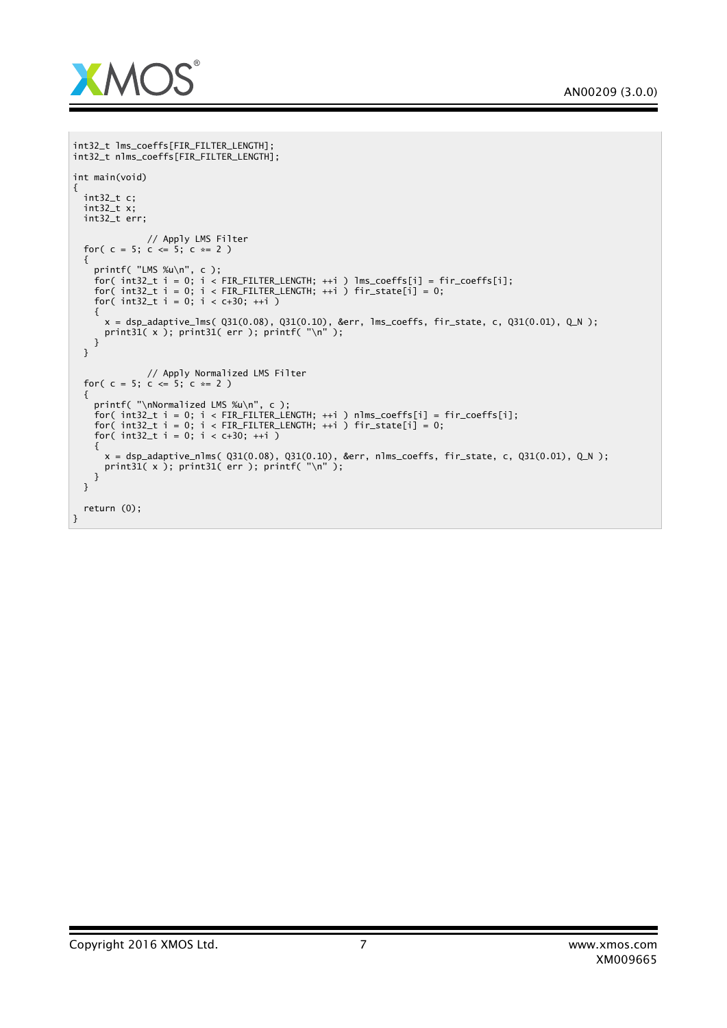```
int32_t lms_coeffs[FIR_FILTER_LENGTH];
int32_t nlms_coeffs[FIR_FILTER_LENGTH];

int main(void)
{
  int32_t c;
  int32_t x;
  int32_t err;

              // Apply LMS Filter
  for( c = 5; c <= 5; c *= 2 )
  {
    printf( "LMS %u\n", c );
    for( int32_t i = 0; i < FIR_FILTER_LENGTH; ++i ) lms_coeffs[i] = fir_coeffs[i];
    for( int32_t i = 0; i < FIR_FILTER_LENGTH; ++i ) fir_state[i] = 0;
    for( int32_t i = 0; i < c+30; ++i )
    {
      x = dsp_adaptive_lms( Q31(0.08), Q31(0.10), &err, lms_coeffs, fir_state, c, Q31(0.01), Q_N );
      print31( x ); print31( err ); printf( "\n" );
    }
  }

              // Apply Normalized LMS Filter
  for( c = 5; c <= 5; c *= 2 )
  {
    printf( "\nNormalized LMS %u\n", c );
    for( int32_t i = 0; i < FIR_FILTER_LENGTH; ++i ) nlms_coeffs[i] = fir_coeffs[i];
    for( int32_t i = 0; i < FIR_FILTER_LENGTH; ++i ) fir_state[i] = 0;
    for( int32_t i = 0; i < c+30; ++i )
    {
      x = dsp_adaptive_nlms( Q31(0.08), Q31(0.10), &err, nlms_coeffs, fir_state, c, Q31(0.01), Q_N );
      print31( x ); print31( err ); printf( "\n" );
    }
  }

  return (0);
}
```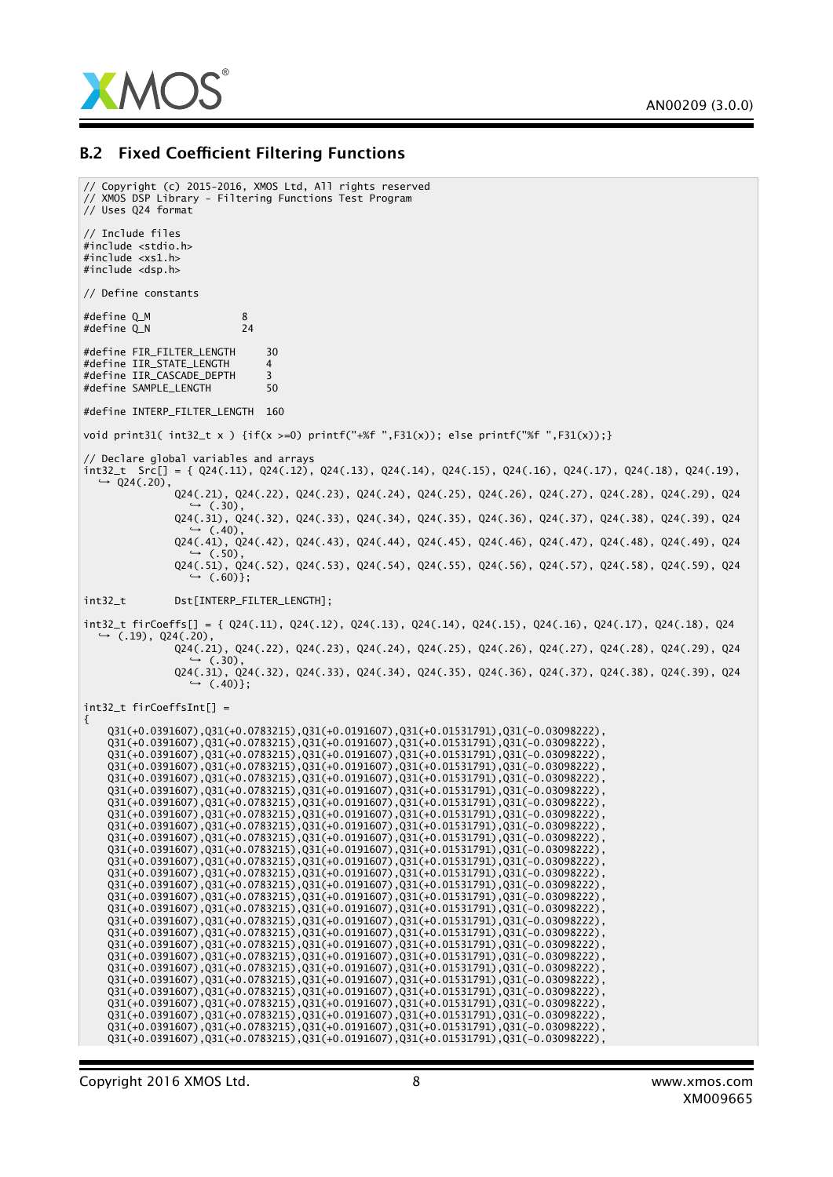## B.2 Fixed Coefficient Filtering Functions

```
// Copyright (c) 2015-2016, XMOS Ltd, All rights reserved
// XMOS DSP Library - Filtering Functions Test Program
// Uses Q24 format

// Include files
#include <stdio.h>
#include <xs1.h>
#include <dsp.h>

// Define constants

#define Q_M               8
#define Q_N               24

#define FIR_FILTER_LENGTH     30
#define IIR_STATE_LENGTH      4
#define IIR_CASCADE_DEPTH     3
#define SAMPLE_LENGTH         50

#define INTERP_FILTER_LENGTH  160

void print31( int32_t x ) {if(x >=0) printf("+%f ",F31(x)); else printf("%f ",F31(x));}

// Declare global variables and arrays
int32_t  Src[] = { Q24(.11), Q24(.12), Q24(.13), Q24(.14), Q24(.15), Q24(.16), Q24(.17), Q24(.18), Q24(.19),
   Q24(.20),
               Q24(.21), Q24(.22), Q24(.23), Q24(.24), Q24(.25), Q24(.26), Q24(.27), Q24(.28), Q24(.29), Q24
                 (.30),
               Q24(.31), Q24(.32), Q24(.33), Q24(.34), Q24(.35), Q24(.36), Q24(.37), Q24(.38), Q24(.39), Q24
                 (.40),
               Q24(.41), Q24(.42), Q24(.43), Q24(.44), Q24(.45), Q24(.46), Q24(.47), Q24(.48), Q24(.49), Q24
                 (.50),
               Q24(.51), Q24(.52), Q24(.53), Q24(.54), Q24(.55), Q24(.56), Q24(.57), Q24(.58), Q24(.59), Q24
                 (.60)};

int32_t        Dst[INTERP_FILTER_LENGTH];

int32_t firCoeffs[] = { Q24(.11), Q24(.12), Q24(.13), Q24(.14), Q24(.15), Q24(.16), Q24(.17), Q24(.18), Q24
   (.19), Q24(.20),
               Q24(.21), Q24(.22), Q24(.23), Q24(.24), Q24(.25), Q24(.26), Q24(.27), Q24(.28), Q24(.29), Q24
                 (.30),
               Q24(.31), Q24(.32), Q24(.33), Q24(.34), Q24(.35), Q24(.36), Q24(.37), Q24(.38), Q24(.39), Q24
                 (.40)};

int32_t firCoeffsInt[] =
{
    Q31(+0.0391607),Q31(+0.0783215),Q31(+0.0191607),Q31(+0.01531791),Q31(-0.03098222),
    Q31(+0.0391607),Q31(+0.0783215),Q31(+0.0191607),Q31(+0.01531791),Q31(-0.03098222),
    Q31(+0.0391607),Q31(+0.0783215),Q31(+0.0191607),Q31(+0.01531791),Q31(-0.03098222),
    Q31(+0.0391607),Q31(+0.0783215),Q31(+0.0191607),Q31(+0.01531791),Q31(-0.03098222),
    Q31(+0.0391607),Q31(+0.0783215),Q31(+0.0191607),Q31(+0.01531791),Q31(-0.03098222),
    Q31(+0.0391607),Q31(+0.0783215),Q31(+0.0191607),Q31(+0.01531791),Q31(-0.03098222),
    Q31(+0.0391607),Q31(+0.0783215),Q31(+0.0191607),Q31(+0.01531791),Q31(-0.03098222),
    Q31(+0.0391607),Q31(+0.0783215),Q31(+0.0191607),Q31(+0.01531791),Q31(-0.03098222),
    Q31(+0.0391607),Q31(+0.0783215),Q31(+0.0191607),Q31(+0.01531791),Q31(-0.03098222),
    Q31(+0.0391607),Q31(+0.0783215),Q31(+0.0191607),Q31(+0.01531791),Q31(-0.03098222),
    Q31(+0.0391607),Q31(+0.0783215),Q31(+0.0191607),Q31(+0.01531791),Q31(-0.03098222),
    Q31(+0.0391607),Q31(+0.0783215),Q31(+0.0191607),Q31(+0.01531791),Q31(-0.03098222),
    Q31(+0.0391607),Q31(+0.0783215),Q31(+0.0191607),Q31(+0.01531791),Q31(-0.03098222),
    Q31(+0.0391607),Q31(+0.0783215),Q31(+0.0191607),Q31(+0.01531791),Q31(-0.03098222),
    Q31(+0.0391607),Q31(+0.0783215),Q31(+0.0191607),Q31(+0.01531791),Q31(-0.03098222),
    Q31(+0.0391607),Q31(+0.0783215),Q31(+0.0191607),Q31(+0.01531791),Q31(-0.03098222),
    Q31(+0.0391607),Q31(+0.0783215),Q31(+0.0191607),Q31(+0.01531791),Q31(-0.03098222),
    Q31(+0.0391607),Q31(+0.0783215),Q31(+0.0191607),Q31(+0.01531791),Q31(-0.03098222),
    Q31(+0.0391607),Q31(+0.0783215),Q31(+0.0191607),Q31(+0.01531791),Q31(-0.03098222),
    Q31(+0.0391607),Q31(+0.0783215),Q31(+0.0191607),Q31(+0.01531791),Q31(-0.03098222),
    Q31(+0.0391607),Q31(+0.0783215),Q31(+0.0191607),Q31(+0.01531791),Q31(-0.03098222),
    Q31(+0.0391607),Q31(+0.0783215),Q31(+0.0191607),Q31(+0.01531791),Q31(-0.03098222),
    Q31(+0.0391607),Q31(+0.0783215),Q31(+0.0191607),Q31(+0.01531791),Q31(-0.03098222),
    Q31(+0.0391607),Q31(+0.0783215),Q31(+0.0191607),Q31(+0.01531791),Q31(-0.03098222),
    Q31(+0.0391607),Q31(+0.0783215),Q31(+0.0191607),Q31(+0.01531791),Q31(-0.03098222),
    Q31(+0.0391607),Q31(+0.0783215),Q31(+0.0191607),Q31(+0.01531791),Q31(-0.03098222),
    Q31(+0.0391607),Q31(+0.0783215),Q31(+0.0191607),Q31(+0.01531791),Q31(-0.03098222),
```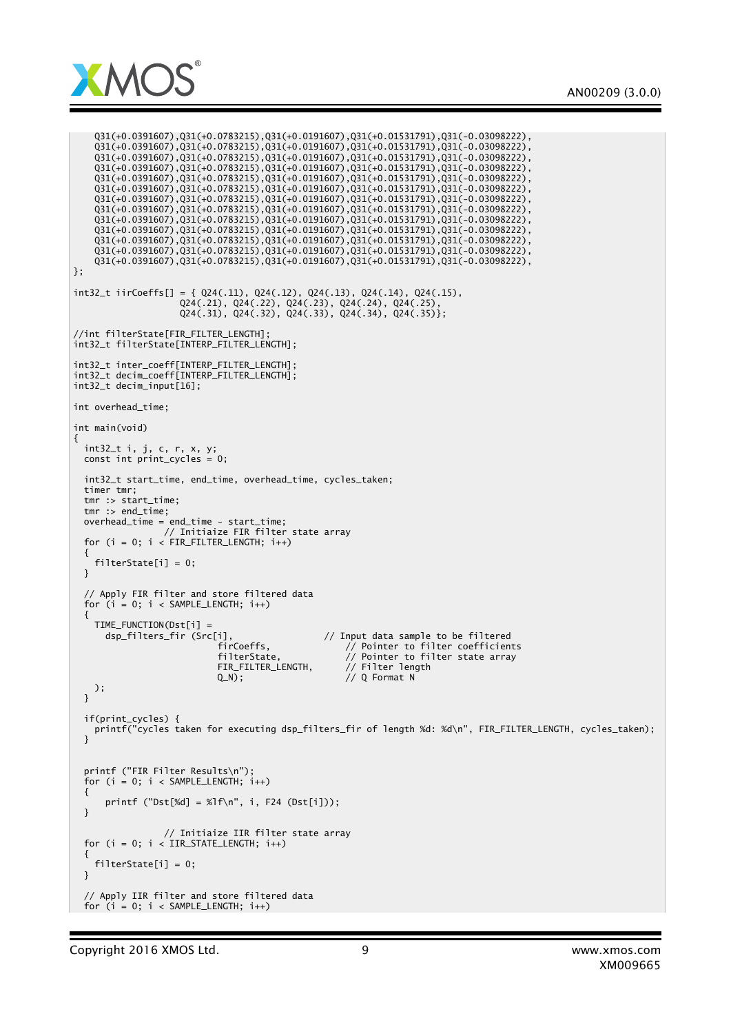```
    Q31(+0.0391607),Q31(+0.0783215),Q31(+0.0191607),Q31(+0.01531791),Q31(-0.03098222),
    Q31(+0.0391607),Q31(+0.0783215),Q31(+0.0191607),Q31(+0.01531791),Q31(-0.03098222),
    Q31(+0.0391607),Q31(+0.0783215),Q31(+0.0191607),Q31(+0.01531791),Q31(-0.03098222),
    Q31(+0.0391607),Q31(+0.0783215),Q31(+0.0191607),Q31(+0.01531791),Q31(-0.03098222),
    Q31(+0.0391607),Q31(+0.0783215),Q31(+0.0191607),Q31(+0.01531791),Q31(-0.03098222),
    Q31(+0.0391607),Q31(+0.0783215),Q31(+0.0191607),Q31(+0.01531791),Q31(-0.03098222),
    Q31(+0.0391607),Q31(+0.0783215),Q31(+0.0191607),Q31(+0.01531791),Q31(-0.03098222),
    Q31(+0.0391607),Q31(+0.0783215),Q31(+0.0191607),Q31(+0.01531791),Q31(-0.03098222),
    Q31(+0.0391607),Q31(+0.0783215),Q31(+0.0191607),Q31(+0.01531791),Q31(-0.03098222),
    Q31(+0.0391607),Q31(+0.0783215),Q31(+0.0191607),Q31(+0.01531791),Q31(-0.03098222),
    Q31(+0.0391607),Q31(+0.0783215),Q31(+0.0191607),Q31(+0.01531791),Q31(-0.03098222),
    Q31(+0.0391607),Q31(+0.0783215),Q31(+0.0191607),Q31(+0.01531791),Q31(-0.03098222),
    Q31(+0.0391607),Q31(+0.0783215),Q31(+0.0191607),Q31(+0.01531791),Q31(-0.03098222),
};

int32_t iirCoeffs[] = { Q24(.11), Q24(.12), Q24(.13), Q24(.14), Q24(.15),
                    Q24(.21), Q24(.22), Q24(.23), Q24(.24), Q24(.25),
                    Q24(.31), Q24(.32), Q24(.33), Q24(.34), Q24(.35)};

//int filterState[FIR_FILTER_LENGTH];
int32_t filterState[INTERP_FILTER_LENGTH];

int32_t inter_coeff[INTERP_FILTER_LENGTH];
int32_t decim_coeff[INTERP_FILTER_LENGTH];
int32_t decim_input[16];

int overhead_time;

int main(void)
{
  int32_t i, j, c, r, x, y;
  const int print_cycles = 0;

  int32_t start_time, end_time, overhead_time, cycles_taken;
  timer tmr;
  tmr :> start_time;
  tmr :> end_time;
  overhead_time = end_time - start_time;
                // Initiaize FIR filter state array
  for (i = 0; i < FIR_FILTER_LENGTH; i++)
  {
    filterState[i] = 0;
  }

  // Apply FIR filter and store filtered data
  for (i = 0; i < SAMPLE_LENGTH; i++)
  {
    TIME_FUNCTION(Dst[i] =
      dsp_filters_fir (Src[i],                 // Input data sample to be filtered
                          firCoeffs,             // Pointer to filter coefficients
                          filterState,           // Pointer to filter state array
                          FIR_FILTER_LENGTH,     // Filter length
                          Q_N);                  // Q Format N
    );
  }

  if(print_cycles) {
    printf("cycles taken for executing dsp_filters_fir of length %d: %d\n", FIR_FILTER_LENGTH, cycles_taken);
  }


  printf ("FIR Filter Results\n");
  for (i = 0; i < SAMPLE_LENGTH; i++)
  {
      printf ("Dst[%d] = %lf\n", i, F24 (Dst[i]));
  }

                // Initiaize IIR filter state array
  for (i = 0; i < IIR_STATE_LENGTH; i++)
  {
    filterState[i] = 0;
  }

  // Apply IIR filter and store filtered data
  for (i = 0; i < SAMPLE_LENGTH; i++)
```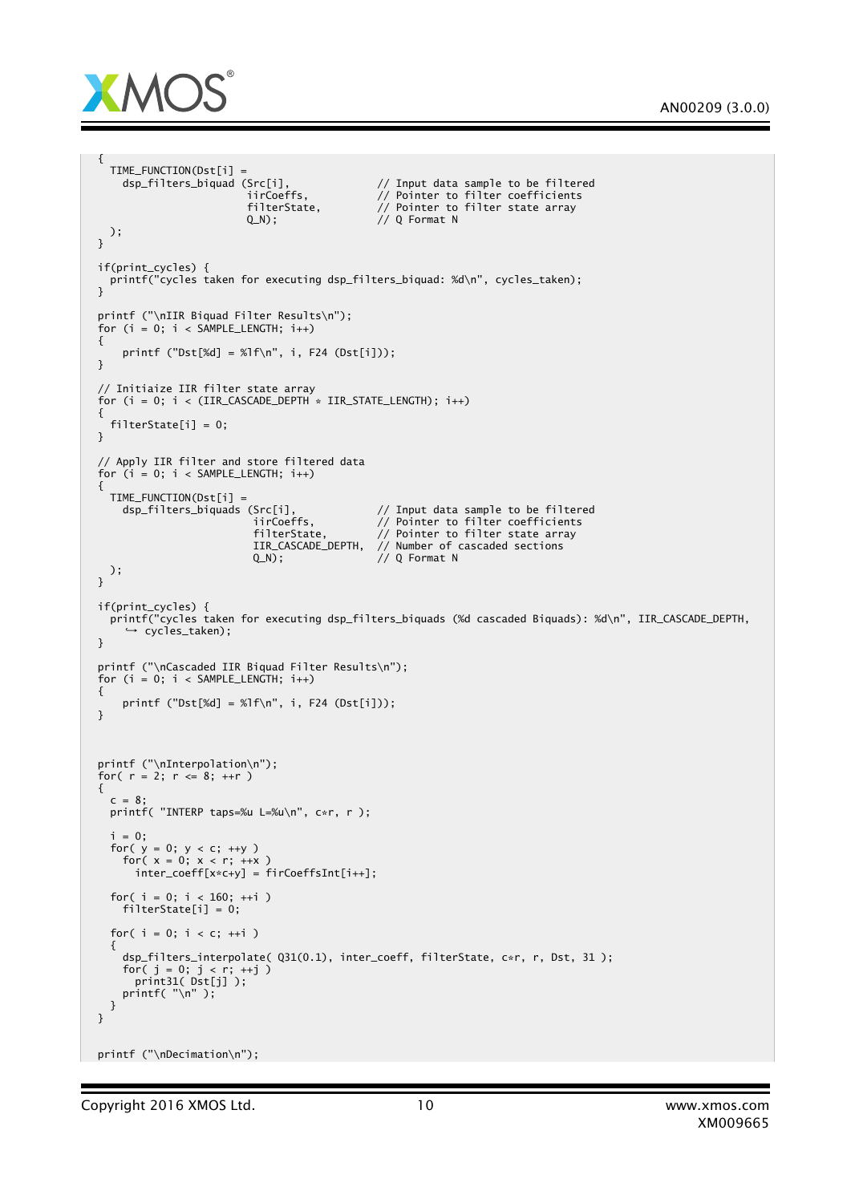```
{
  TIME_FUNCTION(Dst[i] =
    dsp_filters_biquad (Src[i],             // Input data sample to be filtered
                        iirCoeffs,          // Pointer to filter coefficients
                        filterState,        // Pointer to filter state array
                        Q_N);               // Q Format N
  );
}

if(print_cycles) {
  printf("cycles taken for executing dsp_filters_biquad: %d\n", cycles_taken);
}

printf ("\nIIR Biquad Filter Results\n");
for (i = 0; i < SAMPLE_LENGTH; i++)
{
    printf ("Dst[%d] = %lf\n", i, F24 (Dst[i]));
}

// Initiaize IIR filter state array
for (i = 0; i < (IIR_CASCADE_DEPTH * IIR_STATE_LENGTH); i++)
{
  filterState[i] = 0;
}

// Apply IIR filter and store filtered data
for (i = 0; i < SAMPLE_LENGTH; i++)
{
  TIME_FUNCTION(Dst[i] =
    dsp_filters_biquads (Src[i],             // Input data sample to be filtered
                         iirCoeffs,          // Pointer to filter coefficients
                         filterState,        // Pointer to filter state array
                         IIR_CASCADE_DEPTH,  // Number of cascaded sections
                         Q_N);               // Q Format N
  );
}

if(print_cycles) {
  printf("cycles taken for executing dsp_filters_biquads (%d cascaded Biquads): %d\n", IIR_CASCADE_DEPTH,
     ↪ cycles_taken);
}

printf ("\nCascaded IIR Biquad Filter Results\n");
for (i = 0; i < SAMPLE_LENGTH; i++)
{
    printf ("Dst[%d] = %lf\n", i, F24 (Dst[i]));
}


printf ("\nInterpolation\n");
for( r = 2; r <= 8; ++r )
{
  c = 8;
  printf( "INTERP taps=%u L=%u\n", c*r, r );

  i = 0;
  for( y = 0; y < c; ++y )
    for( x = 0; x < r; ++x )
      inter_coeff[x*c+y] = firCoeffsInt[i++];

  for( i = 0; i < 160; ++i )
    filterState[i] = 0;

  for( i = 0; i < c; ++i )
  {
    dsp_filters_interpolate( Q31(0.1), inter_coeff, filterState, c*r, r, Dst, 31 );
    for( j = 0; j < r; ++j )
      print31( Dst[j] );
    printf( "\n" );
  }
}


printf ("\nDecimation\n");
```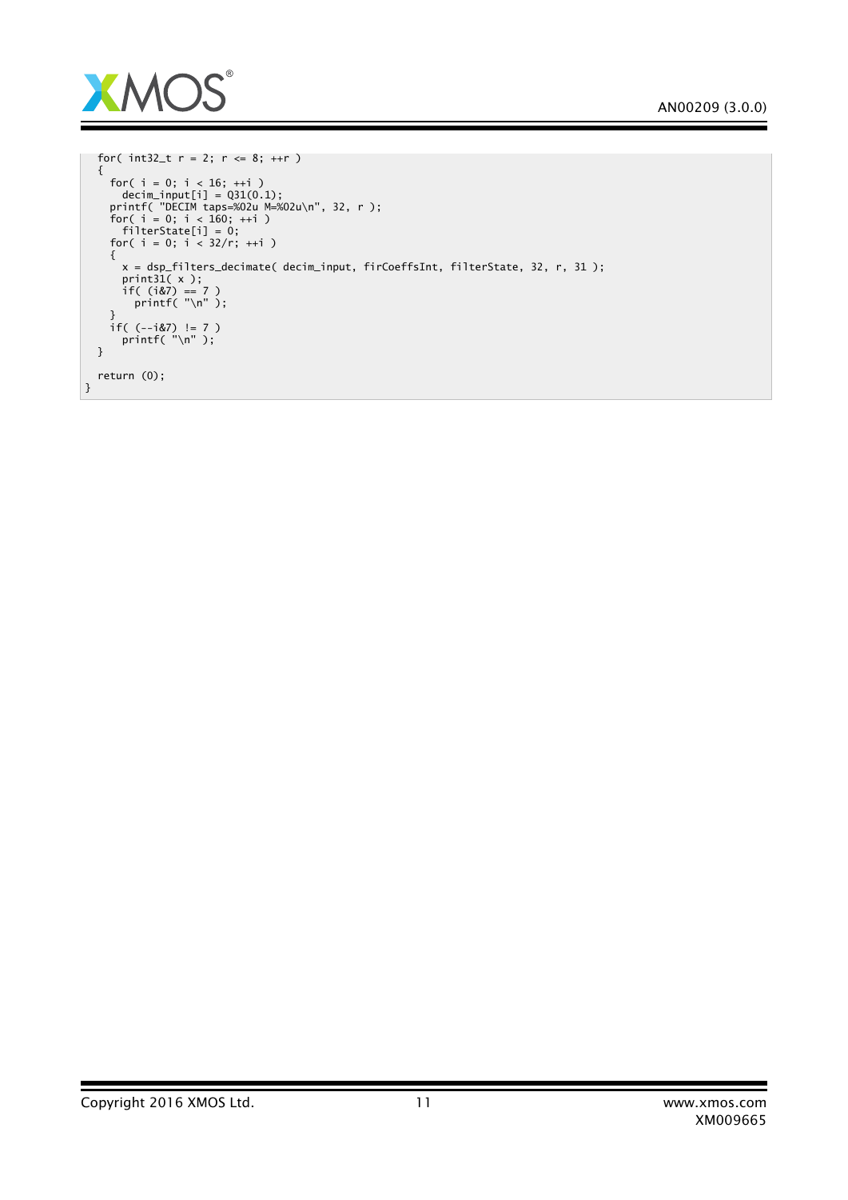```
  for( int32_t r = 2; r <= 8; ++r )
  {
    for( i = 0; i < 16; ++i )
      decim_input[i] = Q31(0.1);
    printf( "DECIM taps=%02u M=%02u\n", 32, r );
    for( i = 0; i < 160; ++i )
      filterState[i] = 0;
    for( i = 0; i < 32/r; ++i )
    {
      x = dsp_filters_decimate( decim_input, firCoeffsInt, filterState, 32, r, 31 );
      print31( x );
      if( (i&7) == 7 )
        printf( "\n" );
    }
    if( (--i&7) != 7 )
      printf( "\n" );
  }

  return (0);
}
```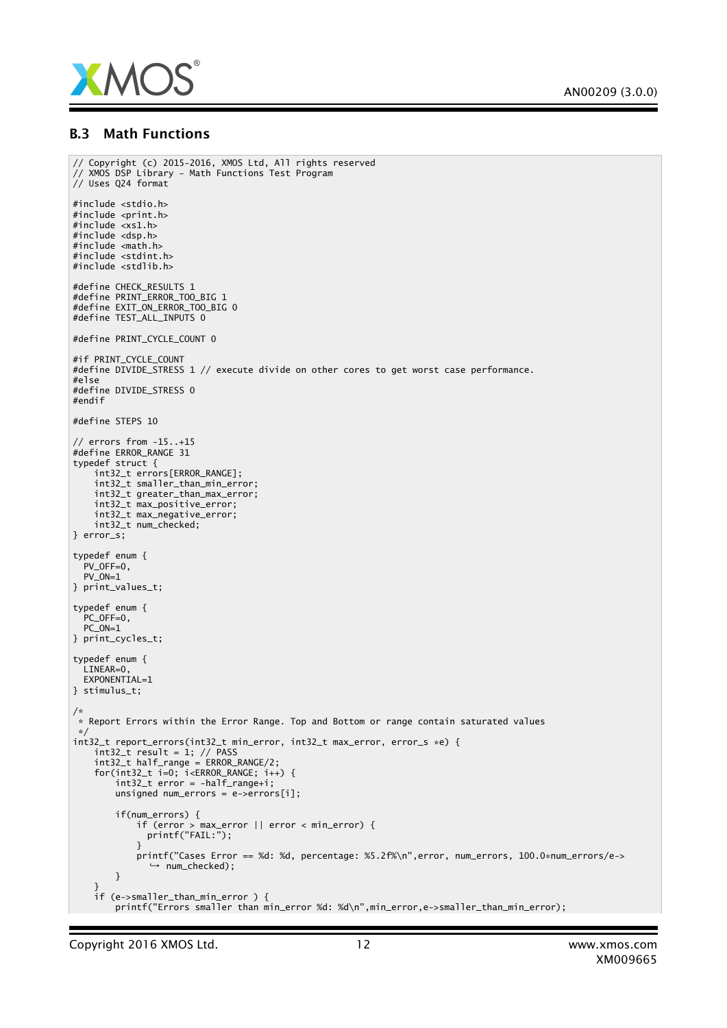## B.3 Math Functions

```
// Copyright (c) 2015-2016, XMOS Ltd, All rights reserved
// XMOS DSP Library - Math Functions Test Program
// Uses Q24 format

#include <stdio.h>
#include <print.h>
#include <xs1.h>
#include <dsp.h>
#include <math.h>
#include <stdint.h>
#include <stdlib.h>

#define CHECK_RESULTS 1
#define PRINT_ERROR_TOO_BIG 1
#define EXIT_ON_ERROR_TOO_BIG 0
#define TEST_ALL_INPUTS 0

#define PRINT_CYCLE_COUNT 0

#if PRINT_CYCLE_COUNT
#define DIVIDE_STRESS 1 // execute divide on other cores to get worst case performance.
#else
#define DIVIDE_STRESS 0
#endif

#define STEPS 10

// errors from -15..+15
#define ERROR_RANGE 31
typedef struct {
    int32_t errors[ERROR_RANGE];
    int32_t smaller_than_min_error;
    int32_t greater_than_max_error;
    int32_t max_positive_error;
    int32_t max_negative_error;
    int32_t num_checked;
} error_s;

typedef enum {
  PV_OFF=0,
  PV_ON=1
} print_values_t;

typedef enum {
  PC_OFF=0,
  PC_ON=1
} print_cycles_t;

typedef enum {
  LINEAR=0,
  EXPONENTIAL=1
} stimulus_t;

/*
 * Report Errors within the Error Range. Top and Bottom or range contain saturated values
 */
int32_t report_errors(int32_t min_error, int32_t max_error, error_s *e) {
    int32_t result = 1; // PASS
    int32_t half_range = ERROR_RANGE/2;
    for(int32_t i=0; i<ERROR_RANGE; i++) {
        int32_t error = -half_range+i;
        unsigned num_errors = e->errors[i];

        if(num_errors) {
            if (error > max_error || error < min_error) {
              printf("FAIL:");
            }
            printf("Cases Error == %d: %d, percentage: %5.2f%\n",error, num_errors, 100.0*num_errors/e->
                num_checked);
        }
    }
    if (e->smaller_than_min_error ) {
        printf("Errors smaller than min_error %d: %d\n",min_error,e->smaller_than_min_error);
```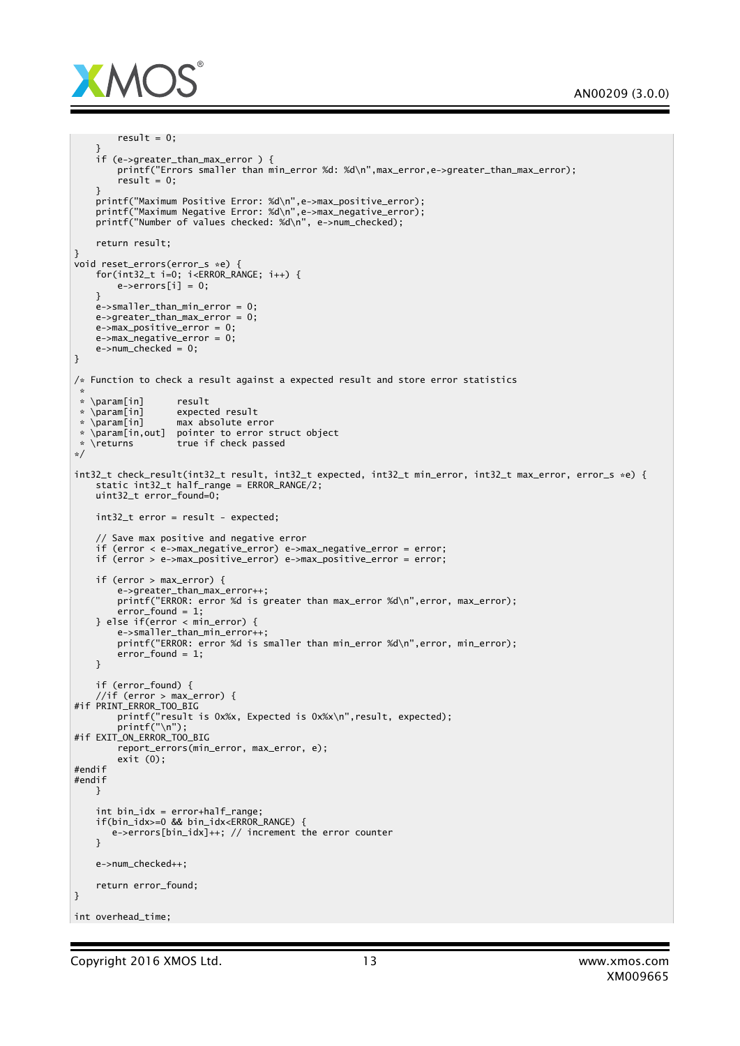```
        result = 0;
    }
    if (e->greater_than_max_error ) {
        printf("Errors smaller than min_error %d: %d\n",max_error,e->greater_than_max_error);
        result = 0;
    }
    printf("Maximum Positive Error: %d\n",e->max_positive_error);
    printf("Maximum Negative Error: %d\n",e->max_negative_error);
    printf("Number of values checked: %d\n", e->num_checked);

    return result;
}
void reset_errors(error_s *e) {
    for(int32_t i=0; i<ERROR_RANGE; i++) {
        e->errors[i] = 0;
    }
    e->smaller_than_min_error = 0;
    e->greater_than_max_error = 0;
    e->max_positive_error = 0;
    e->max_negative_error = 0;
    e->num_checked = 0;
}

/* Function to check a result against a expected result and store error statistics
 *
 * \param[in]      result
 * \param[in]      expected result
 * \param[in]      max absolute error
 * \param[in,out]  pointer to error struct object
 * \returns        true if check passed
*/

int32_t check_result(int32_t result, int32_t expected, int32_t min_error, int32_t max_error, error_s *e) {
    static int32_t half_range = ERROR_RANGE/2;
    uint32_t error_found=0;

    int32_t error = result - expected;

    // Save max positive and negative error
    if (error < e->max_negative_error) e->max_negative_error = error;
    if (error > e->max_positive_error) e->max_positive_error = error;

    if (error > max_error) {
        e->greater_than_max_error++;
        printf("ERROR: error %d is greater than max_error %d\n",error, max_error);
        error_found = 1;
    } else if(error < min_error) {
        e->smaller_than_min_error++;
        printf("ERROR: error %d is smaller than min_error %d\n",error, min_error);
        error_found = 1;
    }

    if (error_found) {
    //if (error > max_error) {
#if PRINT_ERROR_TOO_BIG
        printf("result is 0x%x, Expected is 0x%x\n",result, expected);
        printf("\n");
#if EXIT_ON_ERROR_TOO_BIG
        report_errors(min_error, max_error, e);
        exit (0);
#endif
#endif
    }

    int bin_idx = error+half_range;
    if(bin_idx>=0 && bin_idx<ERROR_RANGE) {
       e->errors[bin_idx]++; // increment the error counter
    }

    e->num_checked++;

    return error_found;
}

int overhead_time;
```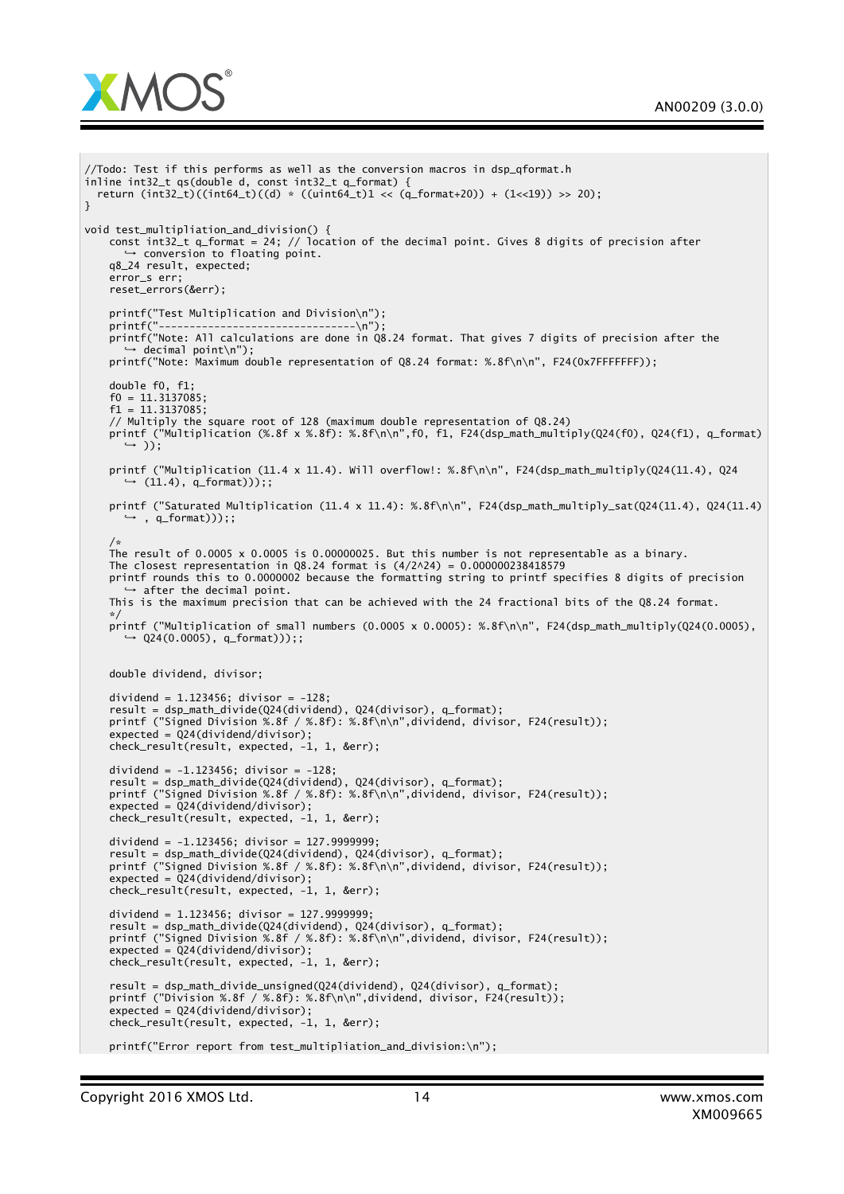```
//Todo: Test if this performs as well as the conversion macros in dsp_qformat.h
inline int32_t qs(double d, const int32_t q_format) {
  return (int32_t)((int64_t)((d) * ((uint64_t)1 << (q_format+20)) + (1<<19)) >> 20);
}

void test_multipliation_and_division() {
    const int32_t q_format = 24; // location of the decimal point. Gives 8 digits of precision after
       conversion to floating point.
    q8_24 result, expected;
    error_s err;
    reset_errors(&err);

    printf("Test Multiplication and Division\n");
    printf("--------------------------------\n");
    printf("Note: All calculations are done in Q8.24 format. That gives 7 digits of precision after the
       decimal point\n");
    printf("Note: Maximum double representation of Q8.24 format: %.8f\n\n", F24(0x7FFFFFFF));

    double f0, f1;
    f0 = 11.3137085;
    f1 = 11.3137085;
    // Multiply the square root of 128 (maximum double representation of Q8.24)
    printf ("Multiplication (%.8f x %.8f): %.8f\n\n",f0, f1, F24(dsp_math_multiply(Q24(f0), Q24(f1), q_format)
       ));

    printf ("Multiplication (11.4 x 11.4). Will overflow!: %.8f\n\n", F24(dsp_math_multiply(Q24(11.4), Q24
       (11.4), q_format)));;

    printf ("Saturated Multiplication (11.4 x 11.4): %.8f\n\n", F24(dsp_math_multiply_sat(Q24(11.4), Q24(11.4)
       , q_format)));;

    /*
    The result of 0.0005 x 0.0005 is 0.00000025. But this number is not representable as a binary.
    The closest representation in Q8.24 format is (4/2^24) = 0.000000238418579
    printf rounds this to 0.0000002 because the formatting string to printf specifies 8 digits of precision
       after the decimal point.
    This is the maximum precision that can be achieved with the 24 fractional bits of the Q8.24 format.
    */
    printf ("Multiplication of small numbers (0.0005 x 0.0005): %.8f\n\n", F24(dsp_math_multiply(Q24(0.0005),
       Q24(0.0005), q_format)));;


    double dividend, divisor;

    dividend = 1.123456; divisor = -128;
    result = dsp_math_divide(Q24(dividend), Q24(divisor), q_format);
    printf ("Signed Division %.8f / %.8f): %.8f\n\n",dividend, divisor, F24(result));
    expected = Q24(dividend/divisor);
    check_result(result, expected, -1, 1, &err);

    dividend = -1.123456; divisor = -128;
    result = dsp_math_divide(Q24(dividend), Q24(divisor), q_format);
    printf ("Signed Division %.8f / %.8f): %.8f\n\n",dividend, divisor, F24(result));
    expected = Q24(dividend/divisor);
    check_result(result, expected, -1, 1, &err);

    dividend = -1.123456; divisor = 127.9999999;
    result = dsp_math_divide(Q24(dividend), Q24(divisor), q_format);
    printf ("Signed Division %.8f / %.8f): %.8f\n\n",dividend, divisor, F24(result));
    expected = Q24(dividend/divisor);
    check_result(result, expected, -1, 1, &err);

    dividend = 1.123456; divisor = 127.9999999;
    result = dsp_math_divide(Q24(dividend), Q24(divisor), q_format);
    printf ("Signed Division %.8f / %.8f): %.8f\n\n",dividend, divisor, F24(result));
    expected = Q24(dividend/divisor);
    check_result(result, expected, -1, 1, &err);

    result = dsp_math_divide_unsigned(Q24(dividend), Q24(divisor), q_format);
    printf ("Division %.8f / %.8f): %.8f\n\n",dividend, divisor, F24(result));
    expected = Q24(dividend/divisor);
    check_result(result, expected, -1, 1, &err);

    printf("Error report from test_multipliation_and_division:\n");
```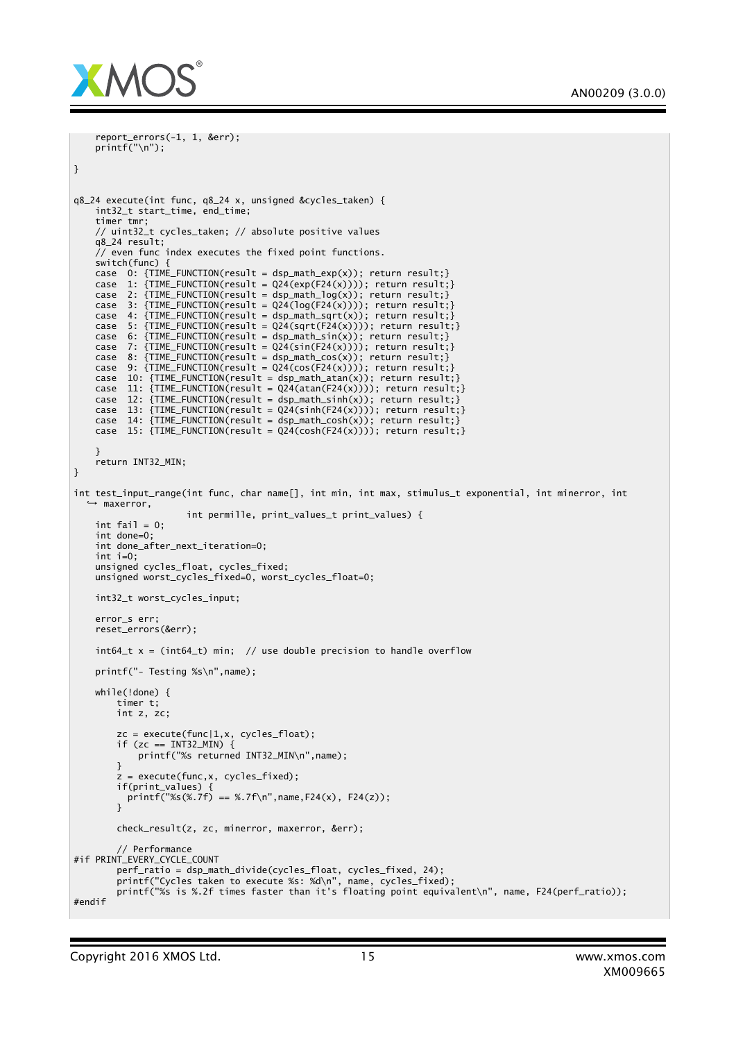```
    report_errors(-1, 1, &err);
    printf("\n");

}


q8_24 execute(int func, q8_24 x, unsigned &cycles_taken) {
    int32_t start_time, end_time;
    timer tmr;
    // uint32_t cycles_taken; // absolute positive values
    q8_24 result;
    // even func index executes the fixed point functions.
    switch(func) {
    case  0: {TIME_FUNCTION(result = dsp_math_exp(x)); return result;}
    case  1: {TIME_FUNCTION(result = Q24(exp(F24(x)))); return result;}
    case  2: {TIME_FUNCTION(result = dsp_math_log(x)); return result;}
    case  3: {TIME_FUNCTION(result = Q24(log(F24(x)))); return result;}
    case  4: {TIME_FUNCTION(result = dsp_math_sqrt(x)); return result;}
    case  5: {TIME_FUNCTION(result = Q24(sqrt(F24(x)))); return result;}
    case  6: {TIME_FUNCTION(result = dsp_math_sin(x)); return result;}
    case  7: {TIME_FUNCTION(result = Q24(sin(F24(x)))); return result;}
    case  8: {TIME_FUNCTION(result = dsp_math_cos(x)); return result;}
    case  9: {TIME_FUNCTION(result = Q24(cos(F24(x)))); return result;}
    case  10: {TIME_FUNCTION(result = dsp_math_atan(x)); return result;}
    case  11: {TIME_FUNCTION(result = Q24(atan(F24(x)))); return result;}
    case  12: {TIME_FUNCTION(result = dsp_math_sinh(x)); return result;}
    case  13: {TIME_FUNCTION(result = Q24(sinh(F24(x)))); return result;}
    case  14: {TIME_FUNCTION(result = dsp_math_cosh(x)); return result;}
    case  15: {TIME_FUNCTION(result = Q24(cosh(F24(x)))); return result;}

    }
    return INT32_MIN;
}

int test_input_range(int func, char name[], int min, int max, stimulus_t exponential, int minerror, int
    maxerror,
                     int permille, print_values_t print_values) {
    int fail = 0;
    int done=0;
    int done_after_next_iteration=0;
    int i=0;
    unsigned cycles_float, cycles_fixed;
    unsigned worst_cycles_fixed=0, worst_cycles_float=0;

    int32_t worst_cycles_input;

    error_s err;
    reset_errors(&err);

    int64_t x = (int64_t) min;  // use double precision to handle overflow

    printf("- Testing %s\n",name);

    while(!done) {
        timer t;
        int z, zc;

        zc = execute(func|1,x, cycles_float);
        if (zc == INT32_MIN) {
            printf("%s returned INT32_MIN\n",name);
        }
        z = execute(func,x, cycles_fixed);
        if(print_values) {
          printf("%s(%.7f) == %.7f\n",name,F24(x), F24(z));
        }

        check_result(z, zc, minerror, maxerror, &err);

        // Performance
#if PRINT_EVERY_CYCLE_COUNT
        perf_ratio = dsp_math_divide(cycles_float, cycles_fixed, 24);
        printf("Cycles taken to execute %s: %d\n", name, cycles_fixed);
        printf("%s is %.2f times faster than it's floating point equivalent\n", name, F24(perf_ratio));
#endif
```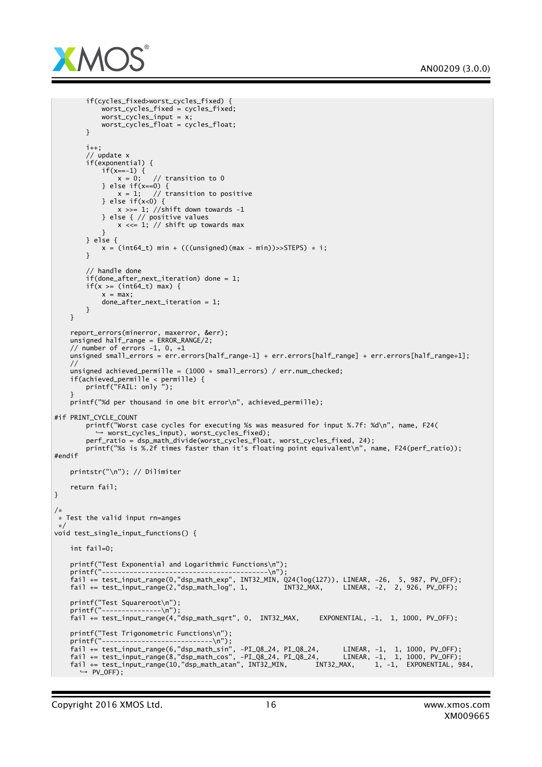```
        if(cycles_fixed>worst_cycles_fixed) {
            worst_cycles_fixed = cycles_fixed;
            worst_cycles_input = x;
            worst_cycles_float = cycles_float;
        }

        i++;
        // update x
        if(exponential) {
            if(x==-1) {
                x = 0;   // transition to 0
            } else if(x==0) {
                x = 1;   // transition to positive
            } else if(x<0) {
                x >>= 1; //shift down towards -1
            } else { // positive values
                x <<= 1; // shift up towards max
            }
        } else {
            x = (int64_t) min + (((unsigned)(max - min))>>STEPS) * i;
        }

        // handle done
        if(done_after_next_iteration) done = 1;
        if(x >= (int64_t) max) {
            x = max;
            done_after_next_iteration = 1;
        }
    }

    report_errors(minerror, maxerror, &err);
    unsigned half_range = ERROR_RANGE/2;
    // number of errors -1, 0, +1
    unsigned small_errors = err.errors[half_range-1] + err.errors[half_range] + err.errors[half_range+1];
    //
    unsigned achieved_permille = (1000 * small_errors) / err.num_checked;
    if(achieved_permille < permille) {
        printf("FAIL: only ");
    }
    printf("%d per thousand in one bit error\n", achieved_permille);

#if PRINT_CYCLE_COUNT
        printf("Worst case cycles for executing %s was measured for input %.7f: %d\n", name, F24(
          worst_cycles_input), worst_cycles_fixed);
        perf_ratio = dsp_math_divide(worst_cycles_float, worst_cycles_fixed, 24);
        printf("%s is %.2f times faster than it's floating point equivalent\n", name, F24(perf_ratio));
#endif

    printstr("\n"); // Dilimiter

    return fail;
}

/*
 * Test the valid input rn=anges
 */
void test_single_input_functions() {

    int fail=0;

    printf("Test Exponential and Logarithmic Functions\n");
    printf("------------------------------------------\n");
    fail += test_input_range(0,"dsp_math_exp", INT32_MIN, Q24(log(127)), LINEAR, -26,  5, 987, PV_OFF);
    fail += test_input_range(2,"dsp_math_log", 1,         INT32_MAX,     LINEAR, -2,  2, 926, PV_OFF);

    printf("Test Squareroot\n");
    printf("---------------\n");
    fail += test_input_range(4,"dsp_math_sqrt", 0,  INT32_MAX,     EXPONENTIAL, -1,  1, 1000, PV_OFF);

    printf("Test Trigonometric Functions\n");
    printf("----------------------------\n");
    fail += test_input_range(6,"dsp_math_sin", -PI_Q8_24, PI_Q8_24,      LINEAR, -1,  1, 1000, PV_OFF);
    fail += test_input_range(8,"dsp_math_cos", -PI_Q8_24, PI_Q8_24,      LINEAR, -1,  1, 1000, PV_OFF);
    fail += test_input_range(10,"dsp_math_atan", INT32_MIN,       INT32_MAX,     1, -1,  EXPONENTIAL, 984,
      PV_OFF);
```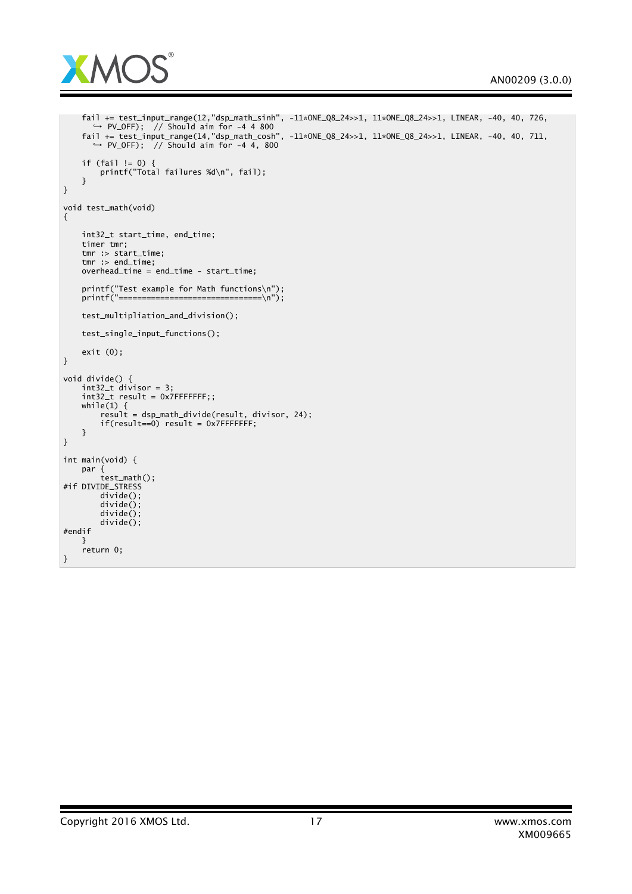```
    fail += test_input_range(12,"dsp_math_sinh", -11*ONE_Q8_24>>1, 11*ONE_Q8_24>>1, LINEAR, -40, 40, 726,
        ↪ PV_OFF);  // Should aim for -4 4 800
    fail += test_input_range(14,"dsp_math_cosh", -11*ONE_Q8_24>>1, 11*ONE_Q8_24>>1, LINEAR, -40, 40, 711,
        ↪ PV_OFF);  // Should aim for -4 4, 800

    if (fail != 0) {
        printf("Total failures %d\n", fail);
    }
}

void test_math(void)
{

    int32_t start_time, end_time;
    timer tmr;
    tmr :> start_time;
    tmr :> end_time;
    overhead_time = end_time - start_time;

    printf("Test example for Math functions\n");
    printf("===============================\n");

    test_multipliation_and_division();

    test_single_input_functions();

    exit (0);
}

void divide() {
    int32_t divisor = 3;
    int32_t result = 0x7FFFFFFF;;
    while(1) {
        result = dsp_math_divide(result, divisor, 24);
        if(result==0) result = 0x7FFFFFFF;
    }
}

int main(void) {
    par {
        test_math();
#if DIVIDE_STRESS
        divide();
        divide();
        divide();
        divide();
#endif
    }
    return 0;
}
```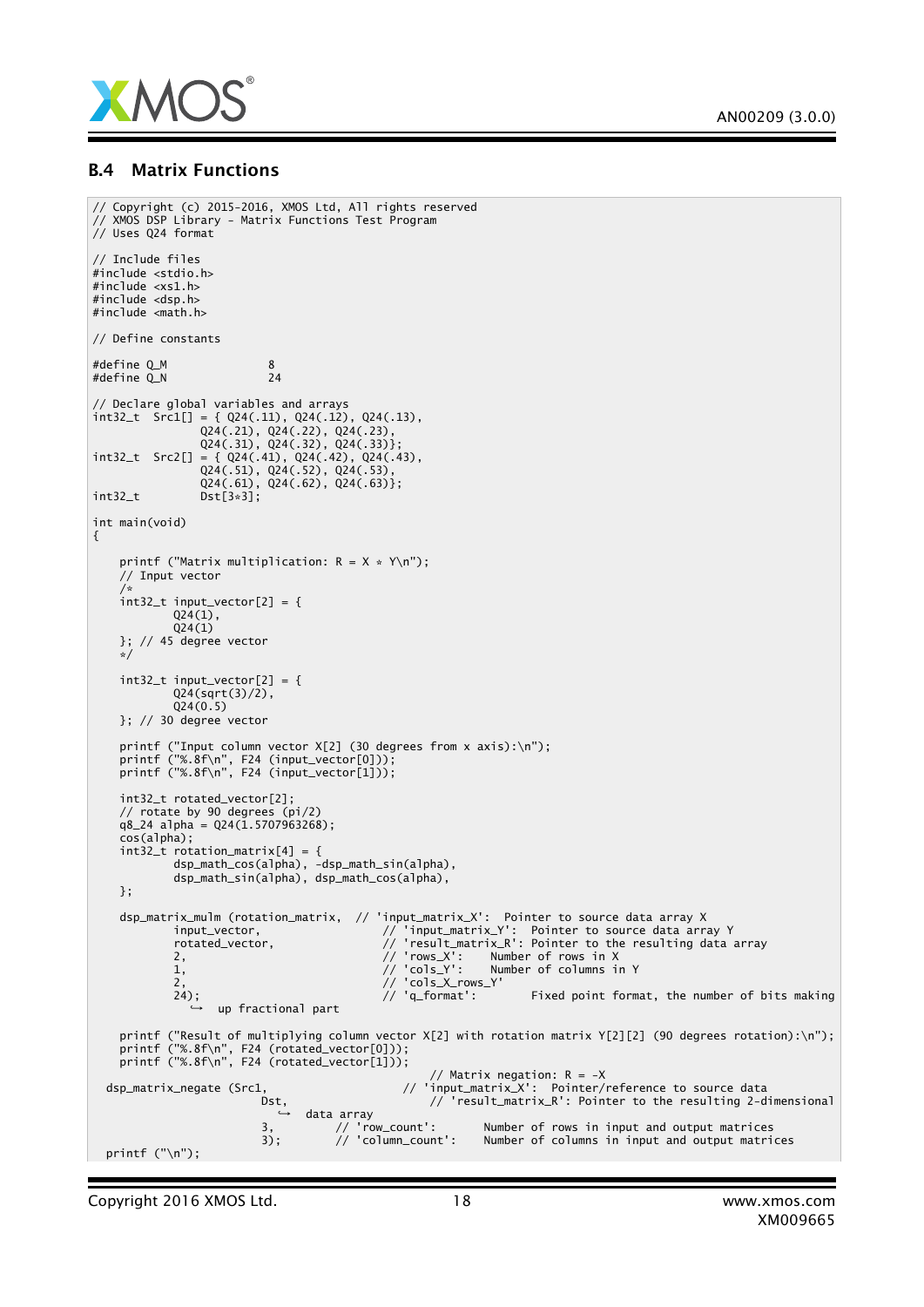## B.4 Matrix Functions

```
// Copyright (c) 2015-2016, XMOS Ltd, All rights reserved
// XMOS DSP Library - Matrix Functions Test Program
// Uses Q24 format

// Include files
#include <stdio.h>
#include <xs1.h>
#include <dsp.h>
#include <math.h>

// Define constants

#define Q_M               8
#define Q_N               24

// Declare global variables and arrays
int32_t  Src1[] = { Q24(.11), Q24(.12), Q24(.13),
                Q24(.21), Q24(.22), Q24(.23),
                Q24(.31), Q24(.32), Q24(.33)};
int32_t  Src2[] = { Q24(.41), Q24(.42), Q24(.43),
                Q24(.51), Q24(.52), Q24(.53),
                Q24(.61), Q24(.62), Q24(.63)};
int32_t         Dst[3*3];

int main(void)
{

    printf ("Matrix multiplication: R = X * Y\n");
    // Input vector
    /*
    int32_t input_vector[2] = {
            Q24(1),
            Q24(1)
    }; // 45 degree vector
    */

    int32_t input_vector[2] = {
            Q24(sqrt(3)/2),
            Q24(0.5)
    }; // 30 degree vector

    printf ("Input column vector X[2] (30 degrees from x axis):\n");
    printf ("%.8f\n", F24 (input_vector[0]));
    printf ("%.8f\n", F24 (input_vector[1]));

    int32_t rotated_vector[2];
    // rotate by 90 degrees (pi/2)
    q8_24 alpha = Q24(1.5707963268);
    cos(alpha);
    int32_t rotation_matrix[4] = {
            dsp_math_cos(alpha), -dsp_math_sin(alpha),
            dsp_math_sin(alpha), dsp_math_cos(alpha),
    };

    dsp_matrix_mulm (rotation_matrix,  // 'input_matrix_X':  Pointer to source data array X
            input_vector,              // 'input_matrix_Y':  Pointer to source data array Y
            rotated_vector,            // 'result_matrix_R': Pointer to the resulting data array
            2,                         // 'rows_X':     Number of rows in X
            1,                         // 'cols_Y':     Number of columns in Y
            2,                         // 'cols_X_rows_Y'
            24);                       // 'q_format':        Fixed point format, the number of bits making
              ↪  up fractional part

    printf ("Result of multiplying column vector X[2] with rotation matrix Y[2][2] (90 degrees rotation):\n");
    printf ("%.8f\n", F24 (rotated_vector[0]));
    printf ("%.8f\n", F24 (rotated_vector[1]));
                                      // Matrix negation: R = -X
  dsp_matrix_negate (Src1,                   // 'input_matrix_X':  Pointer/reference to source data
                       Dst,                     // 'result_matrix_R': Pointer to the resulting 2-dimensional
                         ↪  data array
                       3,         // 'row_count':       Number of rows in input and output matrices
                       3);        // 'column_count':    Number of columns in input and output matrices
  printf ("\n");
```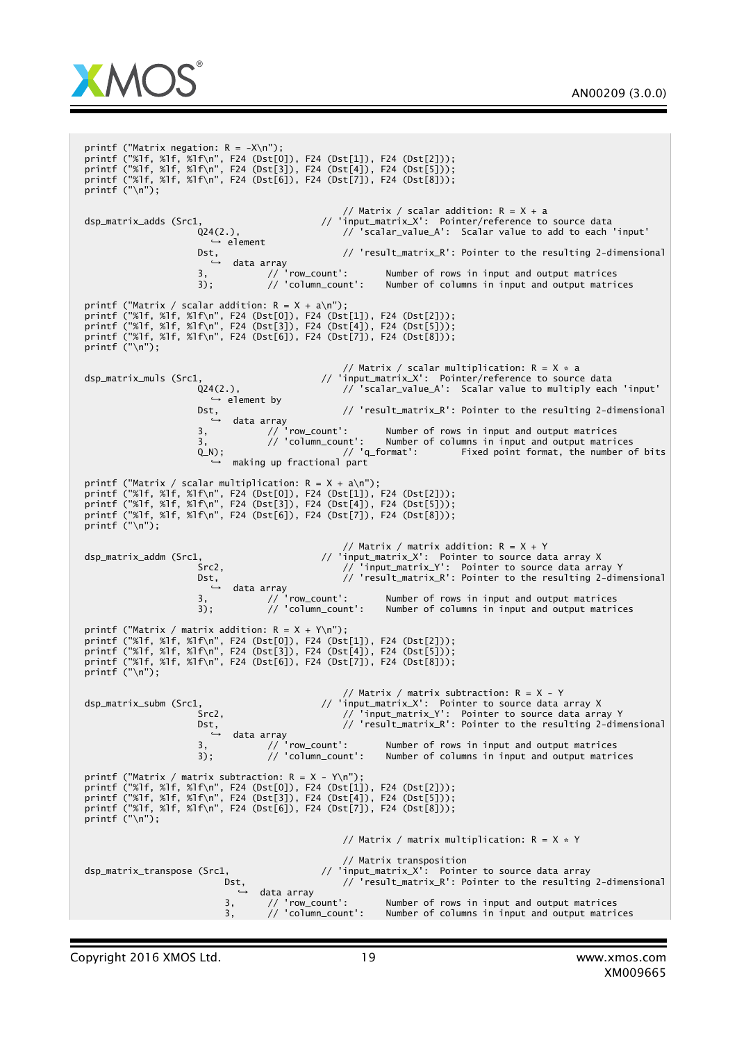```
printf ("Matrix negation: R = -X\n");
printf ("%lf, %lf, %lf\n", F24 (Dst[0]), F24 (Dst[1]), F24 (Dst[2]));
printf ("%lf, %lf, %lf\n", F24 (Dst[3]), F24 (Dst[4]), F24 (Dst[5]));
printf ("%lf, %lf, %lf\n", F24 (Dst[6]), F24 (Dst[7]), F24 (Dst[8]));
printf ("\n");

                                            // Matrix / scalar addition: R = X + a
dspmatrix_adds (Src1,                   // 'input_matrix_X':  Pointer/reference to source data
                     Q24(2.),                   // 'scalar_value_A':  Scalar value to add to each 'input'
                       ↪ element
                     Dst,                       // 'result_matrix_R': Pointer to the resulting 2-dimensional
                       ↪  data array
                     3,           // 'row_count':       Number of rows in input and output matrices
                     3);          // 'column_count':    Number of columns in input and output matrices

printf ("Matrix / scalar addition: R = X + a\n");
printf ("%lf, %lf, %lf\n", F24 (Dst[0]), F24 (Dst[1]), F24 (Dst[2]));
printf ("%lf, %lf, %lf\n", F24 (Dst[3]), F24 (Dst[4]), F24 (Dst[5]));
printf ("%lf, %lf, %lf\n", F24 (Dst[6]), F24 (Dst[7]), F24 (Dst[8]));
printf ("\n");

                                            // Matrix / scalar multiplication: R = X * a
dsp_matrix_muls (Src1,                   // 'input_matrix_X':  Pointer/reference to source data
                     Q24(2.),                   // 'scalar_value_A':  Scalar value to multiply each 'input'
                       ↪ element by
                     Dst,                       // 'result_matrix_R': Pointer to the resulting 2-dimensional
                       ↪  data array
                     3,           // 'row_count':       Number of rows in input and output matrices
                     3,           // 'column_count':    Number of columns in input and output matrices
                     Q_N);                      // 'q_format':        Fixed point format, the number of bits
                       ↪  making up fractional part

printf ("Matrix / scalar multiplication: R = X + a\n");
printf ("%lf, %lf, %lf\n", F24 (Dst[0]), F24 (Dst[1]), F24 (Dst[2]));
printf ("%lf, %lf, %lf\n", F24 (Dst[3]), F24 (Dst[4]), F24 (Dst[5]));
printf ("%lf, %lf, %lf\n", F24 (Dst[6]), F24 (Dst[7]), F24 (Dst[8]));
printf ("\n");

                                            // Matrix / matrix addition: R = X + Y
dsp_matrix_addm (Src1,                   // 'input_matrix_X':  Pointer to source data array X
                     Src2,                      // 'input_matrix_Y':  Pointer to source data array Y
                     Dst,                       // 'result_matrix_R': Pointer to the resulting 2-dimensional
                       ↪  data array
                     3,           // 'row_count':       Number of rows in input and output matrices
                     3);          // 'column_count':    Number of columns in input and output matrices

printf ("Matrix / matrix addition: R = X + Y\n");
printf ("%lf, %lf, %lf\n", F24 (Dst[0]), F24 (Dst[1]), F24 (Dst[2]));
printf ("%lf, %lf, %lf\n", F24 (Dst[3]), F24 (Dst[4]), F24 (Dst[5]));
printf ("%lf, %lf, %lf\n", F24 (Dst[6]), F24 (Dst[7]), F24 (Dst[8]));
printf ("\n");

                                            // Matrix / matrix subtraction: R = X - Y
dsp_matrix_subm (Src1,                   // 'input_matrix_X':  Pointer to source data array X
                     Src2,                      // 'input_matrix_Y':  Pointer to source data array Y
                     Dst,                       // 'result_matrix_R': Pointer to the resulting 2-dimensional
                       ↪  data array
                     3,           // 'row_count':       Number of rows in input and output matrices
                     3);          // 'column_count':    Number of columns in input and output matrices

printf ("Matrix / matrix subtraction: R = X - Y\n");
printf ("%lf, %lf, %lf\n", F24 (Dst[0]), F24 (Dst[1]), F24 (Dst[2]));
printf ("%lf, %lf, %lf\n", F24 (Dst[3]), F24 (Dst[4]), F24 (Dst[5]));
printf ("%lf, %lf, %lf\n", F24 (Dst[6]), F24 (Dst[7]), F24 (Dst[8]));
printf ("\n");

                                            // Matrix / matrix multiplication: R = X * Y

                                            // Matrix transposition
dsp_matrix_transpose (Src1,              // 'input_matrix_X':  Pointer to source data array
                          Dst,                  // 'result_matrix_R': Pointer to the resulting 2-dimensional
                            ↪ data array
                          3,      // 'row_count':       Number of rows in input and output matrices
                          3,      // 'column_count':    Number of columns in input and output matrices
```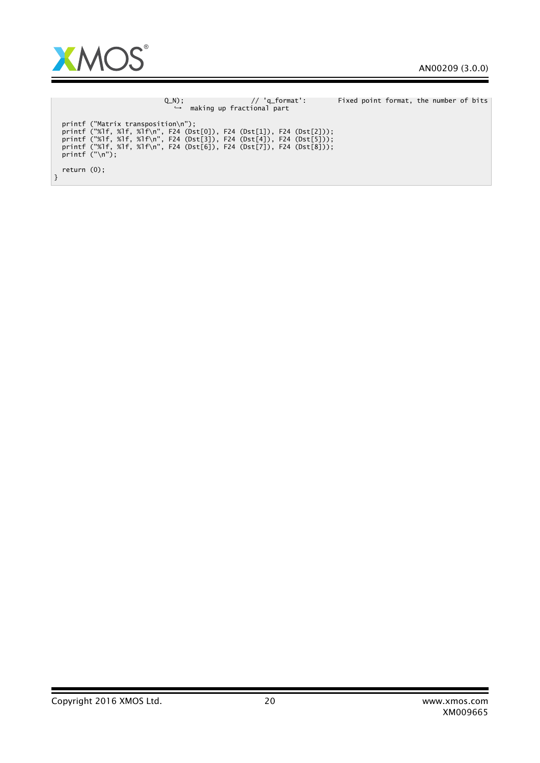```
                               Q_N);                  // 'q_format':        Fixed point format, the number of bits
                                 ↪  making up fractional part

  printf ("Matrix transposition\n");
  printf ("%lf, %lf, %lf\n", F24 (Dst[0]), F24 (Dst[1]), F24 (Dst[2]));
  printf ("%lf, %lf, %lf\n", F24 (Dst[3]), F24 (Dst[4]), F24 (Dst[5]));
  printf ("%lf, %lf, %lf\n", F24 (Dst[6]), F24 (Dst[7]), F24 (Dst[8]));
  printf ("\n");

  return (0);
}
```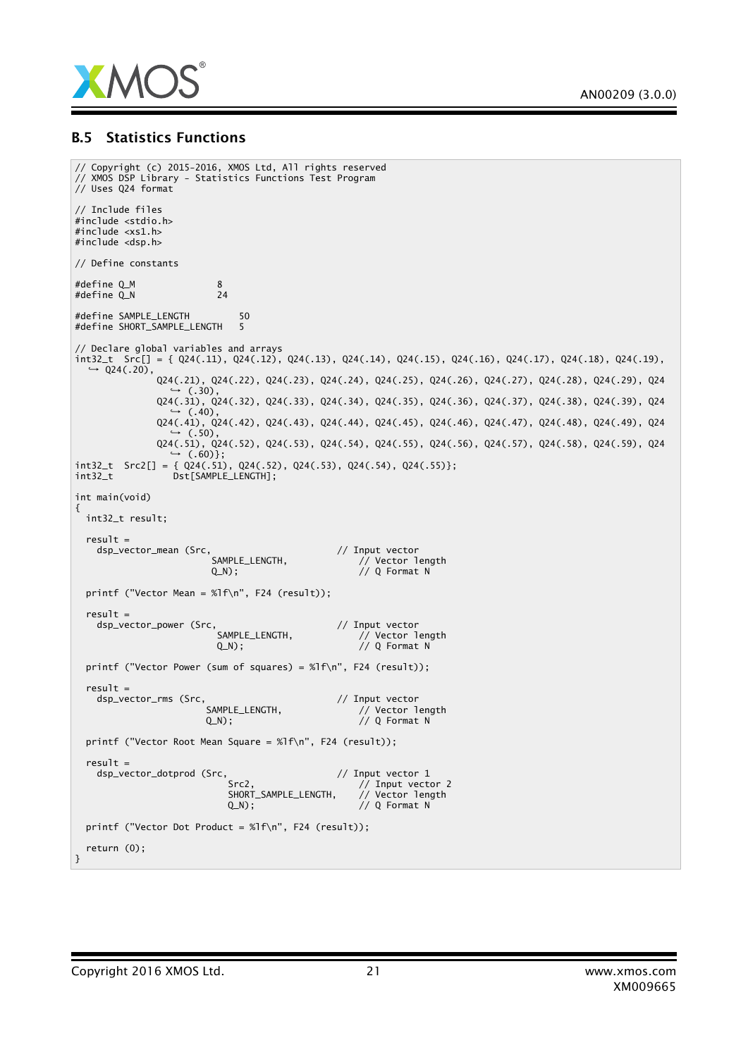## B.5 Statistics Functions

```
// Copyright (c) 2015-2016, XMOS Ltd, All rights reserved
// XMOS DSP Library - Statistics Functions Test Program
// Uses Q24 format

// Include files
#include <stdio.h>
#include <xs1.h>
#include <dsp.h>

// Define constants

#define Q_M               8
#define Q_N               24

#define SAMPLE_LENGTH         50
#define SHORT_SAMPLE_LENGTH   5

// Declare global variables and arrays
int32_t  Src[] = { Q24(.11), Q24(.12), Q24(.13), Q24(.14), Q24(.15), Q24(.16), Q24(.17), Q24(.18), Q24(.19),
   ↪ Q24(.20),
               Q24(.21), Q24(.22), Q24(.23), Q24(.24), Q24(.25), Q24(.26), Q24(.27), Q24(.28), Q24(.29), Q24
                 ↪ (.30),
               Q24(.31), Q24(.32), Q24(.33), Q24(.34), Q24(.35), Q24(.36), Q24(.37), Q24(.38), Q24(.39), Q24
                 ↪ (.40),
               Q24(.41), Q24(.42), Q24(.43), Q24(.44), Q24(.45), Q24(.46), Q24(.47), Q24(.48), Q24(.49), Q24
                 ↪ (.50),
               Q24(.51), Q24(.52), Q24(.53), Q24(.54), Q24(.55), Q24(.56), Q24(.57), Q24(.58), Q24(.59), Q24
                 ↪ (.60)};
int32_t  Src2[] = { Q24(.51), Q24(.52), Q24(.53), Q24(.54), Q24(.55)};
int32_t           Dst[SAMPLE_LENGTH];

int main(void)
{
  int32_t result;

  result =
    dsp_vector_mean (Src,                         // Input vector
                         SAMPLE_LENGTH,               // Vector length
                         Q_N);                        // Q Format N

  printf ("Vector Mean = %lf\n", F24 (result));

  result =
    dsp_vector_power (Src,                        // Input vector
                          SAMPLE_LENGTH,              // Vector length
                          Q_N);                       // Q Format N

  printf ("Vector Power (sum of squares) = %lf\n", F24 (result));

  result =
    dsp_vector_rms (Src,                          // Input vector
                        SAMPLE_LENGTH,                // Vector length
                        Q_N);                         // Q Format N

  printf ("Vector Root Mean Square = %lf\n", F24 (result));

  result =
    dsp_vector_dotprod (Src,                      // Input vector 1
                            Src2,                     // Input vector 2
                            SHORT_SAMPLE_LENGTH,      // Vector length
                            Q_N);                     // Q Format N

  printf ("Vector Dot Product = %lf\n", F24 (result));

  return (0);
}
```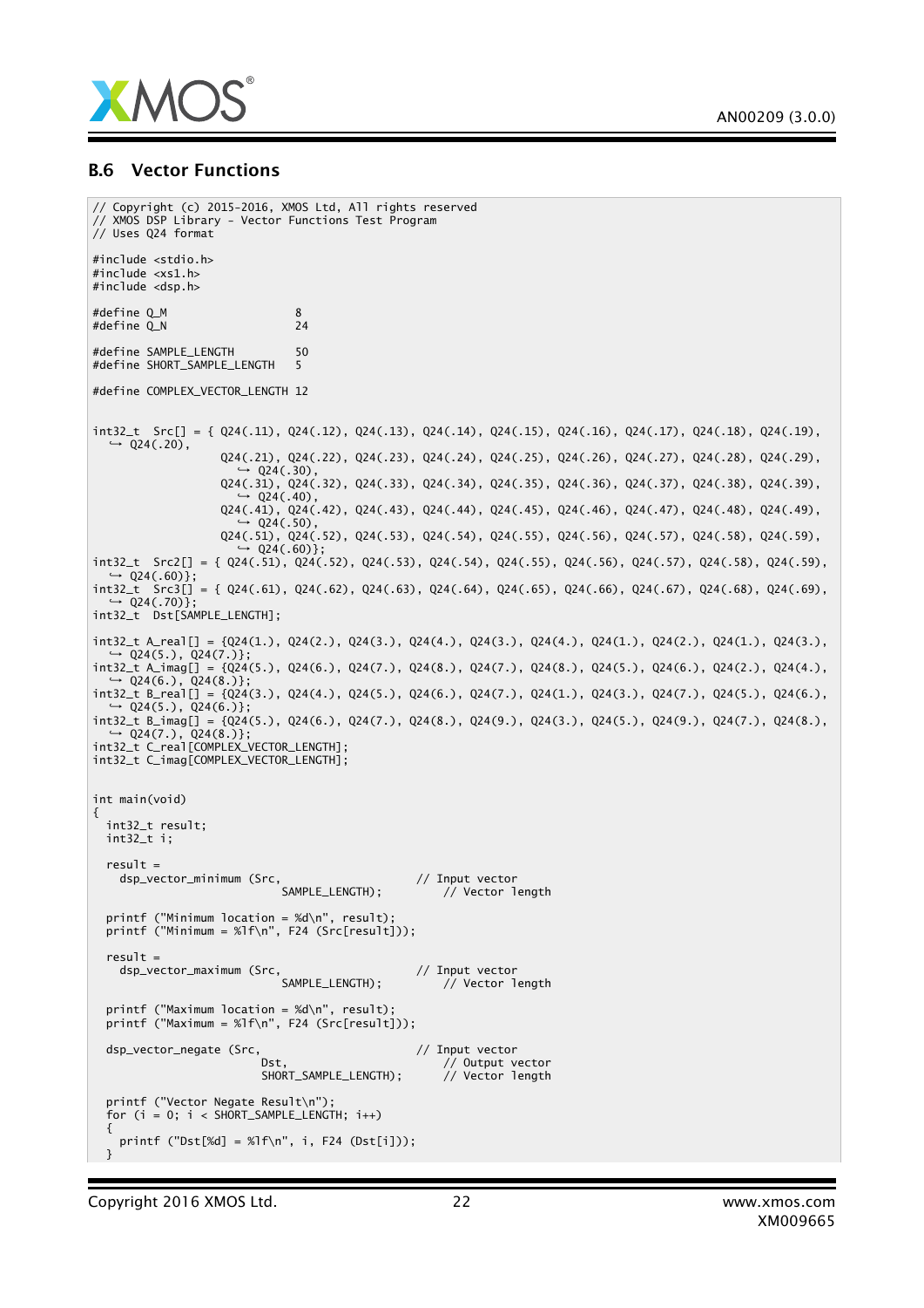## B.6 Vector Functions

```
// Copyright (c) 2015-2016, XMOS Ltd, All rights reserved
// XMOS DSP Library - Vector Functions Test Program
// Uses Q24 format

#include <stdio.h>
#include <xs1.h>
#include <dsp.h>

#define Q_M                    8
#define Q_N                    24

#define SAMPLE_LENGTH          50
#define SHORT_SAMPLE_LENGTH    5

#define COMPLEX_VECTOR_LENGTH 12


int32_t  Src[] = { Q24(.11), Q24(.12), Q24(.13), Q24(.14), Q24(.15), Q24(.16), Q24(.17), Q24(.18), Q24(.19),
   ↪ Q24(.20),
                   Q24(.21), Q24(.22), Q24(.23), Q24(.24), Q24(.25), Q24(.26), Q24(.27), Q24(.28), Q24(.29),
                      ↪ Q24(.30),
                   Q24(.31), Q24(.32), Q24(.33), Q24(.34), Q24(.35), Q24(.36), Q24(.37), Q24(.38), Q24(.39),
                      ↪ Q24(.40),
                   Q24(.41), Q24(.42), Q24(.43), Q24(.44), Q24(.45), Q24(.46), Q24(.47), Q24(.48), Q24(.49),
                      ↪ Q24(.50),
                   Q24(.51), Q24(.52), Q24(.53), Q24(.54), Q24(.55), Q24(.56), Q24(.57), Q24(.58), Q24(.59),
                      ↪ Q24(.60)};
int32_t  Src2[] = { Q24(.51), Q24(.52), Q24(.53), Q24(.54), Q24(.55), Q24(.56), Q24(.57), Q24(.58), Q24(.59),
   ↪ Q24(.60)};
int32_t  Src3[] = { Q24(.61), Q24(.62), Q24(.63), Q24(.64), Q24(.65), Q24(.66), Q24(.67), Q24(.68), Q24(.69),
   ↪ Q24(.70)};
int32_t  Dst[SAMPLE_LENGTH];

int32_t A_real[] = {Q24(1.), Q24(2.), Q24(3.), Q24(4.), Q24(3.), Q24(4.), Q24(1.), Q24(2.), Q24(1.), Q24(3.),
   ↪ Q24(5.), Q24(7.)};
int32_t A_imag[] = {Q24(5.), Q24(6.), Q24(7.), Q24(8.), Q24(7.), Q24(8.), Q24(5.), Q24(6.), Q24(2.), Q24(4.),
   ↪ Q24(6.), Q24(8.)};
int32_t B_real[] = {Q24(3.), Q24(4.), Q24(5.), Q24(6.), Q24(7.), Q24(1.), Q24(3.), Q24(7.), Q24(5.), Q24(6.),
   ↪ Q24(5.), Q24(6.)};
int32_t B_imag[] = {Q24(5.), Q24(6.), Q24(7.), Q24(8.), Q24(9.), Q24(3.), Q24(5.), Q24(9.), Q24(7.), Q24(8.),
   ↪ Q24(7.), Q24(8.)};
int32_t C_real[COMPLEX_VECTOR_LENGTH];
int32_t C_imag[COMPLEX_VECTOR_LENGTH];


int main(void)
{
  int32_t result;
  int32_t i;

  result =
    dsp_vector_minimum (Src,                    // Input vector
                        SAMPLE_LENGTH);         // Vector length

  printf ("Minimum location = %d\n", result);
  printf ("Minimum = %lf\n", F24 (Src[result]));

  result =
    dsp_vector_maximum (Src,                    // Input vector
                        SAMPLE_LENGTH);         // Vector length

  printf ("Maximum location = %d\n", result);
  printf ("Maximum = %lf\n", F24 (Src[result]));

  dsp_vector_negate (Src,                       // Input vector
                     Dst,                           // Output vector
                     SHORT_SAMPLE_LENGTH);          // Vector length

  printf ("Vector Negate Result\n");
  for (i = 0; i < SHORT_SAMPLE_LENGTH; i++)
  {
    printf ("Dst[%d] = %lf\n", i, F24 (Dst[i]));
  }
```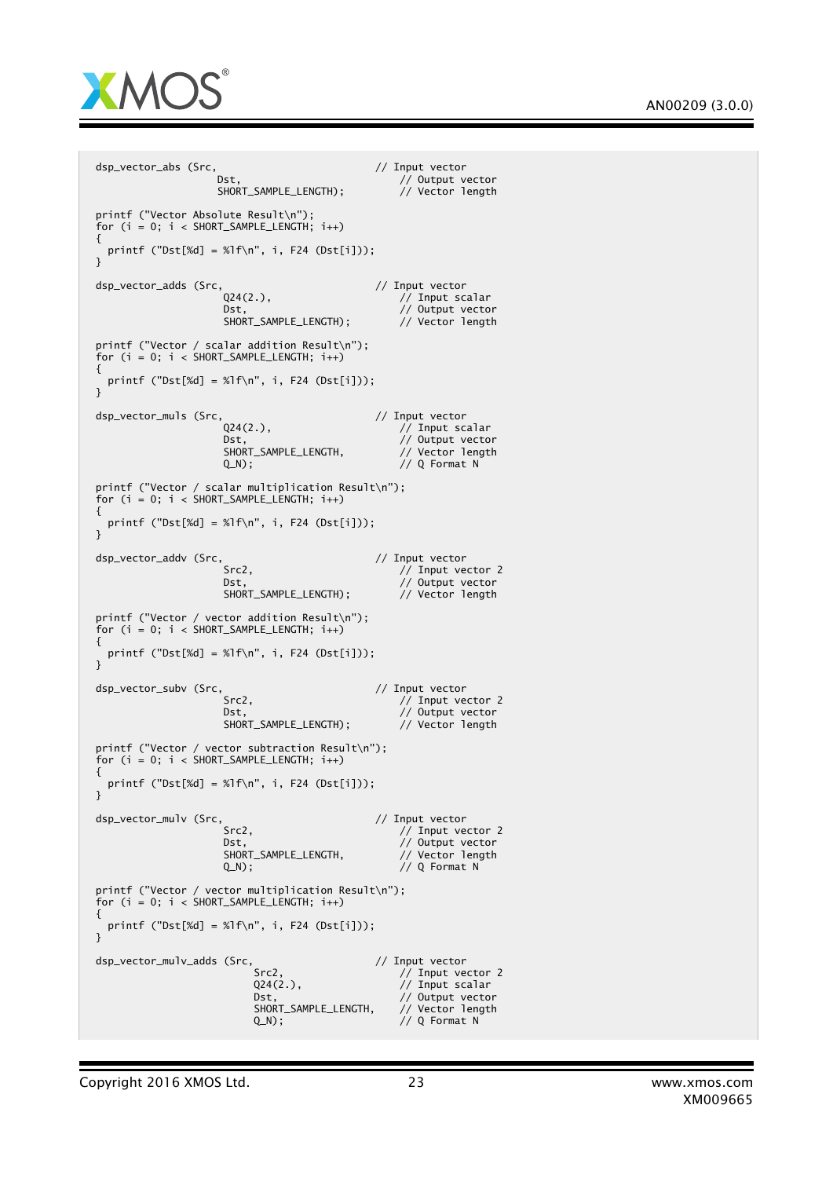```
dsp_vector_abs (Src,                          // Input vector
                    Dst,                          // Output vector
                    SHORT_SAMPLE_LENGTH);         // Vector length

printf ("Vector Absolute Result\n");
for (i = 0; i < SHORT_SAMPLE_LENGTH; i++)
{
  printf ("Dst[%d] = %lf\n", i, F24 (Dst[i]));
}

dsp_vector_adds (Src,                         // Input vector
                     Q24(2.),                     // Input scalar
                     Dst,                         // Output vector
                     SHORT_SAMPLE_LENGTH);        // Vector length

printf ("Vector / scalar addition Result\n");
for (i = 0; i < SHORT_SAMPLE_LENGTH; i++)
{
  printf ("Dst[%d] = %lf\n", i, F24 (Dst[i]));
}

dsp_vector_muls (Src,                         // Input vector
                     Q24(2.),                     // Input scalar
                     Dst,                         // Output vector
                     SHORT_SAMPLE_LENGTH,         // Vector length
                     Q_N);                        // Q Format N

printf ("Vector / scalar multiplication Result\n");
for (i = 0; i < SHORT_SAMPLE_LENGTH; i++)
{
  printf ("Dst[%d] = %lf\n", i, F24 (Dst[i]));
}

dsp_vector_addv (Src,                         // Input vector
                     Src2,                        // Input vector 2
                     Dst,                         // Output vector
                     SHORT_SAMPLE_LENGTH);        // Vector length

printf ("Vector / vector addition Result\n");
for (i = 0; i < SHORT_SAMPLE_LENGTH; i++)
{
  printf ("Dst[%d] = %lf\n", i, F24 (Dst[i]));
}

dsp_vector_subv (Src,                         // Input vector
                     Src2,                        // Input vector 2
                     Dst,                         // Output vector
                     SHORT_SAMPLE_LENGTH);        // Vector length

printf ("Vector / vector subtraction Result\n");
for (i = 0; i < SHORT_SAMPLE_LENGTH; i++)
{
  printf ("Dst[%d] = %lf\n", i, F24 (Dst[i]));
}

dsp_vector_mulv (Src,                         // Input vector
                     Src2,                        // Input vector 2
                     Dst,                         // Output vector
                     SHORT_SAMPLE_LENGTH,         // Vector length
                     Q_N);                        // Q Format N

printf ("Vector / vector multiplication Result\n");
for (i = 0; i < SHORT_SAMPLE_LENGTH; i++)
{
  printf ("Dst[%d] = %lf\n", i, F24 (Dst[i]));
}

dsp_vector_mulv_adds (Src,                    // Input vector
                          Src2,                   // Input vector 2
                          Q24(2.),                // Input scalar
                          Dst,                    // Output vector
                          SHORT_SAMPLE_LENGTH,    // Vector length
                          Q_N);                   // Q Format N
```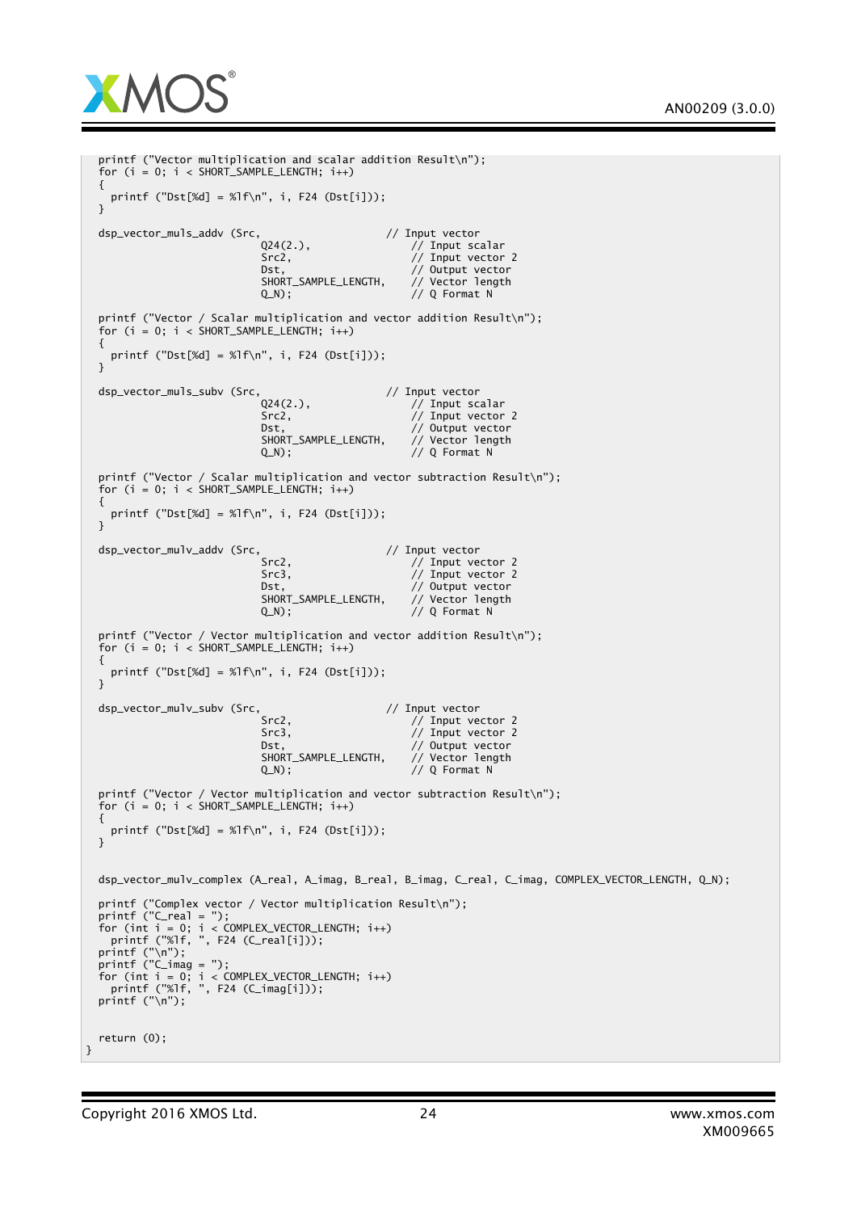```
  printf ("Vector multiplication and scalar addition Result\n");
  for (i = 0; i < SHORT_SAMPLE_LENGTH; i++)
  {
    printf ("Dst[%d] = %lf\n", i, F24 (Dst[i]));
  }

  dsp_vector_muls_addv (Src,                    // Input vector
                        Q24(2.),                // Input scalar
                        Src2,                   // Input vector 2
                        Dst,                    // Output vector
                        SHORT_SAMPLE_LENGTH,    // Vector length
                        Q_N);                   // Q Format N

  printf ("Vector / Scalar multiplication and vector addition Result\n");
  for (i = 0; i < SHORT_SAMPLE_LENGTH; i++)
  {
    printf ("Dst[%d] = %lf\n", i, F24 (Dst[i]));
  }

  dsp_vector_muls_subv (Src,                    // Input vector
                        Q24(2.),                // Input scalar
                        Src2,                   // Input vector 2
                        Dst,                    // Output vector
                        SHORT_SAMPLE_LENGTH,    // Vector length
                        Q_N);                   // Q Format N

  printf ("Vector / Scalar multiplication and vector subtraction Result\n");
  for (i = 0; i < SHORT_SAMPLE_LENGTH; i++)
  {
    printf ("Dst[%d] = %lf\n", i, F24 (Dst[i]));
  }

  dsp_vector_mulv_addv (Src,                    // Input vector
                        Src2,                   // Input vector 2
                        Src3,                   // Input vector 2
                        Dst,                    // Output vector
                        SHORT_SAMPLE_LENGTH,    // Vector length
                        Q_N);                   // Q Format N

  printf ("Vector / Vector multiplication and vector addition Result\n");
  for (i = 0; i < SHORT_SAMPLE_LENGTH; i++)
  {
    printf ("Dst[%d] = %lf\n", i, F24 (Dst[i]));
  }

  dsp_vector_mulv_subv (Src,                    // Input vector
                        Src2,                   // Input vector 2
                        Src3,                   // Input vector 2
                        Dst,                    // Output vector
                        SHORT_SAMPLE_LENGTH,    // Vector length
                        Q_N);                   // Q Format N

  printf ("Vector / Vector multiplication and vector subtraction Result\n");
  for (i = 0; i < SHORT_SAMPLE_LENGTH; i++)
  {
    printf ("Dst[%d] = %lf\n", i, F24 (Dst[i]));
  }


  dsp_vector_mulv_complex (A_real, A_imag, B_real, B_imag, C_real, C_imag, COMPLEX_VECTOR_LENGTH, Q_N);

  printf ("Complex vector / Vector multiplication Result\n");
  printf ("C_real = ");
  for (int i = 0; i < COMPLEX_VECTOR_LENGTH; i++)
    printf ("%lf, ", F24 (C_real[i]));
  printf ("\n");
  printf ("C_imag = ");
  for (int i = 0; i < COMPLEX_VECTOR_LENGTH; i++)
    printf ("%lf, ", F24 (C_imag[i]));
  printf ("\n");


  return (0);
}
```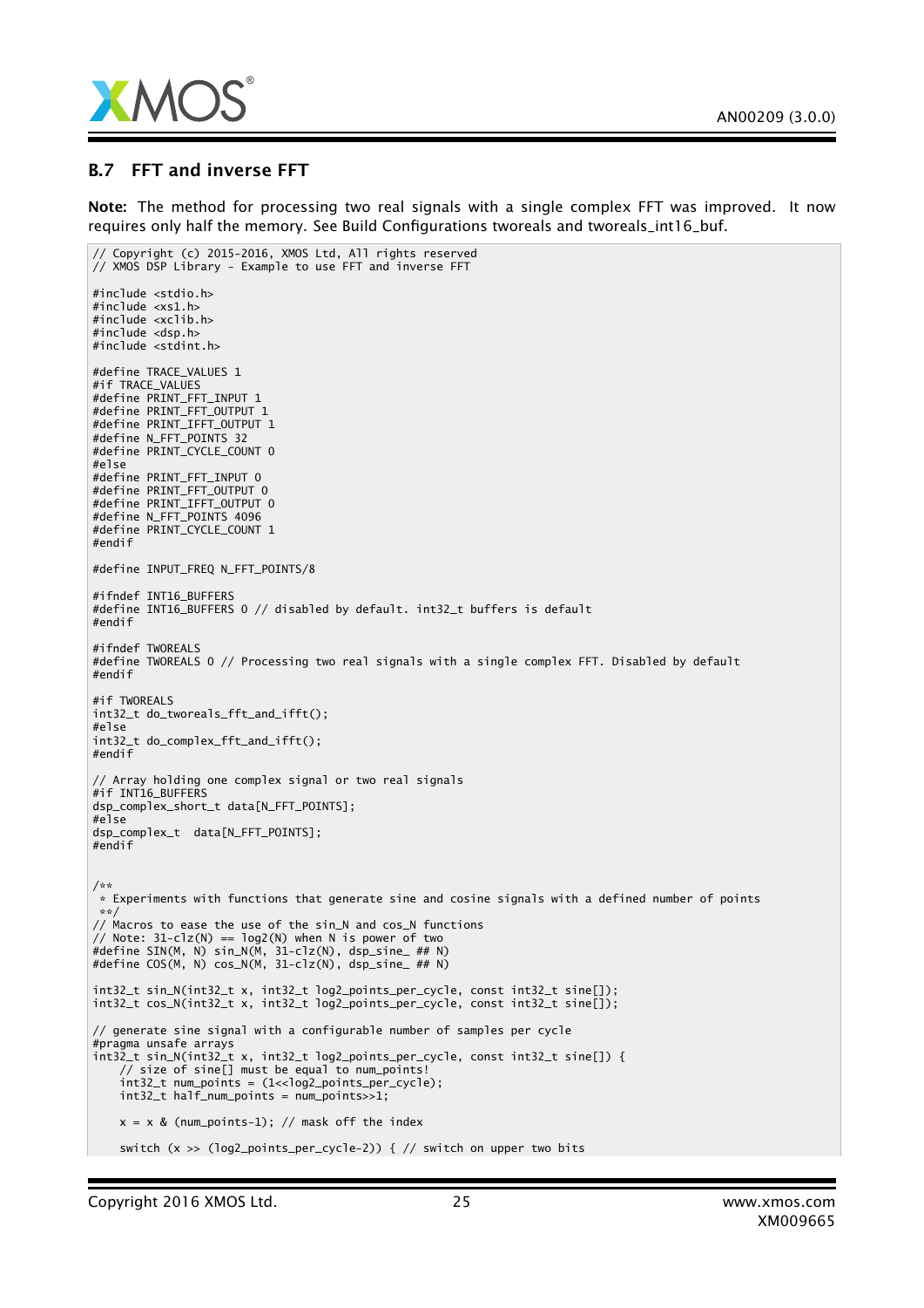## B.7 FFT and inverse FFT

**Note:** The method for processing two real signals with a single complex FFT was improved. It now requires only half the memory. See Build Configurations tworeals and tworeals_int16_buf.

```
// Copyright (c) 2015-2016, XMOS Ltd, All rights reserved
// XMOS DSP Library - Example to use FFT and inverse FFT

#include <stdio.h>
#include <xs1.h>
#include <xclib.h>
#include <dsp.h>
#include <stdint.h>

#define TRACE_VALUES 1
#if TRACE_VALUES
#define PRINT_FFT_INPUT 1
#define PRINT_FFT_OUTPUT 1
#define PRINT_IFFT_OUTPUT 1
#define N_FFT_POINTS 32
#define PRINT_CYCLE_COUNT 0
#else
#define PRINT_FFT_INPUT 0
#define PRINT_FFT_OUTPUT 0
#define PRINT_IFFT_OUTPUT 0
#define N_FFT_POINTS 4096
#define PRINT_CYCLE_COUNT 1
#endif

#define INPUT_FREQ N_FFT_POINTS/8

#ifndef INT16_BUFFERS
#define INT16_BUFFERS 0 // disabled by default. int32_t buffers is default
#endif

#ifndef TWOREALS
#define TWOREALS 0 // Processing two real signals with a single complex FFT. Disabled by default
#endif

#if TWOREALS
int32_t do_tworeals_fft_and_ifft();
#else
int32_t do_complex_fft_and_ifft();
#endif

// Array holding one complex signal or two real signals
#if INT16_BUFFERS
dsp_complex_short_t data[N_FFT_POINTS];
#else
dsp_complex_t  data[N_FFT_POINTS];
#endif


/**
 * Experiments with functions that generate sine and cosine signals with a defined number of points
 **/
// Macros to ease the use of the sin_N and cos_N functions
// Note: 31-clz(N) == log2(N) when N is power of two
#define SIN(M, N) sin_N(M, 31-clz(N), dsp_sine_ ## N)
#define COS(M, N) cos_N(M, 31-clz(N), dsp_sine_ ## N)

int32_t sin_N(int32_t x, int32_t log2_points_per_cycle, const int32_t sine[]);
int32_t cos_N(int32_t x, int32_t log2_points_per_cycle, const int32_t sine[]);

// generate sine signal with a configurable number of samples per cycle
#pragma unsafe arrays
int32_t sin_N(int32_t x, int32_t log2_points_per_cycle, const int32_t sine[]) {
    // size of sine[] must be equal to num_points!
    int32_t num_points = (1<<log2_points_per_cycle);
    int32_t half_num_points = num_points>>1;

    x = x & (num_points-1); // mask off the index

    switch (x >> (log2_points_per_cycle-2)) { // switch on upper two bits
```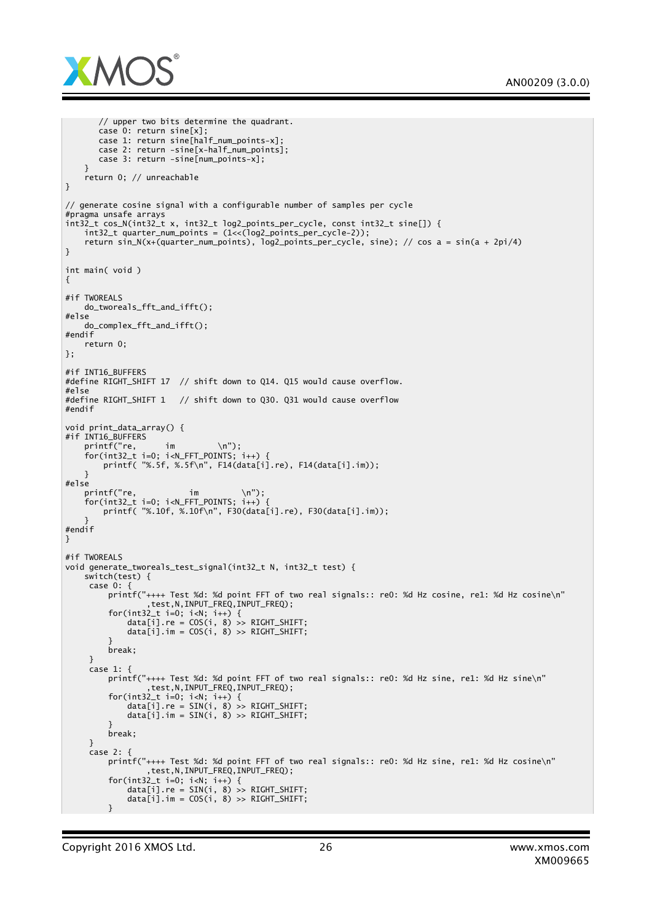```
        // upper two bits determine the quadrant.
        case 0: return sine[x];
        case 1: return sine[half_num_points-x];
        case 2: return -sine[x-half_num_points];
        case 3: return -sine[num_points-x];
    }
    return 0; // unreachable
}

// generate cosine signal with a configurable number of samples per cycle
#pragma unsafe arrays
int32_t cos_N(int32_t x, int32_t log2_points_per_cycle, const int32_t sine[]) {
    int32_t quarter_num_points = (1<<(log2_points_per_cycle-2));
    return sin_N(x+(quarter_num_points), log2_points_per_cycle, sine); // cos a = sin(a + 2pi/4)
}

int main( void )
{

#if TWOREALS
    do_tworeals_fft_and_ifft();
#else
    do_complex_fft_and_ifft();
#endif
    return 0;
};

#if INT16_BUFFERS
#define RIGHT_SHIFT 17  // shift down to Q14. Q15 would cause overflow.
#else
#define RIGHT_SHIFT 1   // shift down to Q30. Q31 would cause overflow
#endif

void print_data_array() {
#if INT16_BUFFERS
    printf("re,      im         \n");
    for(int32_t i=0; i<N_FFT_POINTS; i++) {
        printf( "%.5f, %.5f\n", F14(data[i].re), F14(data[i].im));
    }
#else
    printf("re,            im         \n");
    for(int32_t i=0; i<N_FFT_POINTS; i++) {
        printf( "%.10f, %.10f\n", F30(data[i].re), F30(data[i].im));
    }
#endif
}

#if TWOREALS
void generate_tworeals_test_signal(int32_t N, int32_t test) {
    switch(test) {
     case 0: {
         printf("++++ Test %d: %d point FFT of two real signals:: re0: %d Hz cosine, re1: %d Hz cosine\n"
                ,test,N,INPUT_FREQ,INPUT_FREQ);
         for(int32_t i=0; i<N; i++) {
             data[i].re = COS(i, 8) >> RIGHT_SHIFT;
             data[i].im = COS(i, 8) >> RIGHT_SHIFT;
         }
         break;
     }
     case 1: {
         printf("++++ Test %d: %d point FFT of two real signals:: re0: %d Hz sine, re1: %d Hz sine\n"
                ,test,N,INPUT_FREQ,INPUT_FREQ);
         for(int32_t i=0; i<N; i++) {
             data[i].re = SIN(i, 8) >> RIGHT_SHIFT;
             data[i].im = SIN(i, 8) >> RIGHT_SHIFT;
         }
         break;
     }
     case 2: {
         printf("++++ Test %d: %d point FFT of two real signals:: re0: %d Hz sine, re1: %d Hz cosine\n"
                ,test,N,INPUT_FREQ,INPUT_FREQ);
         for(int32_t i=0; i<N; i++) {
             data[i].re = SIN(i, 8) >> RIGHT_SHIFT;
             data[i].im = COS(i, 8) >> RIGHT_SHIFT;
         }
```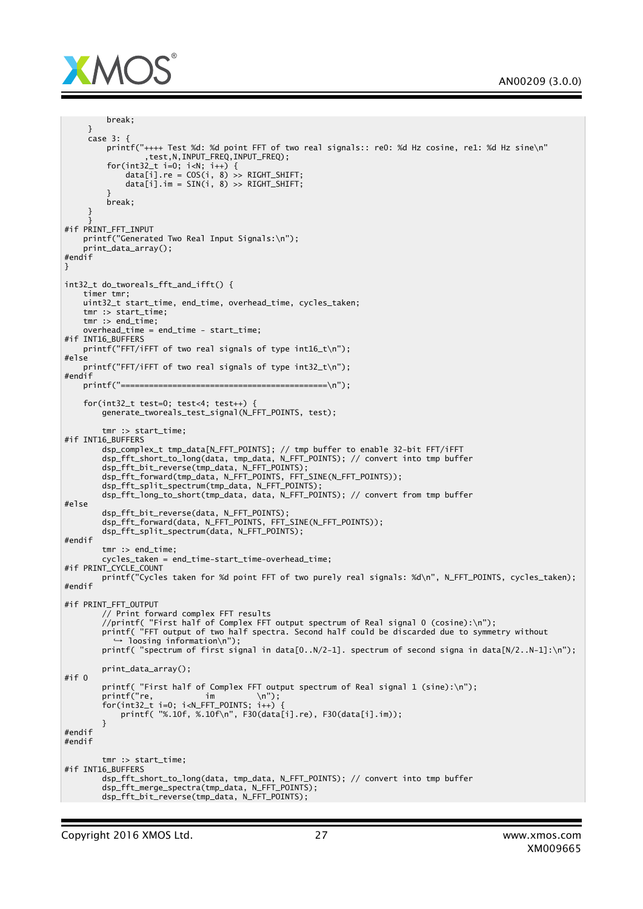```
            break;
        }
        case 3: {
            printf("++++ Test %d: %d point FFT of two real signals:: re0: %d Hz cosine, re1: %d Hz sine\n"
                    ,test,N,INPUT_FREQ,INPUT_FREQ);
            for(int32_t i=0; i<N; i++) {
                data[i].re = COS(i, 8) >> RIGHT_SHIFT;
                data[i].im = SIN(i, 8) >> RIGHT_SHIFT;
            }
            break;
        }
        }
#if PRINT_FFT_INPUT
    printf("Generated Two Real Input Signals:\n");
    print_data_array();
#endif
}

int32_t do_tworeals_fft_and_ifft() {
    timer tmr;
    uint32_t start_time, end_time, overhead_time, cycles_taken;
    tmr :> start_time;
    tmr :> end_time;
    overhead_time = end_time - start_time;
#if INT16_BUFFERS
    printf("FFT/iFFT of two real signals of type int16_t\n");
#else
    printf("FFT/iFFT of two real signals of type int32_t\n");
#endif
    printf("============================================\n");

    for(int32_t test=0; test<4; test++) {
        generate_tworeals_test_signal(N_FFT_POINTS, test);

        tmr :> start_time;
#if INT16_BUFFERS
        dsp_complex_t tmp_data[N_FFT_POINTS]; // tmp buffer to enable 32-bit FFT/iFFT
        dsp_fft_short_to_long(data, tmp_data, N_FFT_POINTS); // convert into tmp buffer
        dsp_fft_bit_reverse(tmp_data, N_FFT_POINTS);
        dsp_fft_forward(tmp_data, N_FFT_POINTS, FFT_SINE(N_FFT_POINTS));
        dsp_fft_split_spectrum(tmp_data, N_FFT_POINTS);
        dsp_fft_long_to_short(tmp_data, data, N_FFT_POINTS); // convert from tmp buffer
#else
        dsp_fft_bit_reverse(data, N_FFT_POINTS);
        dsp_fft_forward(data, N_FFT_POINTS, FFT_SINE(N_FFT_POINTS));
        dsp_fft_split_spectrum(data, N_FFT_POINTS);
#endif
        tmr :> end_time;
        cycles_taken = end_time-start_time-overhead_time;
#if PRINT_CYCLE_COUNT
        printf("Cycles taken for %d point FFT of two purely real signals: %d\n", N_FFT_POINTS, cycles_taken);
#endif

#if PRINT_FFT_OUTPUT
        // Print forward complex FFT results
        //printf( "First half of Complex FFT output spectrum of Real signal 0 (cosine):\n");
        printf( "FFT output of two half spectra. Second half could be discarded due to symmetry without
           ↪ loosing information\n");
        printf( "spectrum of first signal in data[0..N/2-1]. spectrum of second signa in data[N/2..N-1]:\n");

        print_data_array();
#if 0
        printf( "First half of Complex FFT output spectrum of Real signal 1 (sine):\n");
        printf("re,            im          \n");
        for(int32_t i=0; i<N_FFT_POINTS; i++) {
            printf( "%.10f, %.10f\n", F30(data[i].re), F30(data[i].im));
        }
#endif
#endif

        tmr :> start_time;
#if INT16_BUFFERS
        dsp_fft_short_to_long(data, tmp_data, N_FFT_POINTS); // convert into tmp buffer
        dsp_fft_merge_spectra(tmp_data, N_FFT_POINTS);
        dsp_fft_bit_reverse(tmp_data, N_FFT_POINTS);
```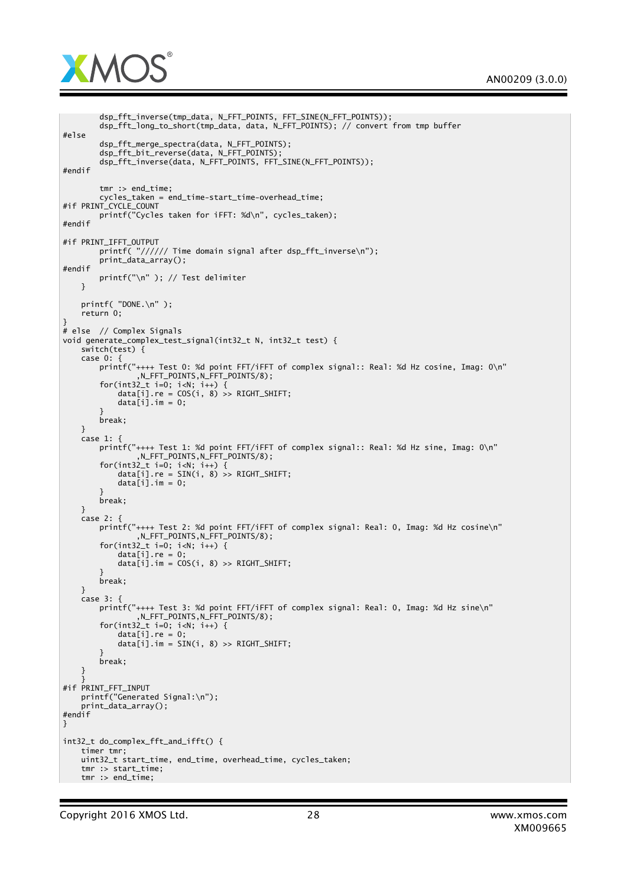```
        dsp_fft_inverse(tmp_data, N_FFT_POINTS, FFT_SINE(N_FFT_POINTS));
        dsp_fft_long_to_short(tmp_data, data, N_FFT_POINTS); // convert from tmp buffer
#else
        dsp_fft_merge_spectra(data, N_FFT_POINTS);
        dsp_fft_bit_reverse(data, N_FFT_POINTS);
        dsp_fft_inverse(data, N_FFT_POINTS, FFT_SINE(N_FFT_POINTS));
#endif

        tmr :> end_time;
        cycles_taken = end_time-start_time-overhead_time;
#if PRINT_CYCLE_COUNT
        printf("Cycles taken for iFFT: %d\n", cycles_taken);
#endif

#if PRINT_IFFT_OUTPUT
        printf( "////// Time domain signal after dsp_fft_inverse\n");
        print_data_array();
#endif
        printf("\n" ); // Test delimiter
    }

    printf( "DONE.\n" );
    return 0;
}
# else  // Complex Signals
void generate_complex_test_signal(int32_t N, int32_t test) {
    switch(test) {
    case 0: {
        printf("++++ Test 0: %d point FFT/iFFT of complex signal:: Real: %d Hz cosine, Imag: 0\n"
                ,N_FFT_POINTS,N_FFT_POINTS/8);
        for(int32_t i=0; i<N; i++) {
            data[i].re = COS(i, 8) >> RIGHT_SHIFT;
            data[i].im = 0;
        }
        break;
    }
    case 1: {
        printf("++++ Test 1: %d point FFT/iFFT of complex signal:: Real: %d Hz sine, Imag: 0\n"
                ,N_FFT_POINTS,N_FFT_POINTS/8);
        for(int32_t i=0; i<N; i++) {
            data[i].re = SIN(i, 8) >> RIGHT_SHIFT;
            data[i].im = 0;
        }
        break;
    }
    case 2: {
        printf("++++ Test 2: %d point FFT/iFFT of complex signal: Real: 0, Imag: %d Hz cosine\n"
                ,N_FFT_POINTS,N_FFT_POINTS/8);
        for(int32_t i=0; i<N; i++) {
            data[i].re = 0;
            data[i].im = COS(i, 8) >> RIGHT_SHIFT;
        }
        break;
    }
    case 3: {
        printf("++++ Test 3: %d point FFT/iFFT of complex signal: Real: 0, Imag: %d Hz sine\n"
                ,N_FFT_POINTS,N_FFT_POINTS/8);
        for(int32_t i=0; i<N; i++) {
            data[i].re = 0;
            data[i].im = SIN(i, 8) >> RIGHT_SHIFT;
        }
        break;
    }
    }
#if PRINT_FFT_INPUT
    printf("Generated Signal:\n");
    print_data_array();
#endif
}

int32_t do_complex_fft_and_ifft() {
    timer tmr;
    uint32_t start_time, end_time, overhead_time, cycles_taken;
    tmr :> start_time;
    tmr :> end_time;
```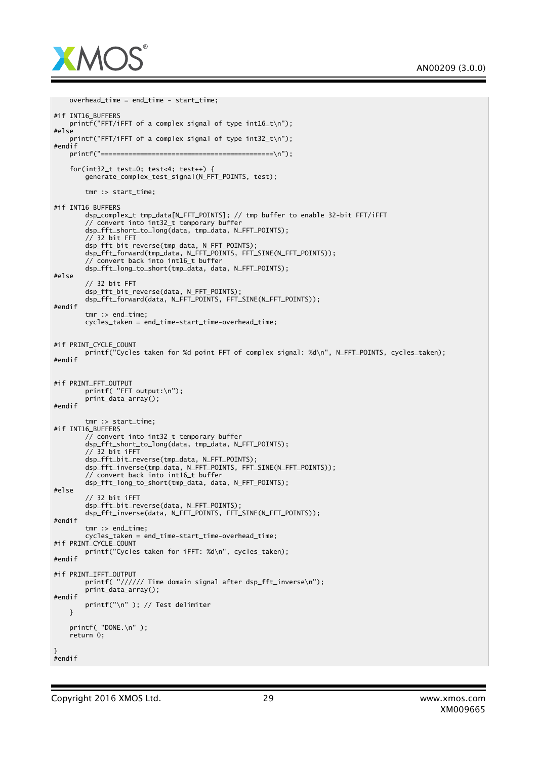```
    overhead_time = end_time - start_time;

#if INT16_BUFFERS
    printf("FFT/iFFT of a complex signal of type int16_t\n");
#else
    printf("FFT/iFFT of a complex signal of type int32_t\n");
#endif
    printf("============================================\n");

    for(int32_t test=0; test<4; test++) {
        generate_complex_test_signal(N_FFT_POINTS, test);

        tmr :> start_time;

#if INT16_BUFFERS
        dsp_complex_t tmp_data[N_FFT_POINTS]; // tmp buffer to enable 32-bit FFT/iFFT
        // convert into int32_t temporary buffer
        dsp_fft_short_to_long(data, tmp_data, N_FFT_POINTS);
        // 32 bit FFT
        dsp_fft_bit_reverse(tmp_data, N_FFT_POINTS);
        dsp_fft_forward(tmp_data, N_FFT_POINTS, FFT_SINE(N_FFT_POINTS));
        // convert back into int16_t buffer
        dsp_fft_long_to_short(tmp_data, data, N_FFT_POINTS);
#else
        // 32 bit FFT
        dsp_fft_bit_reverse(data, N_FFT_POINTS);
        dsp_fft_forward(data, N_FFT_POINTS, FFT_SINE(N_FFT_POINTS));
#endif
        tmr :> end_time;
        cycles_taken = end_time-start_time-overhead_time;


#if PRINT_CYCLE_COUNT
        printf("Cycles taken for %d point FFT of complex signal: %d\n", N_FFT_POINTS, cycles_taken);
#endif


#if PRINT_FFT_OUTPUT
        printf( "FFT output:\n");
        print_data_array();
#endif

        tmr :> start_time;
#if INT16_BUFFERS
        // convert into int32_t temporary buffer
        dsp_fft_short_to_long(data, tmp_data, N_FFT_POINTS);
        // 32 bit iFFT
        dsp_fft_bit_reverse(tmp_data, N_FFT_POINTS);
        dsp_fft_inverse(tmp_data, N_FFT_POINTS, FFT_SINE(N_FFT_POINTS));
        // convert back into int16_t buffer
        dsp_fft_long_to_short(tmp_data, data, N_FFT_POINTS);
#else
        // 32 bit iFFT
        dsp_fft_bit_reverse(data, N_FFT_POINTS);
        dsp_fft_inverse(data, N_FFT_POINTS, FFT_SINE(N_FFT_POINTS));
#endif
        tmr :> end_time;
        cycles_taken = end_time-start_time-overhead_time;
#if PRINT_CYCLE_COUNT
        printf("Cycles taken for iFFT: %d\n", cycles_taken);
#endif

#if PRINT_IFFT_OUTPUT
        printf( "////// Time domain signal after dsp_fft_inverse\n");
        print_data_array();
#endif
        printf("\n" ); // Test delimiter
    }

    printf( "DONE.\n" );
    return 0;

}
#endif
```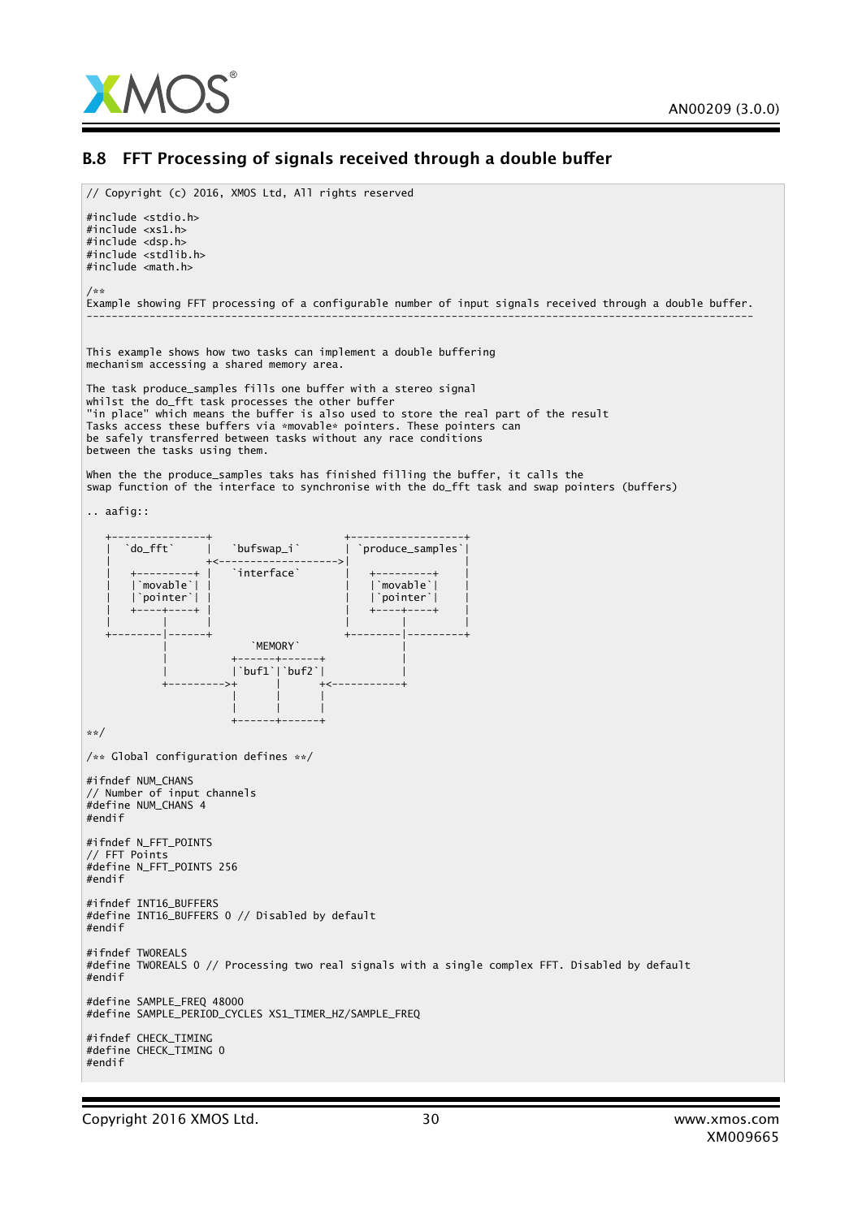## B.8 FFT Processing of signals received through a double buffer

```
// Copyright (c) 2016, XMOS Ltd, All rights reserved

#include <stdio.h>
#include <xs1.h>
#include <dsp.h>
#include <stdlib.h>
#include <math.h>

/**
Example showing FFT processing of a configurable number of input signals received through a double buffer.
----------------------------------------------------------------------------------------------------------


This example shows how two tasks can implement a double buffering
mechanism accessing a shared memory area.

The task produce_samples fills one buffer with a stereo signal
whilst the do_fft task processes the other buffer
"in place" which means the buffer is also used to store the real part of the result
Tasks access these buffers via *movable* pointers. These pointers can
be safely transferred between tasks without any race conditions
between the tasks using them.

When the the produce_samples taks has finished filling the buffer, it calls the
swap function of the interface to synchronise with the do_fft task and swap pointers (buffers)

.. aafig::

   +---------------+                       +------------------+
   |  `do_fft`     |    `bufswap_i`        | `produce_samples`|
   |               +<--------------------->|                  |
   |   +---------+ |    `interface`        |   +---------+    |
   |   |`movable`| |                       |   |`movable`|    |
   |   |`pointer`| |                       |   |`pointer`|    |
   |   +----+----+ |                       |   +----+----+    |
   |        |      |                       |        |         |
   +--------|------+                       +--------|---------+
            |              `MEMORY`                 |
            |          +------+------+              |
            |          |`buf1`|`buf2`|              |
            +--------->+      |      +<-------------+
                       |      |      |
                       |      |      |
                       +------+------+
**/

/** Global configuration defines **/

#ifndef NUM_CHANS
// Number of input channels
#define NUM_CHANS 4
#endif

#ifndef N_FFT_POINTS
// FFT Points
#define N_FFT_POINTS 256
#endif

#ifndef INT16_BUFFERS
#define INT16_BUFFERS 0 // Disabled by default
#endif

#ifndef TWOREALS
#define TWOREALS 0 // Processing two real signals with a single complex FFT. Disabled by default
#endif

#define SAMPLE_FREQ 48000
#define SAMPLE_PERIOD_CYCLES XS1_TIMER_HZ/SAMPLE_FREQ

#ifndef CHECK_TIMING
#define CHECK_TIMING 0
#endif
```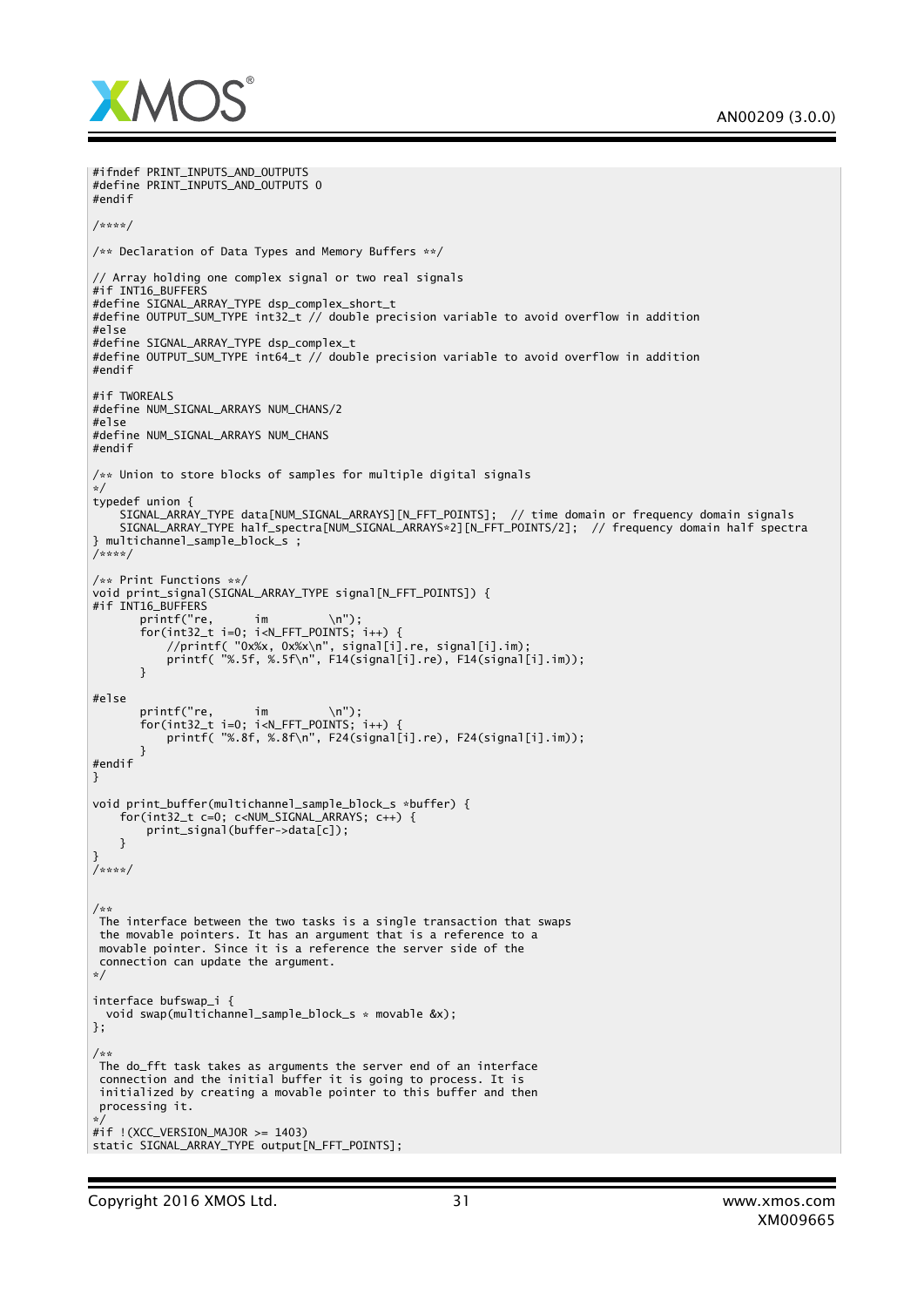```
#ifndef PRINT_INPUTS_AND_OUTPUTS
#define PRINT_INPUTS_AND_OUTPUTS 0
#endif

/****/

/** Declaration of Data Types and Memory Buffers **/

// Array holding one complex signal or two real signals
#if INT16_BUFFERS
#define SIGNAL_ARRAY_TYPE dsp_complex_short_t
#define OUTPUT_SUM_TYPE int32_t // double precision variable to avoid overflow in addition
#else
#define SIGNAL_ARRAY_TYPE dsp_complex_t
#define OUTPUT_SUM_TYPE int64_t // double precision variable to avoid overflow in addition
#endif

#if TWOREALS
#define NUM_SIGNAL_ARRAYS NUM_CHANS/2
#else
#define NUM_SIGNAL_ARRAYS NUM_CHANS
#endif

/** Union to store blocks of samples for multiple digital signals
*/
typedef union {
    SIGNAL_ARRAY_TYPE data[NUM_SIGNAL_ARRAYS][N_FFT_POINTS];  // time domain or frequency domain signals
    SIGNAL_ARRAY_TYPE half_spectra[NUM_SIGNAL_ARRAYS*2][N_FFT_POINTS/2];  // frequency domain half spectra
} multichannel_sample_block_s ;
/****/

/** Print Functions **/
void print_signal(SIGNAL_ARRAY_TYPE signal[N_FFT_POINTS]) {
#if INT16_BUFFERS
       printf("re,      im         \n");
       for(int32_t i=0; i<N_FFT_POINTS; i++) {
           //printf( "0x%x, 0x%x\n", signal[i].re, signal[i].im);
           printf( "%.5f, %.5f\n", F14(signal[i].re), F14(signal[i].im));
       }

#else
       printf("re,      im         \n");
       for(int32_t i=0; i<N_FFT_POINTS; i++) {
           printf( "%.8f, %.8f\n", F24(signal[i].re), F24(signal[i].im));
       }
#endif
}

void print_buffer(multichannel_sample_block_s *buffer) {
    for(int32_t c=0; c<NUM_SIGNAL_ARRAYS; c++) {
        print_signal(buffer->data[c]);
    }
}
/****/


/**
 The interface between the two tasks is a single transaction that swaps
 the movable pointers. It has an argument that is a reference to a
 movable pointer. Since it is a reference the server side of the
 connection can update the argument.
*/

interface bufswap_i {
  void swap(multichannel_sample_block_s * movable &x);
};

/**
 The do_fft task takes as arguments the server end of an interface
 connection and the initial buffer it is going to process. It is
 initialized by creating a movable pointer to this buffer and then
 processing it.
*/
#if !(XCC_VERSION_MAJOR >= 1403)
static SIGNAL_ARRAY_TYPE output[N_FFT_POINTS];
```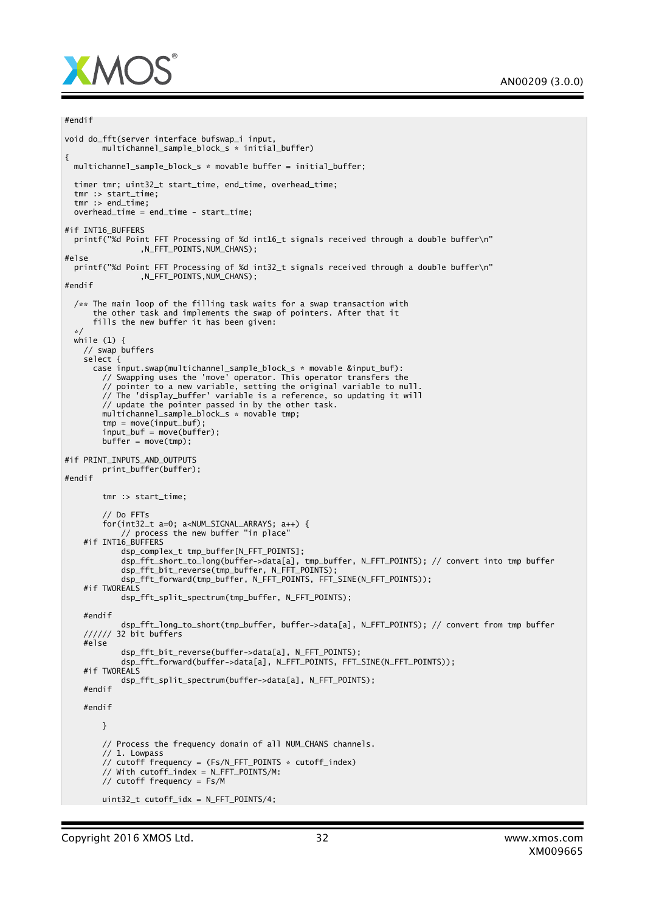```
#endif

void do_fft(server interface bufswap_i input,
        multichannel_sample_block_s * initial_buffer)
{
  multichannel_sample_block_s * movable buffer = initial_buffer;

  timer tmr; uint32_t start_time, end_time, overhead_time;
  tmr :> start_time;
  tmr :> end_time;
  overhead_time = end_time - start_time;

#if INT16_BUFFERS
  printf("%d Point FFT Processing of %d int16_t signals received through a double buffer\n"
                ,N_FFT_POINTS,NUM_CHANS);
#else
  printf("%d Point FFT Processing of %d int32_t signals received through a double buffer\n"
                ,N_FFT_POINTS,NUM_CHANS);
#endif

  /** The main loop of the filling task waits for a swap transaction with
      the other task and implements the swap of pointers. After that it
      fills the new buffer it has been given:
  */
  while (1) {
    // swap buffers
    select {
      case input.swap(multichannel_sample_block_s * movable &input_buf):
        // Swapping uses the 'move' operator. This operator transfers the
        // pointer to a new variable, setting the original variable to null.
        // The 'display_buffer' variable is a reference, so updating it will
        // update the pointer passed in by the other task.
        multichannel_sample_block_s * movable tmp;
        tmp = move(input_buf);
        input_buf = move(buffer);
        buffer = move(tmp);

#if PRINT_INPUTS_AND_OUTPUTS
        print_buffer(buffer);
#endif

        tmr :> start_time;

        // Do FFTs
        for(int32_t a=0; a<NUM_SIGNAL_ARRAYS; a++) {
            // process the new buffer "in place"
    #if INT16_BUFFERS
            dsp_complex_t tmp_buffer[N_FFT_POINTS];
            dsp_fft_short_to_long(buffer->data[a], tmp_buffer, N_FFT_POINTS); // convert into tmp buffer
            dsp_fft_bit_reverse(tmp_buffer, N_FFT_POINTS);
            dsp_fft_forward(tmp_buffer, N_FFT_POINTS, FFT_SINE(N_FFT_POINTS));
    #if TWOREALS
            dsp_fft_split_spectrum(tmp_buffer, N_FFT_POINTS);

    #endif
            dsp_fft_long_to_short(tmp_buffer, buffer->data[a], N_FFT_POINTS); // convert from tmp buffer
    ////// 32 bit buffers
    #else
            dsp_fft_bit_reverse(buffer->data[a], N_FFT_POINTS);
            dsp_fft_forward(buffer->data[a], N_FFT_POINTS, FFT_SINE(N_FFT_POINTS));
    #if TWOREALS
            dsp_fft_split_spectrum(buffer->data[a], N_FFT_POINTS);
    #endif

    #endif

        }

        // Process the frequency domain of all NUM_CHANS channels.
        // 1. Lowpass
        // cutoff frequency = (Fs/N_FFT_POINTS * cutoff_index)
        // With cutoff_index = N_FFT_POINTS/M:
        // cutoff frequency = Fs/M

        uint32_t cutoff_idx = N_FFT_POINTS/4;
```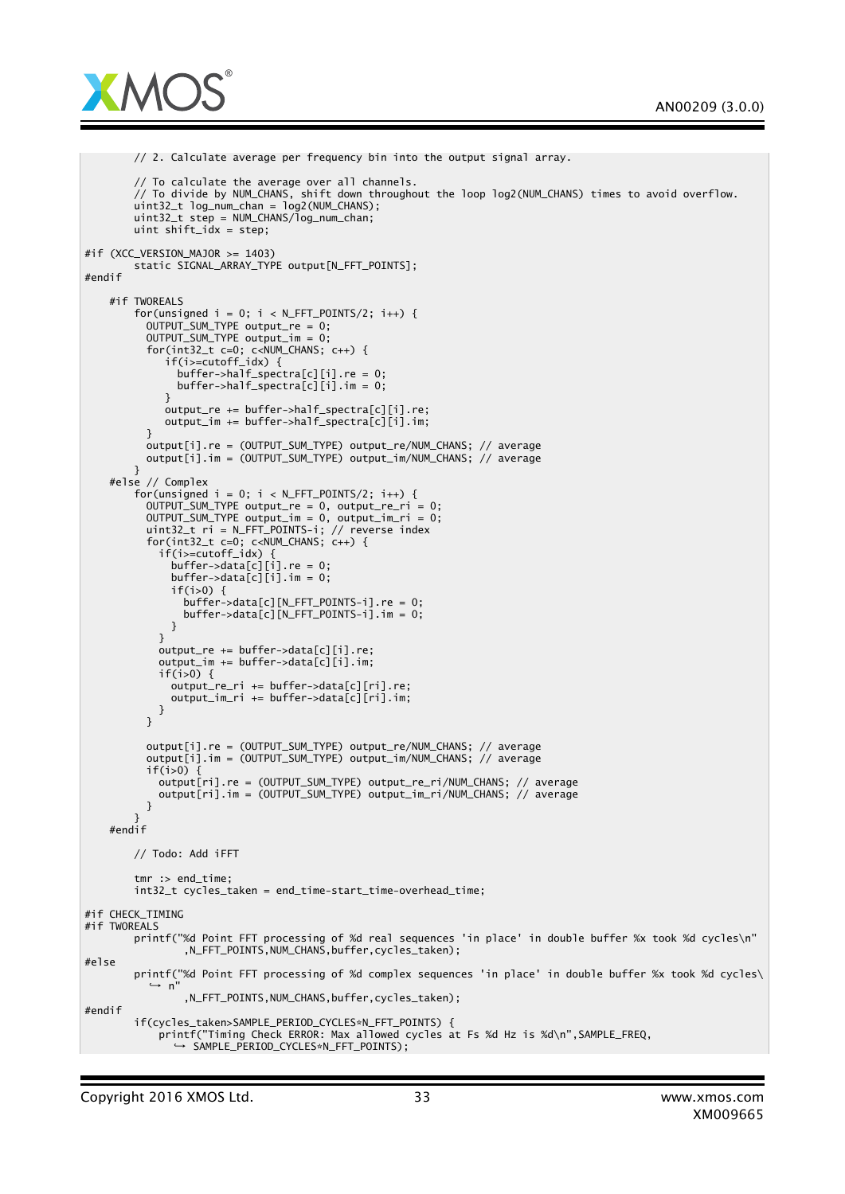```
        // 2. Calculate average per frequency bin into the output signal array.

        // To calculate the average over all channels.
        // To divide by NUM_CHANS, shift down throughout the loop log2(NUM_CHANS) times to avoid overflow.
        uint32_t log_num_chan = log2(NUM_CHANS);
        uint32_t step = NUM_CHANS/log_num_chan;
        uint shift_idx = step;

#if (XCC_VERSION_MAJOR >= 1403)
        static SIGNAL_ARRAY_TYPE output[N_FFT_POINTS];
#endif

    #if TWOREALS
        for(unsigned i = 0; i < N_FFT_POINTS/2; i++) {
          OUTPUT_SUM_TYPE output_re = 0;
          OUTPUT_SUM_TYPE output_im = 0;
          for(int32_t c=0; c<NUM_CHANS; c++) {
             if(i>=cutoff_idx) {
               buffer->half_spectra[c][i].re = 0;
               buffer->half_spectra[c][i].im = 0;
             }
             output_re += buffer->half_spectra[c][i].re;
             output_im += buffer->half_spectra[c][i].im;
          }
          output[i].re = (OUTPUT_SUM_TYPE) output_re/NUM_CHANS; // average
          output[i].im = (OUTPUT_SUM_TYPE) output_im/NUM_CHANS; // average
        }
    #else // Complex
        for(unsigned i = 0; i < N_FFT_POINTS/2; i++) {
          OUTPUT_SUM_TYPE output_re = 0, output_re_ri = 0;
          OUTPUT_SUM_TYPE output_im = 0, output_im_ri = 0;
          uint32_t ri = N_FFT_POINTS-i; // reverse index
          for(int32_t c=0; c<NUM_CHANS; c++) {
            if(i>=cutoff_idx) {
              buffer->data[c][i].re = 0;
              buffer->data[c][i].im = 0;
              if(i>0) {
                buffer->data[c][N_FFT_POINTS-i].re = 0;
                buffer->data[c][N_FFT_POINTS-i].im = 0;
              }
            }
            output_re += buffer->data[c][i].re;
            output_im += buffer->data[c][i].im;
            if(i>0) {
              output_re_ri += buffer->data[c][ri].re;
              output_im_ri += buffer->data[c][ri].im;
            }
          }

          output[i].re = (OUTPUT_SUM_TYPE) output_re/NUM_CHANS; // average
          output[i].im = (OUTPUT_SUM_TYPE) output_im/NUM_CHANS; // average
          if(i>0) {
            output[ri].re = (OUTPUT_SUM_TYPE) output_re_ri/NUM_CHANS; // average
            output[ri].im = (OUTPUT_SUM_TYPE) output_im_ri/NUM_CHANS; // average
          }
        }
    #endif

        // Todo: Add iFFT

        tmr :> end_time;
        int32_t cycles_taken = end_time-start_time-overhead_time;

#if CHECK_TIMING
#if TWOREALS
        printf("%d Point FFT processing of %d real sequences 'in place' in double buffer %x took %d cycles\n"
                ,N_FFT_POINTS,NUM_CHANS,buffer,cycles_taken);
#else
        printf("%d Point FFT processing of %d complex sequences 'in place' in double buffer %x took %d cycles\
          ↪ n"
                ,N_FFT_POINTS,NUM_CHANS,buffer,cycles_taken);
#endif
        if(cycles_taken>SAMPLE_PERIOD_CYCLES*N_FFT_POINTS) {
            printf("Timing Check ERROR: Max allowed cycles at Fs %d Hz is %d\n",SAMPLE_FREQ,
              ↪ SAMPLE_PERIOD_CYCLES*N_FFT_POINTS);
```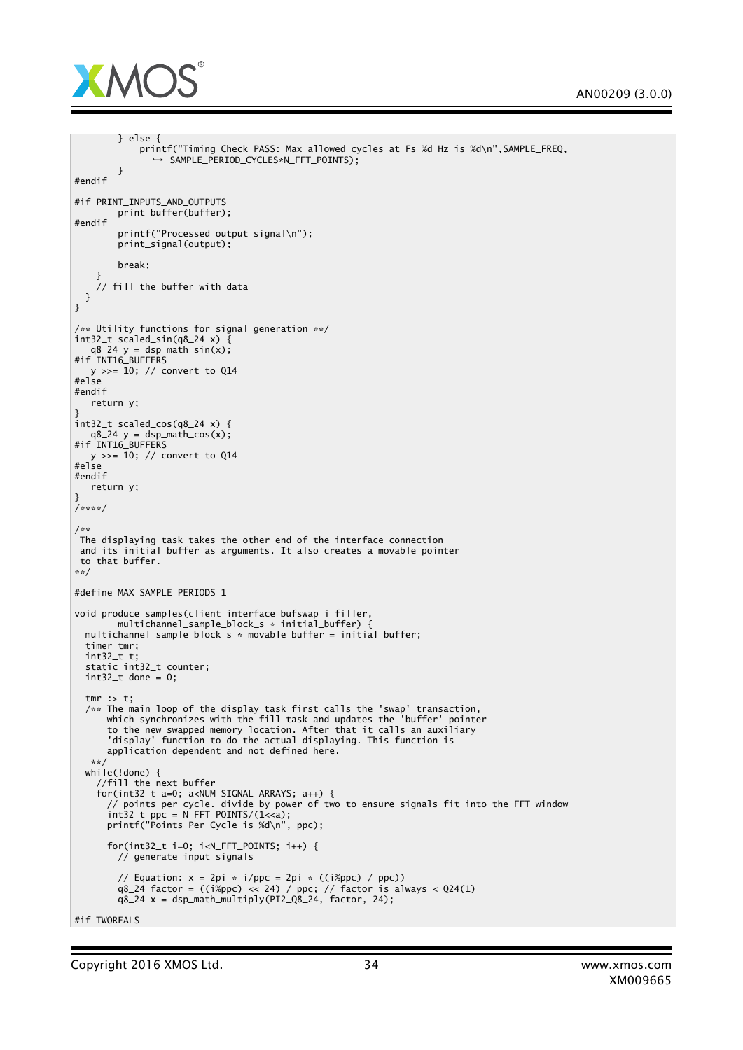```
        } else {
            printf("Timing Check PASS: Max allowed cycles at Fs %d Hz is %d\n",SAMPLE_FREQ,
                ↪ SAMPLE_PERIOD_CYCLES*N_FFT_POINTS);
        }
#endif

#if PRINT_INPUTS_AND_OUTPUTS
        print_buffer(buffer);
#endif
        printf("Processed output signal\n");
        print_signal(output);

        break;
    }
    // fill the buffer with data
  }
}

/** Utility functions for signal generation **/
int32_t scaled_sin(q8_24 x) {
   q8_24 y = dsp_math_sin(x);
#if INT16_BUFFERS
   y >>= 10; // convert to Q14
#else
#endif
   return y;
}
int32_t scaled_cos(q8_24 x) {
   q8_24 y = dsp_math_cos(x);
#if INT16_BUFFERS
   y >>= 10; // convert to Q14
#else
#endif
   return y;
}
/****/

/**
 The displaying task takes the other end of the interface connection
 and its initial buffer as arguments. It also creates a movable pointer
 to that buffer.
**/

#define MAX_SAMPLE_PERIODS 1

void produce_samples(client interface bufswap_i filler,
        multichannel_sample_block_s * initial_buffer) {
  multichannel_sample_block_s * movable buffer = initial_buffer;
  timer tmr;
  int32_t t;
  static int32_t counter;
  int32_t done = 0;

  tmr :> t;
  /** The main loop of the display task first calls the 'swap' transaction,
      which synchronizes with the fill task and updates the 'buffer' pointer
      to the new swapped memory location. After that it calls an auxiliary
      'display' function to do the actual displaying. This function is
      application dependent and not defined here.
   **/
  while(!done) {
    //fill the next buffer
    for(int32_t a=0; a<NUM_SIGNAL_ARRAYS; a++) {
      // points per cycle. divide by power of two to ensure signals fit into the FFT window
      int32_t ppc = N_FFT_POINTS/(1<<a);
      printf("Points Per Cycle is %d\n", ppc);

      for(int32_t i=0; i<N_FFT_POINTS; i++) {
        // generate input signals

        // Equation: x = 2pi * i/ppc = 2pi * ((i%ppc) / ppc))
        q8_24 factor = ((i%ppc) << 24) / ppc; // factor is always < Q24(1)
        q8_24 x = dsp_math_multiply(PI2_Q8_24, factor, 24);

#if TWOREALS
```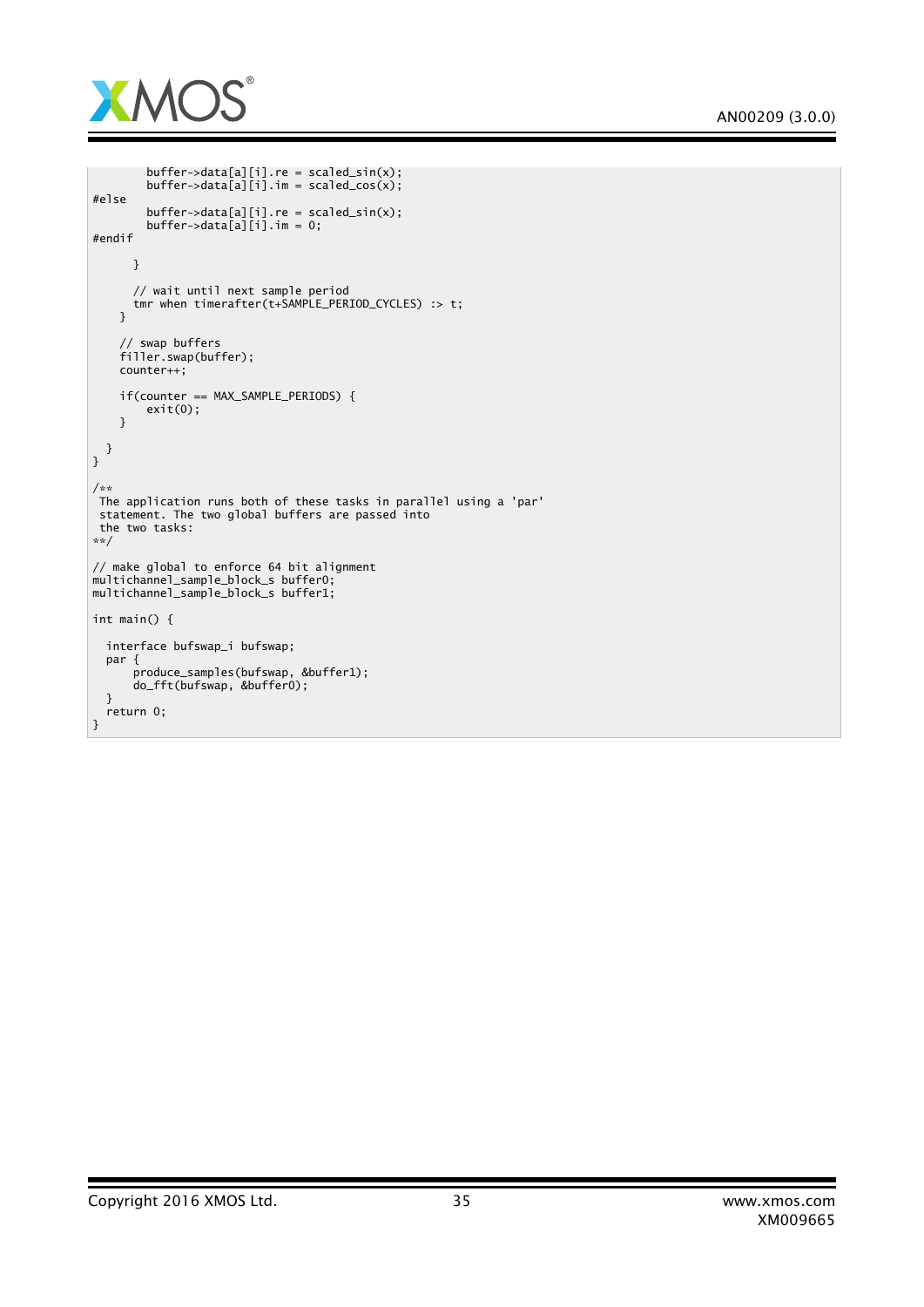```
        buffer->data[a][i].re = scaled_sin(x);
        buffer->data[a][i].im = scaled_cos(x);
#else
        buffer->data[a][i].re = scaled_sin(x);
        buffer->data[a][i].im = 0;
#endif

      }

      // wait until next sample period
      tmr when timerafter(t+SAMPLE_PERIOD_CYCLES) :> t;
    }

    // swap buffers
    filler.swap(buffer);
    counter++;

    if(counter == MAX_SAMPLE_PERIODS) {
        exit(0);
    }

  }
}

/**
 The application runs both of these tasks in parallel using a 'par'
 statement. The two global buffers are passed into
 the two tasks:
**/

// make global to enforce 64 bit alignment
multichannel_sample_block_s buffer0;
multichannel_sample_block_s buffer1;

int main() {

  interface bufswap_i bufswap;
  par {
      produce_samples(bufswap, &buffer1);
      do_fft(bufswap, &buffer0);
  }
  return 0;
}
```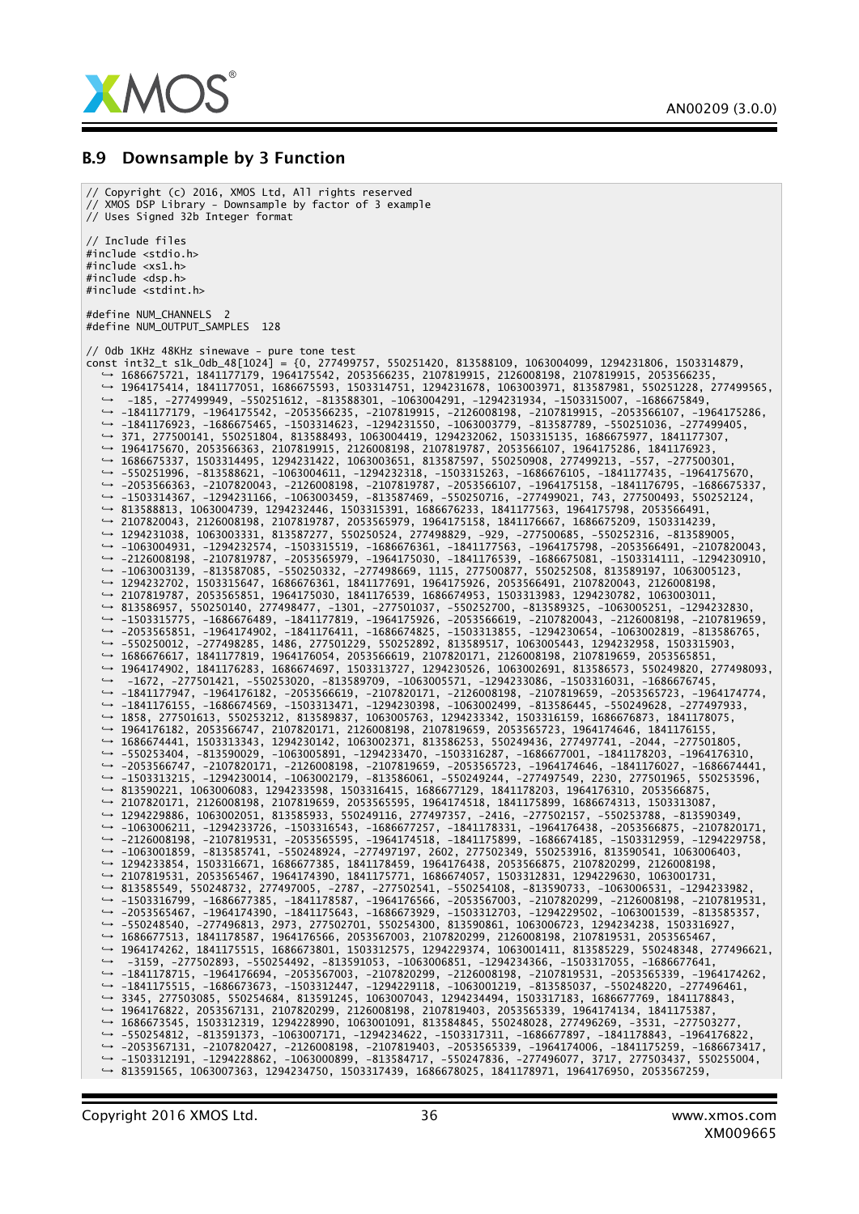## B.9 Downsample by 3 Function

```
// Copyright (c) 2016, XMOS Ltd, All rights reserved
// XMOS DSP Library - Downsample by factor of 3 example
// Uses Signed 32b Integer format

// Include files
#include <stdio.h>
#include <xs1.h>
#include <dsp.h>
#include <stdint.h>

#define NUM_CHANNELS  2
#define NUM_OUTPUT_SAMPLES  128

// 0db 1KHz 48KHz sinewave - pure tone test
const int32_t s1k_0db_48[1024] = {0, 277499757, 550251420, 813588109, 1063004099, 1294231806, 1503314879,
    1686675721, 1841177179, 1964175542, 2053566235, 2107819915, 2126008198, 2107819915, 2053566235,
    1964175414, 1841177051, 1686675593, 1503314751, 1294231678, 1063003971, 813587981, 550251228, 277499565,
    -185, -277499949, -550251612, -813588301, -1063004291, -1294231934, -1503315007, -1686675849,
    -1841177179, -1964175542, -2053566235, -2107819915, -2126008198, -2107819915, -2053566107, -1964175286,
    -1841176923, -1686675465, -1503314623, -1294231550, -1063003779, -813587789, -550251036, -277499405,
    371, 277500141, 550251804, 813588493, 1063004419, 1294232062, 1503315135, 1686675977, 1841177307,
    1964175670, 2053566363, 2107819915, 2126008198, 2107819787, 2053566107, 1964175286, 1841176923,
    1686675337, 1503314495, 1294231422, 1063003651, 813587597, 550250908, 277499213, -557, -277500301,
    -550251996, -813588621, -1063004611, -1294232318, -1503315263, -1686676105, -1841177435, -1964175670,
    -2053566363, -2107820043, -2126008198, -2107819787, -2053566107, -1964175158, -1841176795, -1686675337,
    -1503314367, -1294231166, -1063003459, -813587469, -550250716, -277499021, 743, 277500493, 550252124,
    813588813, 1063004739, 1294232446, 1503315391, 1686676233, 1841177563, 1964175798, 2053566491,
    2107820043, 2126008198, 2107819787, 2053565979, 1964175158, 1841176667, 1686675209, 1503314239,
    1294231038, 1063003331, 813587277, 550250524, 277498829, -929, -277500685, -550252316, -813589005,
    -1063004931, -1294232574, -1503315519, -1686676361, -1841177563, -1964175798, -2053566491, -2107820043,
    -2126008198, -2107819787, -2053565979, -1964175030, -1841176539, -1686675081, -1503314111, -1294230910,
    -1063003139, -813587085, -550250332, -277498669, 1115, 277500877, 550252508, 813589197, 1063005123,
    1294232702, 1503315647, 1686676361, 1841177691, 1964175926, 2053566491, 2107820043, 2126008198,
    2107819787, 2053565851, 1964175030, 1841176539, 1686674953, 1503313983, 1294230782, 1063003011,
    813586957, 550250140, 277498477, -1301, -277501037, -550252700, -813589325, -1063005251, -1294232830,
    -1503315775, -1686676489, -1841177819, -1964175926, -2053566619, -2107820043, -2126008198, -2107819659,
    -2053565851, -1964174902, -1841176411, -1686674825, -1503313855, -1294230654, -1063002819, -813586765,
    -550250012, -277498285, 1486, 277501229, 550252892, 813589517, 1063005443, 1294232958, 1503315903,
    1686676617, 1841177819, 1964176054, 2053566619, 2107820171, 2126008198, 2107819659, 2053565851,
    1964174902, 1841176283, 1686674697, 1503313727, 1294230526, 1063002691, 813586573, 550249820, 277498093,
    -1672, -277501421, -550253020, -813589709, -1063005571, -1294233086, -1503316031, -1686676745,
    -1841177947, -1964176182, -2053566619, -2107820171, -2126008198, -2107819659, -2053565723, -1964174774,
    -1841176155, -1686674569, -1503313471, -1294230398, -1063002499, -813586445, -550249628, -277497933,
    1858, 277501613, 550253212, 813589837, 1063005763, 1294233342, 1503316159, 1686676873, 1841178075,
    1964176182, 2053566747, 2107820171, 2126008198, 2107819659, 2053565723, 1964174646, 1841176155,
    1686674441, 1503313343, 1294230142, 1063002371, 813586253, 550249436, 277497741, -2044, -277501805,
    -550253404, -813590029, -1063005891, -1294233470, -1503316287, -1686677001, -1841178203, -1964176310,
    -2053566747, -2107820171, -2126008198, -2107819659, -2053565723, -1964174646, -1841176027, -1686674441,
    -1503313215, -1294230014, -1063002179, -813586061, -550249244, -277497549, 2230, 277501965, 550253596,
    813590221, 1063006083, 1294233598, 1503316415, 1686677129, 1841178203, 1964176310, 2053566875,
    2107820171, 2126008198, 2107819659, 2053565595, 1964174518, 1841175899, 1686674313, 1503313087,
    1294229886, 1063002051, 813585933, 550249116, 277497357, -2416, -277502157, -550253788, -813590349,
    -1063006211, -1294233726, -1503316543, -1686677257, -1841178331, -1964176438, -2053566875, -2107820171,
    -2126008198, -2107819531, -2053565595, -1964174518, -1841175899, -1686674185, -1503312959, -1294229758,
    -1063001859, -813585741, -550248924, -277497197, 2602, 277502349, 550253916, 813590541, 1063006403,
    1294233854, 1503316671, 1686677385, 1841178459, 1964176438, 2053566875, 2107820299, 2126008198,
    2107819531, 2053565467, 1964174390, 1841175771, 1686674057, 1503312831, 1294229630, 1063001731,
    813585549, 550248732, 277497005, -2787, -277502541, -550254108, -813590733, -1063006531, -1294233982,
    -1503316799, -1686677385, -1841178587, -1964176566, -2053567003, -2107820299, -2126008198, -2107819531,
    -2053565467, -1964174390, -1841175643, -1686673929, -1503312703, -1294229502, -1063001539, -813585357,
    -550248540, -277496813, 2973, 277502701, 550254300, 813590861, 1063006723, 1294234238, 1503316927,
    1686677513, 1841178587, 1964176566, 2053567003, 2107820299, 2126008198, 2107819531, 2053565467,
    1964174262, 1841175515, 1686673801, 1503312575, 1294229374, 1063001411, 813585229, 550248348, 277496621,
    -3159, -277502893, -550254492, -813591053, -1063006851, -1294234366, -1503317055, -1686677641,
    -1841178715, -1964176694, -2053567003, -2107820299, -2126008198, -2107819531, -2053565339, -1964174262,
    -1841175515, -1686673673, -1503312447, -1294229118, -1063001219, -813585037, -550248220, -277496461,
    3345, 277503085, 550254684, 813591245, 1063007043, 1294234494, 1503317183, 1686677769, 1841178843,
    1964176822, 2053567131, 2107820299, 2126008198, 2107819403, 2053565339, 1964174134, 1841175387,
    1686673545, 1503312319, 1294228990, 1063001091, 813584845, 550248028, 277496269, -3531, -277503277,
    -550254812, -813591373, -1063007171, -1294234622, -1503317311, -1686677897, -1841178843, -1964176822,
    -2053567131, -2107820427, -2126008198, -2107819403, -2053565339, -1964174006, -1841175259, -1686673417,
    -1503312191, -1294228862, -1063000899, -813584717, -550247836, -277496077, 3717, 277503437, 550255004,
    813591565, 1063007363, 1294234750, 1503317439, 1686678025, 1841178971, 1964176950, 2053567259,
```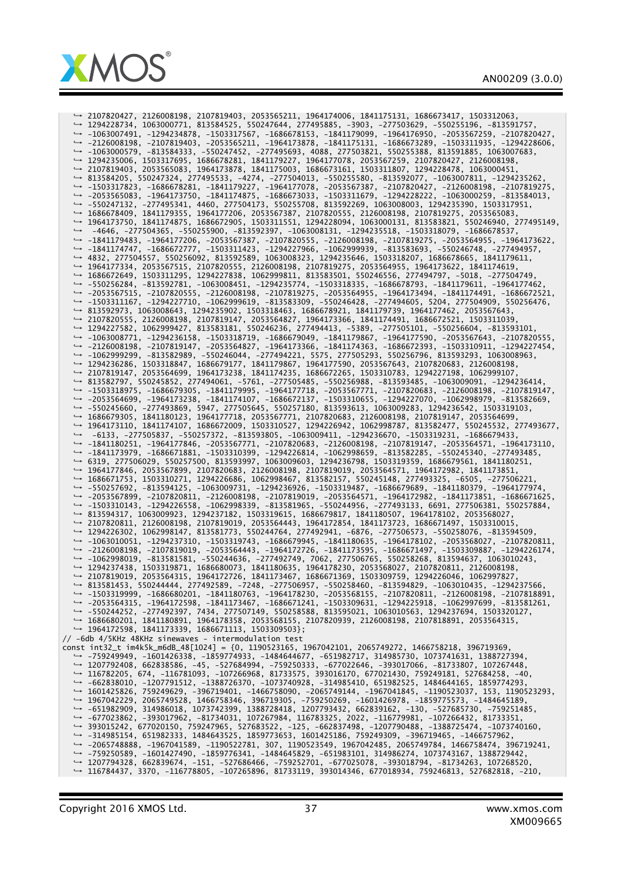```
    2107820427, 2126008198, 2107819403, 2053565211, 1964174006, 1841175131, 1686673417, 1503312063,
    1294228734, 1063000771, 813584525, 550247644, 277495885, -3903, -277503629, -550255196, -813591757,
    -1063007491, -1294234878, -1503317567, -1686678153, -1841179099, -1964176950, -2053567259, -2107820427,
    -2126008198, -2107819403, -2053565211, -1964173878, -1841175131, -1686673289, -1503311935, -1294228606,
    -1063000579, -813584333, -550247452, -277495693, 4088, 277503821, 550255388, 813591885, 1063007683,
    1294235006, 1503317695, 1686678281, 1841179227, 1964177078, 2053567259, 2107820427, 2126008198,
    2107819403, 2053565083, 1964173878, 1841175003, 1686673161, 1503311807, 1294228478, 1063000451,
    813584205, 550247324, 277495533, -4274, -277504013, -550255580, -813592077, -1063007811, -1294235262,
    -1503317823, -1686678281, -1841179227, -1964177078, -2053567387, -2107820427, -2126008198, -2107819275,
    -2053565083, -1964173750, -1841174875, -1686673033, -1503311679, -1294228222, -1063000259, -813584013,
    -550247132, -277495341, 4460, 277504173, 550255708, 813592269, 1063008003, 1294235390, 1503317951,
    1686678409, 1841179355, 1964177206, 2053567387, 2107820555, 2126008198, 2107819275, 2053565083,
    1964173750, 1841174875, 1686672905, 1503311551, 1294228094, 1063000131, 813583821, 550246940, 277495149,
     -4646, -277504365, -550255900, -813592397, -1063008131, -1294235518, -1503318079, -1686678537,
    -1841179483, -1964177206, -2053567387, -2107820555, -2126008198, -2107819275, -2053564955, -1964173622,
    -1841174747, -1686672777, -1503311423, -1294227966, -1062999939, -813583693, -550246748, -277494957,
    4832, 277504557, 550256092, 813592589, 1063008323, 1294235646, 1503318207, 1686678665, 1841179611,
    1964177334, 2053567515, 2107820555, 2126008198, 2107819275, 2053564955, 1964173622, 1841174619,
    1686672649, 1503311295, 1294227838, 1062999811, 813583501, 550246556, 277494797, -5018, -277504749,
    -550256284, -813592781, -1063008451, -1294235774, -1503318335, -1686678793, -1841179611, -1964177462,
    -2053567515, -2107820555, -2126008198, -2107819275, -2053564955, -1964173494, -1841174491, -1686672521,
    -1503311167, -1294227710, -1062999619, -813583309, -550246428, -277494605, 5204, 277504909, 550256476,
    813592973, 1063008643, 1294235902, 1503318463, 1686678921, 1841179739, 1964177462, 2053567643,
    2107820555, 2126008198, 2107819147, 2053564827, 1964173366, 1841174491, 1686672521, 1503311039,
    1294227582, 1062999427, 813583181, 550246236, 277494413, -5389, -277505101, -550256604, -813593101,
    -1063008771, -1294236158, -1503318719, -1686679049, -1841179867, -1964177590, -2053567643, -2107820555,
    -2126008198, -2107819147, -2053564827, -1964173366, -1841174363, -1686672393, -1503310911, -1294227454,
    -1062999299, -813582989, -550246044, -277494221, 5575, 277505293, 550256796, 813593293, 1063008963,
    1294236286, 1503318847, 1686679177, 1841179867, 1964177590, 2053567643, 2107820683, 2126008198,
    2107819147, 2053564699, 1964173238, 1841174235, 1686672265, 1503310783, 1294227198, 1062999107,
    813582797, 550245852, 277494061, -5761, -277505485, -550256988, -813593485, -1063009091, -1294236414,
    -1503318975, -1686679305, -1841179995, -1964177718, -2053567771, -2107820683, -2126008198, -2107819147,
    -2053564699, -1964173238, -1841174107, -1686672137, -1503310655, -1294227070, -1062998979, -813582669,
    -550245660, -277493869, 5947, 277505645, 550257180, 813593613, 1063009283, 1294236542, 1503319103,
    1686679305, 1841180123, 1964177718, 2053567771, 2107820683, 2126008198, 2107819147, 2053564699,
    1964173110, 1841174107, 1686672009, 1503310527, 1294226942, 1062998787, 813582477, 550245532, 277493677,
     -6133, -277505837, -550257372, -813593805, -1063009411, -1294236670, -1503319231, -1686679433,
    -1841180251, -1964177846, -2053567771, -2107820683, -2126008198, -2107819147, -2053564571, -1964173110,
    -1841173979, -1686671881, -1503310399, -1294226814, -1062998659, -813582285, -550245340, -277493485,
    6319, 277506029, 550257500, 813593997, 1063009603, 1294236798, 1503319359, 1686679561, 1841180251,
    1964177846, 2053567899, 2107820683, 2126008198, 2107819019, 2053564571, 1964172982, 1841173851,
    1686671753, 1503310271, 1294226686, 1062998467, 813582157, 550245148, 277493325, -6505, -277506221,
    -550257692, -813594125, -1063009731, -1294236926, -1503319487, -1686679689, -1841180379, -1964177974,
    -2053567899, -2107820811, -2126008198, -2107819019, -2053564571, -1964172982, -1841173851, -1686671625,
    -1503310143, -1294226558, -1062998339, -813581965, -550244956, -277493133, 6691, 277506381, 550257884,
    813594317, 1063009923, 1294237182, 1503319615, 1686679817, 1841180507, 1964178102, 2053568027,
    2107820811, 2126008198, 2107819019, 2053564443, 1964172854, 1841173723, 1686671497, 1503310015,
    1294226302, 1062998147, 813581773, 550244764, 277492941, -6876, -277506573, -550258076, -813594509,
    -1063010051, -1294237310, -1503319743, -1686679945, -1841180635, -1964178102, -2053568027, -2107820811,
    -2126008198, -2107819019, -2053564443, -1964172726, -1841173595, -1686671497, -1503309887, -1294226174,
    -1062998019, -813581581, -550244636, -277492749, 7062, 277506765, 550258268, 813594637, 1063010243,
    1294237438, 1503319871, 1686680073, 1841180635, 1964178230, 2053568027, 2107820811, 2126008198,
    2107819019, 2053564315, 1964172726, 1841173467, 1686671369, 1503309759, 1294226046, 1062997827,
    813581453, 550244444, 277492589, -7248, -277506957, -550258460, -813594829, -1063010435, -1294237566,
    -1503319999, -1686680201, -1841180763, -1964178230, -2053568155, -2107820811, -2126008198, -2107818891,
    -2053564315, -1964172598, -1841173467, -1686671241, -1503309631, -1294225918, -1062997699, -813581261,
    -550244252, -277492397, 7434, 277507149, 550258588, 813595021, 1063010563, 1294237694, 1503320127,
    1686680201, 1841180891, 1964178358, 2053568155, 2107820939, 2126008198, 2107818891, 2053564315,
    1964172598, 1841173339, 1686671113, 1503309503};
// -6db 4/5KHz 48KHz sinewaves - intermodulation test
const int32_t im4k5k_m6dB_48[1024] = {0, 1190523165, 1967042101, 2065749272, 1466758218, 396719369,
    -759249949, -1601426338, -1859774933, -1484644677, -651982717, 314985730, 1073741631, 1388727394,
    1207792408, 662838586, -45, -527684994, -759250333, -677022686, -393017066, -81733807, 107267448,
    116782205, 674, -116781093, -107266968, 81733575, 393016170, 677021430, 759249181, 527684258, -40,
    -662838010, -1207791512, -1388726370, -1073740928, -314985410, 651982525, 1484644165, 1859774293,
    1601425826, 759249629, -396719401, -1466758090, -2065749144, -1967041845, -1190523037, 153, 1190523293,
    1967042229, 2065749528, 1466758346, 396719305, -759250269, -1601426978, -1859775573, -1484645189,
    -651982909, 314986018, 1073742399, 1388728418, 1207793432, 662839234, -130, -527685730, -759251485,
    -677023862, -393017962, -81734031, 107267984, 116783325, 2022, -116779981, -107266432, 81733351,
    393015242, 677020150, 759247965, 527683522, -125, -662837498, -1207790488, -1388725474, -1073740160,
    -314985154, 651982333, 1484643525, 1859773653, 1601425186, 759249309, -396719465, -1466757962,
    -2065748888, -1967041589, -1190522781, 307, 1190523549, 1967042485, 2065749784, 1466758474, 396719241,
    -759250589, -1601427490, -1859776341, -1484645829, -651983101, 314986274, 1073743167, 1388729442,
    1207794328, 662839674, -151, -527686466, -759252701, -677025078, -393018794, -81734263, 107268520,
    116784437, 3370, -116778805, -107265896, 81733119, 393014346, 677018934, 759246813, 527682818, -210,
```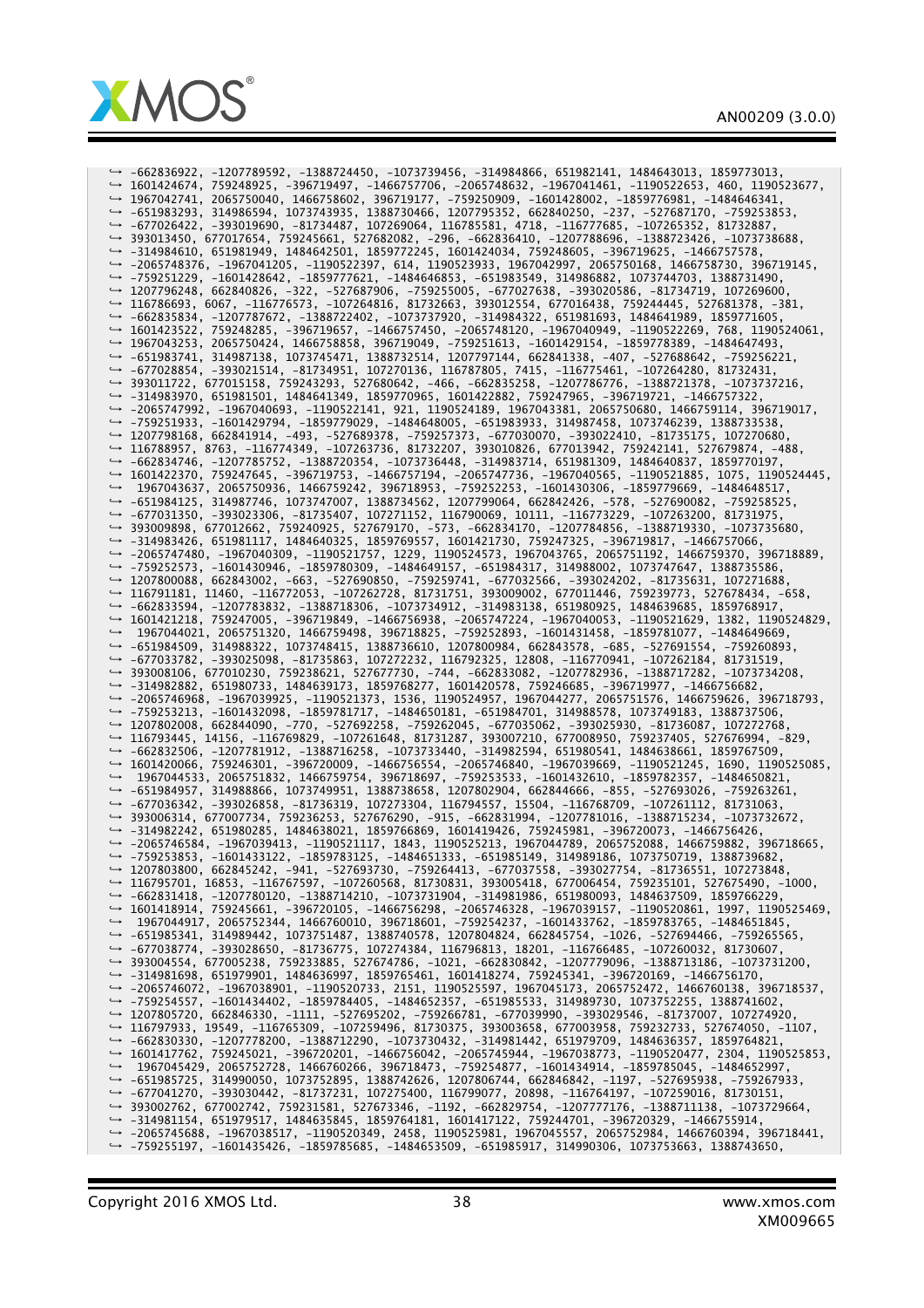```
↪ -662836922, -1207789592, -1388724450, -1073739456, -314984866, 651982141, 1484643013, 1859773013,
↪ 1601424674, 759248925, -396719497, -1466757706, -2065748632, -1967041461, -1190522653, 460, 1190523677,
↪ 1967042741, 2065750040, 1466758602, 396719177, -759250909, -1601428002, -1859776981, -1484646341,
↪ -651983293, 314986594, 1073743935, 1388730466, 1207795352, 662840250, -237, -527687170, -759253853,
↪ -677026422, -393019690, -81734487, 107269064, 116785581, 4718, -116777685, -107265352, 81732887,
↪ 393013450, 677017654, 759245661, 527682082, -296, -662836410, -1207788696, -1388723426, -1073738688,
↪ -314984610, 651981949, 1484642501, 1859772245, 1601424034, 759248605, -396719625, -1466757578,
↪ -2065748376, -1967041205, -1190522397, 614, 1190523933, 1967042997, 2065750168, 1466758730, 396719145,
↪ -759251229, -1601428642, -1859777621, -1484646853, -651983549, 314986882, 1073744703, 1388731490,
↪ 1207796248, 662840826, -322, -527687906, -759255005, -677027638, -393020586, -81734719, 107269600,
↪ 116786693, 6067, -116776573, -107264816, 81732663, 393012554, 677016438, 759244445, 527681378, -381,
↪ -662835834, -1207787672, -1388722402, -1073737920, -314984322, 651981693, 1484641989, 1859771605,
↪ 1601423522, 759248285, -396719657, -1466757450, -2065748120, -1967040949, -1190522269, 768, 1190524061,
↪ 1967043253, 2065750424, 1466758858, 396719049, -759251613, -1601429154, -1859778389, -1484647493,
↪ -651983741, 314987138, 1073745471, 1388732514, 1207797144, 662841338, -407, -527688642, -759256221,
↪ -677028854, -393021514, -81734951, 107270136, 116787805, 7415, -116775461, -107264280, 81732431,
↪ 393011722, 677015158, 759243293, 527680642, -466, -662835258, -1207786776, -1388721378, -1073737216,
↪ -314983970, 651981501, 1484641349, 1859770965, 1601422882, 759247965, -396719721, -1466757322,
↪ -2065747992, -1967040693, -1190522141, 921, 1190524189, 1967043381, 2065750680, 1466759114, 396719017,
↪ -759251933, -1601429794, -1859779029, -1484648005, -651983933, 314987458, 1073746239, 1388733538,
↪ 1207798168, 662841914, -493, -527689378, -759257373, -677030070, -393022410, -81735175, 107270680,
↪ 116788957, 8763, -116774349, -107263736, 81732207, 393010826, 677013942, 759242141, 527679874, -488,
↪ -662834746, -1207785752, -1388720354, -1073736448, -314983714, 651981309, 1484640837, 1859770197,
↪ 1601422370, 759247645, -396719753, -1466757194, -2065747736, -1967040565, -1190521885, 1075, 1190524445,
↪  1967043637, 2065750936, 1466759242, 396718953, -759252253, -1601430306, -1859779669, -1484648517,
↪ -651984125, 314987746, 1073747007, 1388734562, 1207799064, 662842426, -578, -527690082, -759258525,
↪ -677031350, -393023306, -81735407, 107271152, 116790069, 10111, -116773229, -107263200, 81731975,
↪ 393009898, 677012662, 759240925, 527679170, -573, -662834170, -1207784856, -1388719330, -1073735680,
↪ -314983426, 651981117, 1484640325, 1859769557, 1601421730, 759247325, -396719817, -1466757066,
↪ -2065747480, -1967040309, -1190521757, 1229, 1190524573, 1967043765, 2065751192, 1466759370, 396718889,
↪ -759252573, -1601430946, -1859780309, -1484649157, -651984317, 314988002, 1073747647, 1388735586,
↪ 1207800088, 662843002, -663, -527690850, -759259741, -677032566, -393024202, -81735631, 107271688,
↪ 116791181, 11460, -116772053, -107262728, 81731751, 393009002, 677011446, 759239773, 527678434, -658,
↪ -662833594, -1207783832, -1388718306, -1073734912, -314983138, 651980925, 1484639685, 1859768917,
↪ 1601421218, 759247005, -396719849, -1466756938, -2065747224, -1967040053, -1190521629, 1382, 1190524829,
↪  1967044021, 2065751320, 1466759498, 396718825, -759252893, -1601431458, -1859781077, -1484649669,
↪ -651984509, 314988322, 1073748415, 1388736610, 1207800984, 662843578, -685, -527691554, -759260893,
↪ -677033782, -393025098, -81735863, 107272232, 116792325, 12808, -116770941, -107262184, 81731519,
↪ 393008106, 677010230, 759238621, 527677730, -744, -662833082, -1207782936, -1388717282, -1073734208,
↪ -314982882, 651980733, 1484639173, 1859768277, 1601420578, 759246685, -396719977, -1466756682,
↪ -2065746968, -1967039925, -1190521373, 1536, 1190524957, 1967044277, 2065751576, 1466759626, 396718793,
↪ -759253213, -1601432098, -1859781717, -1484650181, -651984701, 314988578, 1073749183, 1388737506,
↪ 1207802008, 662844090, -770, -527692258, -759262045, -677035062, -393025930, -81736087, 107272768,
↪ 116793445, 14156, -116769829, -107261648, 81731287, 393007210, 677008950, 759237405, 527676994, -829,
↪ -662832506, -1207781912, -1388716258, -1073733440, -314982594, 651980541, 1484638661, 1859767509,
↪ 1601420066, 759246301, -396720009, -1466756554, -2065746840, -1967039669, -1190521245, 1690, 1190525085,
↪  1967044533, 2065751832, 1466759754, 396718697, -759253533, -1601432610, -1859782357, -1484650821,
↪ -651984957, 314988866, 1073749951, 1388738658, 1207802904, 662844666, -855, -527693026, -759263261,
↪ -677036342, -393026858, -81736319, 107273304, 116794557, 15504, -116768709, -107261112, 81731063,
↪ 393006314, 677007734, 759236253, 527676290, -915, -662831994, -1207781016, -1388715234, -1073732672,
↪ -314982242, 651980285, 1484638021, 1859766869, 1601419426, 759245981, -396720073, -1466756426,
↪ -2065746584, -1967039413, -1190521117, 1843, 1190525213, 1967044789, 2065752088, 1466759882, 396718665,
↪ -759253853, -1601433122, -1859783125, -1484651333, -651985149, 314989186, 1073750719, 1388739682,
↪ 1207803800, 662845242, -941, -527693730, -759264413, -677037558, -393027754, -81736551, 107273848,
↪ 116795701, 16853, -116767597, -107260568, 81730831, 393005418, 677006454, 759235101, 527675490, -1000,
↪ -662831418, -1207780120, -1388714210, -1073731904, -314981986, 651980093, 1484637509, 1859766229,
↪ 1601418914, 759245661, -396720105, -1466756298, -2065746328, -1967039157, -1190520861, 1997, 1190525469,
↪  1967044917, 2065752344, 1466760010, 396718601, -759254237, -1601433762, -1859783765, -1484651845,
↪ -651985341, 314989442, 1073751487, 1388740578, 1207804824, 662845754, -1026, -527694466, -759265565,
↪ -677038774, -393028650, -81736775, 107274384, 116796813, 18201, -116766485, -107260032, 81730607,
↪ 393004554, 677005238, 759233885, 527674786, -1021, -662830842, -1207779096, -1388713186, -1073731200,
↪ -314981698, 651979901, 1484636997, 1859765461, 1601418274, 759245341, -396720169, -1466756170,
↪ -2065746072, -1967038901, -1190520733, 2151, 1190525597, 1967045173, 2065752472, 1466760138, 396718537,
↪ -759254557, -1601434402, -1859784405, -1484652357, -651985533, 314989730, 1073752255, 1388741602,
↪ 1207805720, 662846330, -1111, -527695202, -759266781, -677039990, -393029546, -81737007, 107274920,
↪ 116797933, 19549, -116765309, -107259496, 81730375, 393003658, 677003958, 759232733, 527674050, -1107,
↪ -662830330, -1207778200, -1388712290, -1073730432, -314981442, 651979709, 1484636357, 1859764821,
↪ 1601417762, 759245021, -396720201, -1466756042, -2065745944, -1967038773, -1190520477, 2304, 1190525853,
↪  1967045429, 2065752728, 1466760266, 396718473, -759254877, -1601434914, -1859785045, -1484652997,
↪ -651985725, 314990050, 1073752895, 1388742626, 1207806744, 662846842, -1197, -527695938, -759267933,
↪ -677041270, -393030442, -81737231, 107275400, 116799077, 20898, -116764197, -107259016, 81730151,
↪ 393002762, 677002742, 759231581, 527673346, -1192, -662829754, -1207777176, -1388711138, -1073729664,
↪ -314981154, 651979517, 1484635845, 1859764181, 1601417122, 759244701, -396720329, -1466755914,
↪ -2065745688, -1967038517, -1190520349, 2458, 1190525981, 1967045557, 2065752984, 1466760394, 396718441,
↪ -759255197, -1601435426, -1859785685, -1484653509, -651985917, 314990306, 1073753663, 1388743650,
```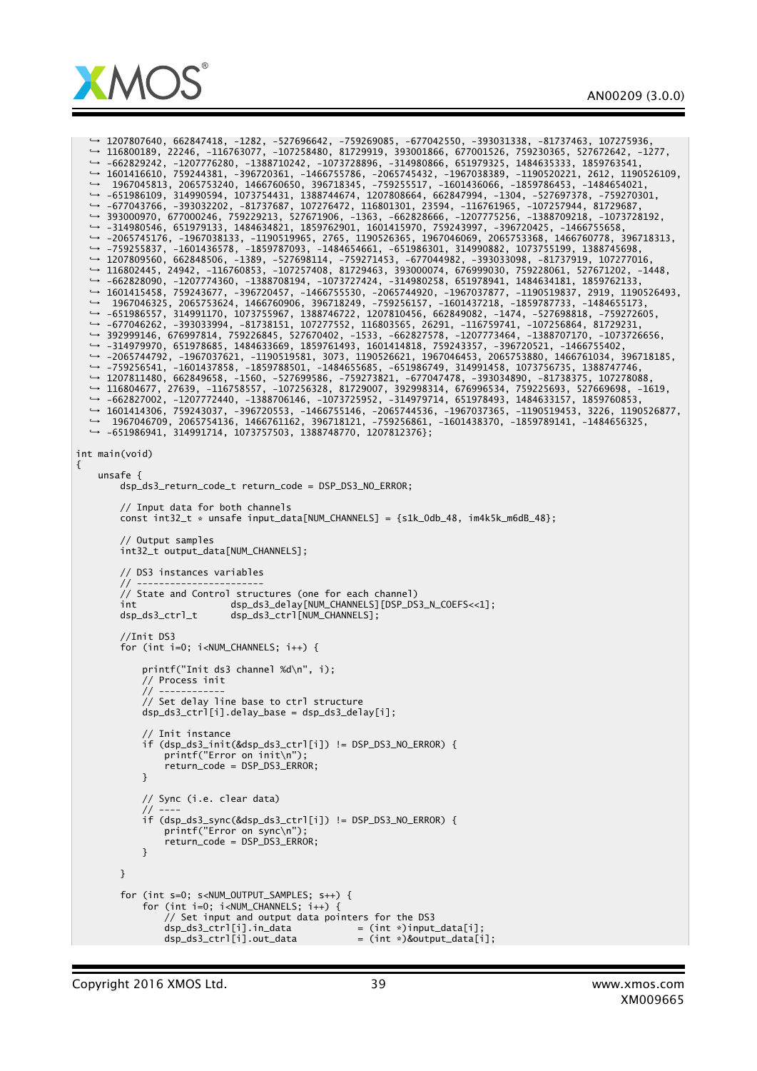```
↪ 1207807640, 662847418, -1282, -527696642, -759269085, -677042550, -393031338, -81737463, 107275936,
↪ 116800189, 22246, -116763077, -107258480, 81729919, 393001866, 677001526, 759230365, 527672642, -1277,
↪ -662829242, -1207776280, -1388710242, -1073728896, -314980866, 651979325, 1484635333, 1859763541,
↪ 1601416610, 759244381, -396720361, -1466755786, -2065745432, -1967038389, -1190520221, 2612, 1190526109,
↪  1967045813, 2065753240, 1466760650, 396718345, -759255517, -1601436066, -1859786453, -1484654021,
↪ -651986109, 314990594, 1073754431, 1388744674, 1207808664, 662847994, -1304, -527697378, -759270301,
↪ -677043766, -393032202, -81737687, 107276472, 116801301, 23594, -116761965, -107257944, 81729687,
↪ 393000970, 677000246, 759229213, 527671906, -1363, -662828666, -1207775256, -1388709218, -1073728192,
↪ -314980546, 651979133, 1484634821, 1859762901, 1601415970, 759243997, -396720425, -1466755658,
↪ -2065745176, -1967038133, -1190519965, 2765, 1190526365, 1967046069, 2065753368, 1466760778, 396718313,
↪ -759255837, -1601436578, -1859787093, -1484654661, -651986301, 314990882, 1073755199, 1388745698,
↪ 1207809560, 662848506, -1389, -527698114, -759271453, -677044982, -393033098, -81737919, 107277016,
↪ 116802445, 24942, -116760853, -107257408, 81729463, 393000074, 676999030, 759228061, 527671202, -1448,
↪ -662828090, -1207774360, -1388708194, -1073727424, -314980258, 651978941, 1484634181, 1859762133,
↪ 1601415458, 759243677, -396720457, -1466755530, -2065744920, -1967037877, -1190519837, 2919, 1190526493,
↪  1967046325, 2065753624, 1466760906, 396718249, -759256157, -1601437218, -1859787733, -1484655173,
↪ -651986557, 314991170, 1073755967, 1388746722, 1207810456, 662849082, -1474, -527698818, -759272605,
↪ -677046262, -393033994, -81738151, 107277552, 116803565, 26291, -116759741, -107256864, 81729231,
↪ 392999146, 676997814, 759226845, 527670402, -1533, -662827578, -1207773464, -1388707170, -1073726656,
↪ -314979970, 651978685, 1484633669, 1859761493, 1601414818, 759243357, -396720521, -1466755402,
↪ -2065744792, -1967037621, -1190519581, 3073, 1190526621, 1967046453, 2065753880, 1466761034, 396718185,
↪ -759256541, -1601437858, -1859788501, -1484655685, -651986749, 314991458, 1073756735, 1388747746,
↪ 1207811480, 662849658, -1560, -527699586, -759273821, -677047478, -393034890, -81738375, 107278088,
↪ 116804677, 27639, -116758557, -107256328, 81729007, 392998314, 676996534, 759225693, 527669698, -1619,
↪ -662827002, -1207772440, -1388706146, -1073725952, -314979714, 651978493, 1484633157, 1859760853,
↪ 1601414306, 759243037, -396720553, -1466755146, -2065744536, -1967037365, -1190519453, 3226, 1190526877,
↪  1967046709, 2065754136, 1466761162, 396718121, -759256861, -1601438370, -1859789141, -1484656325,
↪ -651986941, 314991714, 1073757503, 1388748770, 1207812376};

int main(void)
{
    unsafe {
        dsp_ds3_return_code_t return_code = DSP_DS3_NO_ERROR;

        // Input data for both channels
        const int32_t * unsafe input_data[NUM_CHANNELS] = {s1k_0db_48, im4k5k_m6dB_48};

        // Output samples
        int32_t output_data[NUM_CHANNELS];

        // DS3 instances variables
        // -----------------------
        // State and Control structures (one for each channel)
        int                dsp_ds3_delay[NUM_CHANNELS][DSP_DS3_N_COEFS<<1];
        dsp_ds3_ctrl_t     dsp_ds3_ctrl[NUM_CHANNELS];

        //Init DS3
        for (int i=0; i<NUM_CHANNELS; i++) {

            printf("Init ds3 channel %d\n", i);
            // Process init
            // ------------
            // Set delay line base to ctrl structure
            dsp_ds3_ctrl[i].delay_base = dsp_ds3_delay[i];

            // Init instance
            if (dsp_ds3_init(&dsp_ds3_ctrl[i]) != DSP_DS3_NO_ERROR) {
                printf("Error on init\n");
                return_code = DSP_DS3_ERROR;
            }

            // Sync (i.e. clear data)
            // ----
            if (dsp_ds3_sync(&dsp_ds3_ctrl[i]) != DSP_DS3_NO_ERROR) {
                printf("Error on sync\n");
                return_code = DSP_DS3_ERROR;
            }

        }

        for (int s=0; s<NUM_OUTPUT_SAMPLES; s++) {
            for (int i=0; i<NUM_CHANNELS; i++) {
                // Set input and output data pointers for the DS3
                dsp_ds3_ctrl[i].in_data            = (int *)input_data[i];
                dsp_ds3_ctrl[i].out_data           = (int *)&output_data[i];
```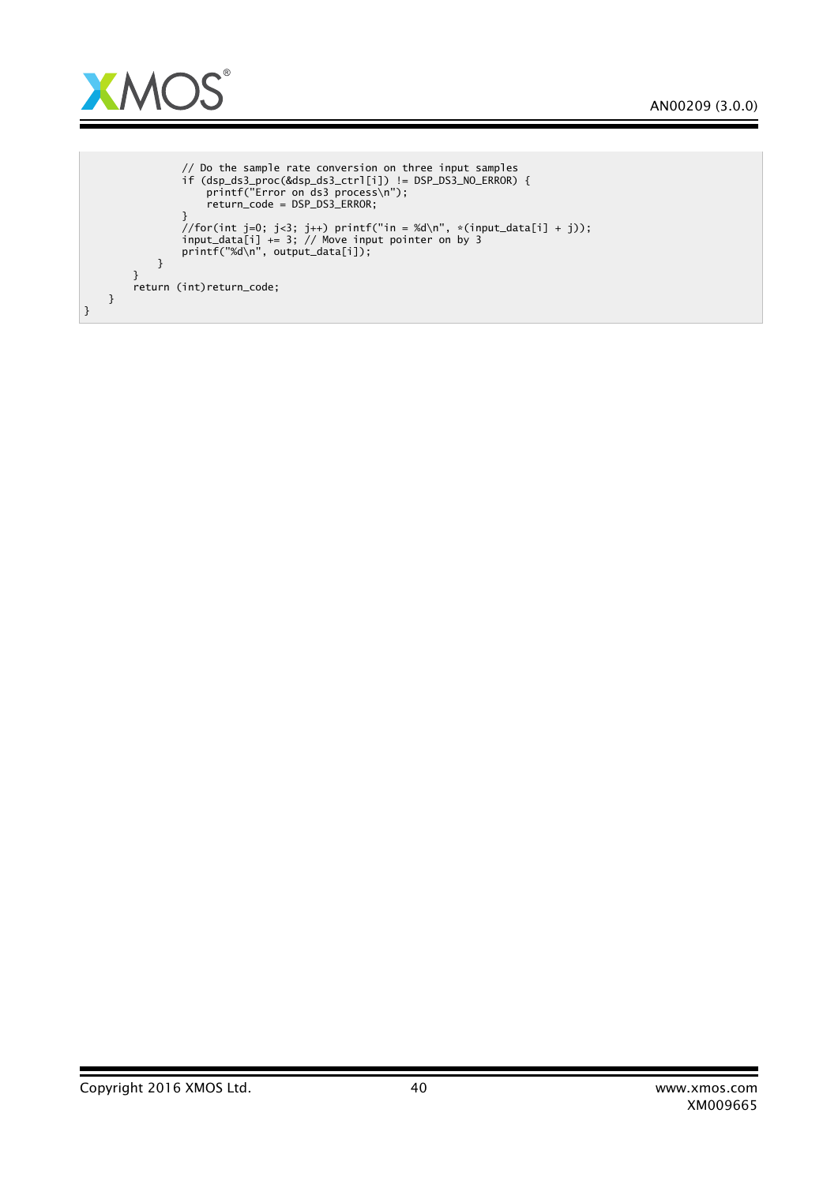```
                // Do the sample rate conversion on three input samples
                if (dsp_ds3_proc(&dsp_ds3_ctrl[i]) != DSP_DS3_NO_ERROR) {
                    printf("Error on ds3 process\n");
                    return_code = DSP_DS3_ERROR;
                }
                //for(int j=0; j<3; j++) printf("in = %d\n", *(input_data[i] + j));
                input_data[i] += 3; // Move input pointer on by 3
                printf("%d\n", output_data[i]);
            }
        }
        return (int)return_code;
    }
}
```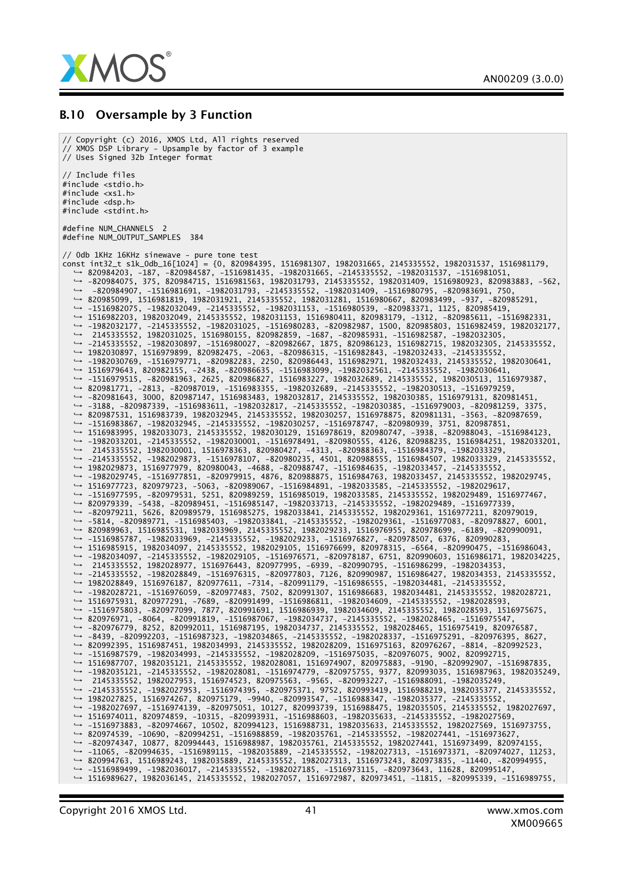## B.10 Oversample by 3 Function

```
// Copyright (c) 2016, XMOS Ltd, All rights reserved
// XMOS DSP Library - Upsample by factor of 3 example
// Uses Signed 32b Integer format

// Include files
#include <stdio.h>
#include <xs1.h>
#include <dsp.h>
#include <stdint.h>

#define NUM_CHANNELS  2
#define NUM_OUTPUT_SAMPLES  384

// 0db 1KHz 16KHz sinewave - pure tone test
const int32_t s1k_0db_16[1024] = {0, 820984395, 1516981307, 1982031665, 2145335552, 1982031537, 1516981179,
    ↪ 820984203, -187, -820984587, -1516981435, -1982031665, -2145335552, -1982031537, -1516981051,
    ↪ -820984075, 375, 820984715, 1516981563, 1982031793, 2145335552, 1982031409, 1516980923, 820983883, -562,
    ↪  -820984907, -1516981691, -1982031793, -2145335552, -1982031409, -1516980795, -820983691, 750,
    ↪ 820985099, 1516981819, 1982031921, 2145335552, 1982031281, 1516980667, 820983499, -937, -820985291,
    ↪ -1516982075, -1982032049, -2145335552, -1982031153, -1516980539, -820983371, 1125, 820985419,
    ↪ 1516982203, 1982032049, 2145335552, 1982031153, 1516980411, 820983179, -1312, -820985611, -1516982331,
    ↪ -1982032177, -2145335552, -1982031025, -1516980283, -820982987, 1500, 820985803, 1516982459, 1982032177,
    ↪  2145335552, 1982031025, 1516980155, 820982859, -1687, -820985931, -1516982587, -1982032305,
    ↪ -2145335552, -1982030897, -1516980027, -820982667, 1875, 820986123, 1516982715, 1982032305, 2145335552,
    ↪ 1982030897, 1516979899, 820982475, -2063, -820986315, -1516982843, -1982032433, -2145335552,
    ↪ -1982030769, -1516979771, -820982283, 2250, 820986443, 1516982971, 1982032433, 2145335552, 1982030641,
    ↪ 1516979643, 820982155, -2438, -820986635, -1516983099, -1982032561, -2145335552, -1982030641,
    ↪ -1516979515, -820981963, 2625, 820986827, 1516983227, 1982032689, 2145335552, 1982030513, 1516979387,
    ↪ 820981771, -2813, -820987019, -1516983355, -1982032689, -2145335552, -1982030513, -1516979259,
    ↪ -820981643, 3000, 820987147, 1516983483, 1982032817, 2145335552, 1982030385, 1516979131, 820981451,
    ↪ -3188, -820987339, -1516983611, -1982032817, -2145335552, -1982030385, -1516979003, -820981259, 3375,
    ↪ 820987531, 1516983739, 1982032945, 2145335552, 1982030257, 1516978875, 820981131, -3563, -820987659,
    ↪ -1516983867, -1982032945, -2145335552, -1982030257, -1516978747, -820980939, 3751, 820987851,
    ↪ 1516983995, 1982033073, 2145335552, 1982030129, 1516978619, 820980747, -3938, -820988043, -1516984123,
    ↪ -1982033201, -2145335552, -1982030001, -1516978491, -820980555, 4126, 820988235, 1516984251, 1982033201,
    ↪  2145335552, 1982030001, 1516978363, 820980427, -4313, -820988363, -1516984379, -1982033329,
    ↪ -2145335552, -1982029873, -1516978107, -820980235, 4501, 820988555, 1516984507, 1982033329, 2145335552,
    ↪ 1982029873, 1516977979, 820980043, -4688, -820988747, -1516984635, -1982033457, -2145335552,
    ↪ -1982029745, -1516977851, -820979915, 4876, 820988875, 1516984763, 1982033457, 2145335552, 1982029745,
    ↪ 1516977723, 820979723, -5063, -820989067, -1516984891, -1982033585, -2145335552, -1982029617,
    ↪ -1516977595, -820979531, 5251, 820989259, 1516985019, 1982033585, 2145335552, 1982029489, 1516977467,
    ↪ 820979339, -5438, -820989451, -1516985147, -1982033713, -2145335552, -1982029489, -1516977339,
    ↪ -820979211, 5626, 820989579, 1516985275, 1982033841, 2145335552, 1982029361, 1516977211, 820979019,
    ↪ -5814, -820989771, -1516985403, -1982033841, -2145335552, -1982029361, -1516977083, -820978827, 6001,
    ↪ 820989963, 1516985531, 1982033969, 2145335552, 1982029233, 1516976955, 820978699, -6189, -820990091,
    ↪ -1516985787, -1982033969, -2145335552, -1982029233, -1516976827, -820978507, 6376, 820990283,
    ↪ 1516985915, 1982034097, 2145335552, 1982029105, 1516976699, 820978315, -6564, -820990475, -1516986043,
    ↪ -1982034097, -2145335552, -1982029105, -1516976571, -820978187, 6751, 820990603, 1516986171, 1982034225,
    ↪  2145335552, 1982028977, 1516976443, 820977995, -6939, -820990795, -1516986299, -1982034353,
    ↪ -2145335552, -1982028849, -1516976315, -820977803, 7126, 820990987, 1516986427, 1982034353, 2145335552,
    ↪ 1982028849, 1516976187, 820977611, -7314, -820991179, -1516986555, -1982034481, -2145335552,
    ↪ -1982028721, -1516976059, -820977483, 7502, 820991307, 1516986683, 1982034481, 2145335552, 1982028721,
    ↪ 1516975931, 820977291, -7689, -820991499, -1516986811, -1982034609, -2145335552, -1982028593,
    ↪ -1516975803, -820977099, 7877, 820991691, 1516986939, 1982034609, 2145335552, 1982028593, 1516975675,
    ↪ 820976971, -8064, -820991819, -1516987067, -1982034737, -2145335552, -1982028465, -1516975547,
    ↪ -820976779, 8252, 820992011, 1516987195, 1982034737, 2145335552, 1982028465, 1516975419, 820976587,
    ↪ -8439, -820992203, -1516987323, -1982034865, -2145335552, -1982028337, -1516975291, -820976395, 8627,
    ↪ 820992395, 1516987451, 1982034993, 2145335552, 1982028209, 1516975163, 820976267, -8814, -820992523,
    ↪ -1516987579, -1982034993, -2145335552, -1982028209, -1516975035, -820976075, 9002, 820992715,
    ↪ 1516987707, 1982035121, 2145335552, 1982028081, 1516974907, 820975883, -9190, -820992907, -1516987835,
    ↪ -1982035121, -2145335552, -1982028081, -1516974779, -820975755, 9377, 820993035, 1516987963, 1982035249,
    ↪  2145335552, 1982027953, 1516974523, 820975563, -9565, -820993227, -1516988091, -1982035249,
    ↪ -2145335552, -1982027953, -1516974395, -820975371, 9752, 820993419, 1516988219, 1982035377, 2145335552,
    ↪ 1982027825, 1516974267, 820975179, -9940, -820993547, -1516988347, -1982035377, -2145335552,
    ↪ -1982027697, -1516974139, -820975051, 10127, 820993739, 1516988475, 1982035505, 2145335552, 1982027697,
    ↪ 1516974011, 820974859, -10315, -820993931, -1516988603, -1982035633, -2145335552, -1982027569,
    ↪ -1516973883, -820974667, 10502, 820994123, 1516988731, 1982035633, 2145335552, 1982027569, 1516973755,
    ↪ 820974539, -10690, -820994251, -1516988859, -1982035761, -2145335552, -1982027441, -1516973627,
    ↪ -820974347, 10877, 820994443, 1516988987, 1982035761, 2145335552, 1982027441, 1516973499, 820974155,
    ↪ -11065, -820994635, -1516989115, -1982035889, -2145335552, -1982027313, -1516973371, -820974027, 11253,
    ↪ 820994763, 1516989243, 1982035889, 2145335552, 1982027313, 1516973243, 820973835, -11440, -820994955,
    ↪ -1516989499, -1982036017, -2145335552, -1982027185, -1516973115, -820973643, 11628, 820995147,
    ↪ 1516989627, 1982036145, 2145335552, 1982027057, 1516972987, 820973451, -11815, -820995339, -1516989755,
```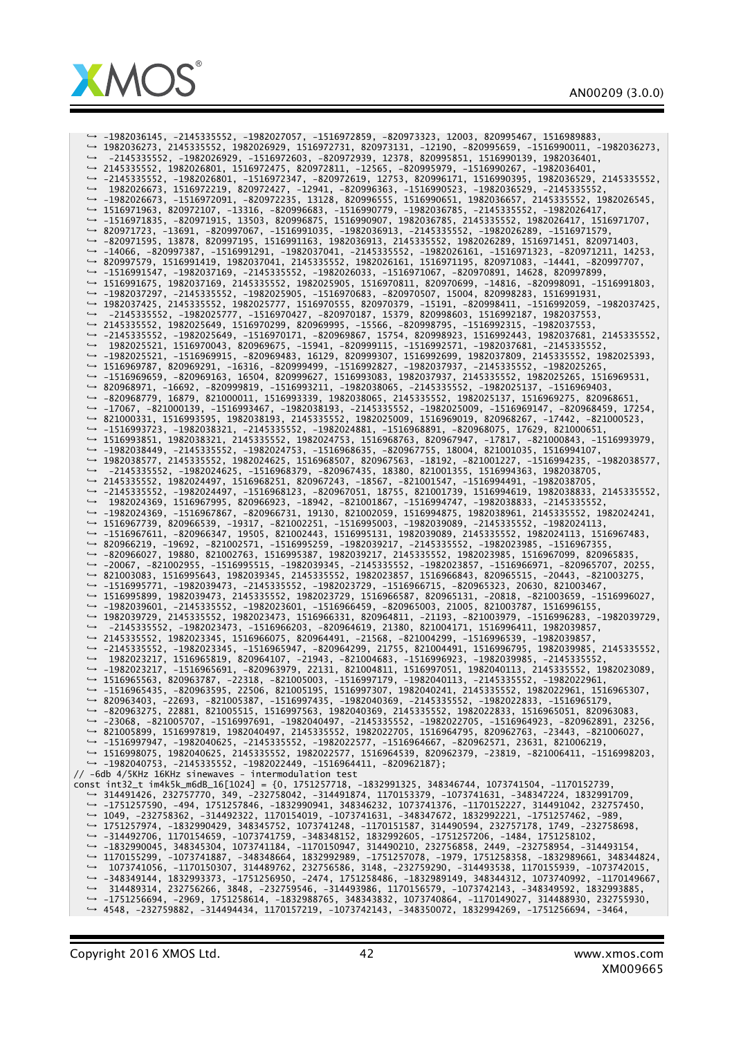```
↪ -1982036145, -2145335552, -1982027057, -1516972859, -820973323, 12003, 820995467, 1516989883,
↪ 1982036273, 2145335552, 1982026929, 1516972731, 820973131, -12190, -820995659, -1516990011, -1982036273,
↪  -2145335552, -1982026929, -1516972603, -820972939, 12378, 820995851, 1516990139, 1982036401,
↪ 2145335552, 1982026801, 1516972475, 820972811, -12565, -820995979, -1516990267, -1982036401,
↪ -2145335552, -1982026801, -1516972347, -820972619, 12753, 820996171, 1516990395, 1982036529, 2145335552,
↪  1982026673, 1516972219, 820972427, -12941, -820996363, -1516990523, -1982036529, -2145335552,
↪ -1982026673, -1516972091, -820972235, 13128, 820996555, 1516990651, 1982036657, 2145335552, 1982026545,
↪ 1516971963, 820972107, -13316, -820996683, -1516990779, -1982036785, -2145335552, -1982026417,
↪ -1516971835, -820971915, 13503, 820996875, 1516990907, 1982036785, 2145335552, 1982026417, 1516971707,
↪ 820971723, -13691, -820997067, -1516991035, -1982036913, -2145335552, -1982026289, -1516971579,
↪ -820971595, 13878, 820997195, 1516991163, 1982036913, 2145335552, 1982026289, 1516971451, 820971403,
↪ -14066, -820997387, -1516991291, -1982037041, -2145335552, -1982026161, -1516971323, -820971211, 14253,
↪ 820997579, 1516991419, 1982037041, 2145335552, 1982026161, 1516971195, 820971083, -14441, -820997707,
↪ -1516991547, -1982037169, -2145335552, -1982026033, -1516971067, -820970891, 14628, 820997899,
↪ 1516991675, 1982037169, 2145335552, 1982025905, 1516970811, 820970699, -14816, -820998091, -1516991803,
↪ -1982037297, -2145335552, -1982025905, -1516970683, -820970507, 15004, 820998283, 1516991931,
↪ 1982037425, 2145335552, 1982025777, 1516970555, 820970379, -15191, -820998411, -1516992059, -1982037425,
↪  -2145335552, -1982025777, -1516970427, -820970187, 15379, 820998603, 1516992187, 1982037553,
↪ 2145335552, 1982025649, 1516970299, 820969995, -15566, -820998795, -1516992315, -1982037553,
↪ -2145335552, -1982025649, -1516970171, -820969867, 15754, 820998923, 1516992443, 1982037681, 2145335552,
↪  1982025521, 1516970043, 820969675, -15941, -820999115, -1516992571, -1982037681, -2145335552,
↪ -1982025521, -1516969915, -820969483, 16129, 820999307, 1516992699, 1982037809, 2145335552, 1982025393,
↪ 1516969787, 820969291, -16316, -820999499, -1516992827, -1982037937, -2145335552, -1982025265,
↪ -1516969659, -820969163, 16504, 820999627, 1516993083, 1982037937, 2145335552, 1982025265, 1516969531,
↪ 820968971, -16692, -820999819, -1516993211, -1982038065, -2145335552, -1982025137, -1516969403,
↪ -820968779, 16879, 821000011, 1516993339, 1982038065, 2145335552, 1982025137, 1516969275, 820968651,
↪ -17067, -821000139, -1516993467, -1982038193, -2145335552, -1982025009, -1516969147, -820968459, 17254,
↪ 821000331, 1516993595, 1982038193, 2145335552, 1982025009, 1516969019, 820968267, -17442, -821000523,
↪ -1516993723, -1982038321, -2145335552, -1982024881, -1516968891, -820968075, 17629, 821000651,
↪ 1516993851, 1982038321, 2145335552, 1982024753, 1516968763, 820967947, -17817, -821000843, -1516993979,
↪ -1982038449, -2145335552, -1982024753, -1516968635, -820967755, 18004, 821001035, 1516994107,
↪ 1982038577, 2145335552, 1982024625, 1516968507, 820967563, -18192, -821001227, -1516994235, -1982038577,
↪  -2145335552, -1982024625, -1516968379, -820967435, 18380, 821001355, 1516994363, 1982038705,
↪ 2145335552, 1982024497, 1516968251, 820967243, -18567, -821001547, -1516994491, -1982038705,
↪ -2145335552, -1982024497, -1516968123, -820967051, 18755, 821001739, 1516994619, 1982038833, 2145335552,
↪  1982024369, 1516967995, 820966923, -18942, -821001867, -1516994747, -1982038833, -2145335552,
↪ -1982024369, -1516967867, -820966731, 19130, 821002059, 1516994875, 1982038961, 2145335552, 1982024241,
↪ 1516967739, 820966539, -19317, -821002251, -1516995003, -1982039089, -2145335552, -1982024113,
↪ -1516967611, -820966347, 19505, 821002443, 1516995131, 1982039089, 2145335552, 1982024113, 1516967483,
↪ 820966219, -19692, -821002571, -1516995259, -1982039217, -2145335552, -1982023985, -1516967355,
↪ -820966027, 19880, 821002763, 1516995387, 1982039217, 2145335552, 1982023985, 1516967099, 820965835,
↪ -20067, -821002955, -1516995515, -1982039345, -2145335552, -1982023857, -1516966971, -820965707, 20255,
↪ 821003083, 1516995643, 1982039345, 2145335552, 1982023857, 1516966843, 820965515, -20443, -821003275,
↪ -1516995771, -1982039473, -2145335552, -1982023729, -1516966715, -820965323, 20630, 821003467,
↪ 1516995899, 1982039473, 2145335552, 1982023729, 1516966587, 820965131, -20818, -821003659, -1516996027,
↪ -1982039601, -2145335552, -1982023601, -1516966459, -820965003, 21005, 821003787, 1516996155,
↪ 1982039729, 2145335552, 1982023473, 1516966331, 820964811, -21193, -821003979, -1516996283, -1982039729,
↪  -2145335552, -1982023473, -1516966203, -820964619, 21380, 821004171, 1516996411, 1982039857,
↪ 2145335552, 1982023345, 1516966075, 820964491, -21568, -821004299, -1516996539, -1982039857,
↪ -2145335552, -1982023345, -1516965947, -820964299, 21755, 821004491, 1516996795, 1982039985, 2145335552,
↪  1982023217, 1516965819, 820964107, -21943, -821004683, -1516996923, -1982039985, -2145335552,
↪ -1982023217, -1516965691, -820963979, 22131, 821004811, 1516997051, 1982040113, 2145335552, 1982023089,
↪ 1516965563, 820963787, -22318, -821005003, -1516997179, -1982040113, -2145335552, -1982022961,
↪ -1516965435, -820963595, 22506, 821005195, 1516997307, 1982040241, 2145335552, 1982022961, 1516965307,
↪ 820963403, -22693, -821005387, -1516997435, -1982040369, -2145335552, -1982022833, -1516965179,
↪ -820963275, 22881, 821005515, 1516997563, 1982040369, 2145335552, 1982022833, 1516965051, 820963083,
↪ -23068, -821005707, -1516997691, -1982040497, -2145335552, -1982022705, -1516964923, -820962891, 23256,
↪ 821005899, 1516997819, 1982040497, 2145335552, 1982022705, 1516964795, 820962763, -23443, -821006027,
↪ -1516997947, -1982040625, -2145335552, -1982022577, -1516964667, -820962571, 23631, 821006219,
↪ 1516998075, 1982040625, 2145335552, 1982022577, 1516964539, 820962379, -23819, -821006411, -1516998203,
↪ -1982040753, -2145335552, -1982022449, -1516964411, -820962187};
// -6db 4/5KHz 16KHz sinewaves - intermodulation test
const int32_t im4k5k_m6dB_16[1024] = {0, 1751257718, -1832991325, 348346744, 1073741504, -1170152739,
↪ 314491426, 232757770, 349, -232758042, -314491874, 1170153379, -1073741631, -348347224, 1832991709,
↪ -1751257590, -494, 1751257846, -1832990941, 348346232, 1073741376, -1170152227, 314491042, 232757450,
↪ 1049, -232758362, -314492322, 1170154019, -1073741631, -348347672, 1832992221, -1751257462, -989,
↪ 1751257974, -1832990429, 348345752, 1073741248, -1170151587, 314490594, 232757178, 1749, -232758698,
↪ -314492706, 1170154659, -1073741759, -348348152, 1832992605, -1751257206, -1484, 1751258102,
↪ -1832990045, 348345304, 1073741184, -1170150947, 314490210, 232756858, 2449, -232758954, -314493154,
↪ 1170155299, -1073741887, -348348664, 1832992989, -1751257078, -1979, 1751258358, -1832989661, 348344824,
↪  1073741056, -1170150307, 314489762, 232756586, 3148, -232759290, -314493538, 1170155939, -1073742015,
↪ -348349144, 1832993373, -1751256950, -2474, 1751258486, -1832989149, 348344312, 1073740992, -1170149667,
↪  314489314, 232756266, 3848, -232759546, -314493986, 1170156579, -1073742143, -348349592, 1832993885,
↪ -1751256694, -2969, 1751258614, -1832988765, 348343832, 1073740864, -1170149027, 314488930, 232755930,
↪ 4548, -232759882, -314494434, 1170157219, -1073742143, -348350072, 1832994269, -1751256694, -3464,
```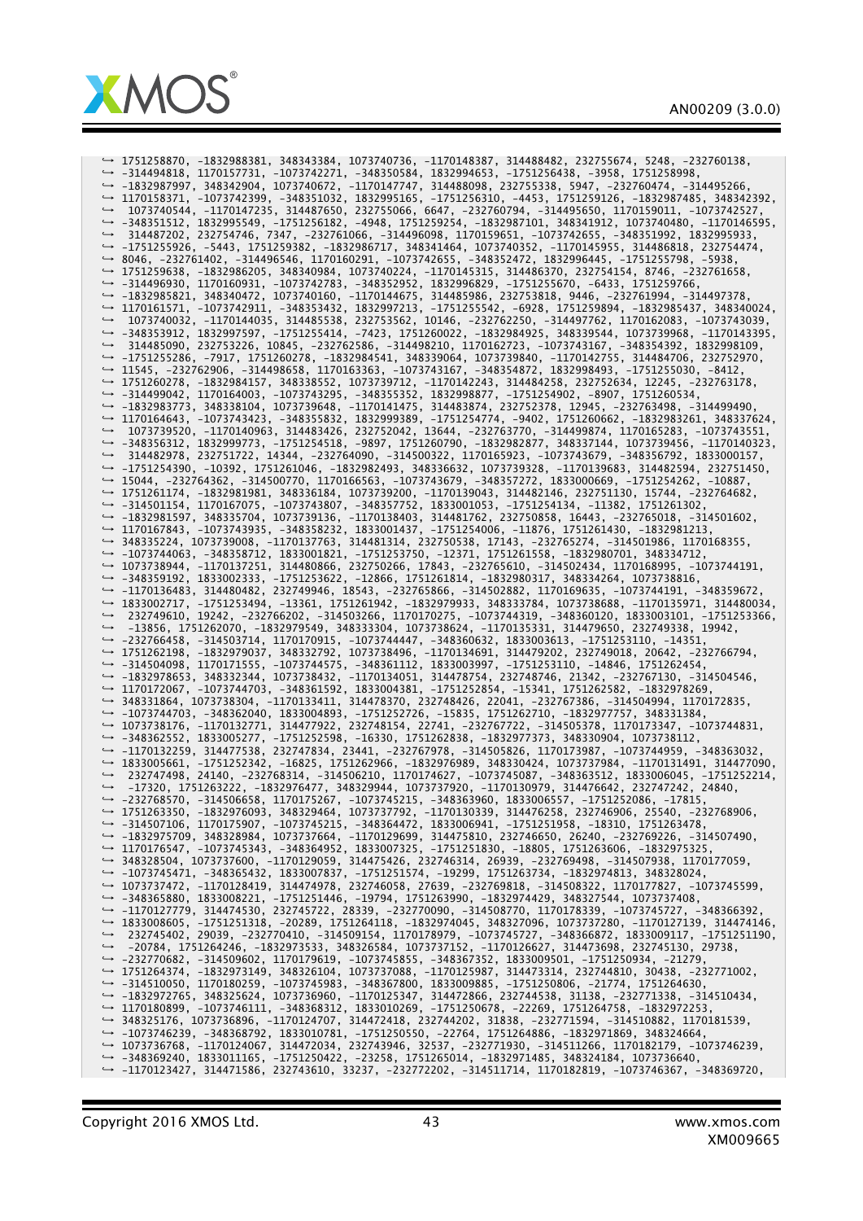```
↪ 1751258870, -1832988381, 348343384, 1073740736, -1170148387, 314488482, 232755674, 5248, -232760138,
↪ -314494818, 1170157731, -1073742271, -348350584, 1832994653, -1751256438, -3958, 1751258998,
↪ -1832987997, 348342904, 1073740672, -1170147747, 314488098, 232755338, 5947, -232760474, -314495266,
↪ 1170158371, -1073742399, -348351032, 1832995165, -1751256310, -4453, 1751259126, -1832987485, 348342392,
↪  1073740544, -1170147235, 314487650, 232755066, 6647, -232760794, -314495650, 1170159011, -1073742527,
↪ -348351512, 1832995549, -1751256182, -4948, 1751259254, -1832987101, 348341912, 1073740480, -1170146595,
↪  314487202, 232754746, 7347, -232761066, -314496098, 1170159651, -1073742655, -348351992, 1832995933,
↪ -1751255926, -5443, 1751259382, -1832986717, 348341464, 1073740352, -1170145955, 314486818, 232754474,
↪ 8046, -232761402, -314496546, 1170160291, -1073742655, -348352472, 1832996445, -1751255798, -5938,
↪ 1751259638, -1832986205, 348340984, 1073740224, -1170145315, 314486370, 232754154, 8746, -232761658,
↪ -314496930, 1170160931, -1073742783, -348352952, 1832996829, -1751255670, -6433, 1751259766,
↪ -1832985821, 348340472, 1073740160, -1170144675, 314485986, 232753818, 9446, -232761994, -314497378,
↪ 1170161571, -1073742911, -348353432, 1832997213, -1751255542, -6928, 1751259894, -1832985437, 348340024,
↪  1073740032, -1170144035, 314485538, 232753562, 10146, -232762250, -314497762, 1170162083, -1073743039,
↪ -348353912, 1832997597, -1751255414, -7423, 1751260022, -1832984925, 348339544, 1073739968, -1170143395,
↪  314485090, 232753226, 10845, -232762586, -314498210, 1170162723, -1073743167, -348354392, 1832998109,
↪ -1751255286, -7917, 1751260278, -1832984541, 348339064, 1073739840, -1170142755, 314484706, 232752970,
↪ 11545, -232762906, -314498658, 1170163363, -1073743167, -348354872, 1832998493, -1751255030, -8412,
↪ 1751260278, -1832984157, 348338552, 1073739712, -1170142243, 314484258, 232752634, 12245, -232763178,
↪ -314499042, 1170164003, -1073743295, -348355352, 1832998877, -1751254902, -8907, 1751260534,
↪ -1832983773, 348338104, 1073739648, -1170141475, 314483874, 232752378, 12945, -232763498, -314499490,
↪ 1170164643, -1073743423, -348355832, 1832999389, -1751254774, -9402, 1751260662, -1832983261, 348337624,
↪  1073739520, -1170140963, 314483426, 232752042, 13644, -232763770, -314499874, 1170165283, -1073743551,
↪ -348356312, 1832999773, -1751254518, -9897, 1751260790, -1832982877, 348337144, 1073739456, -1170140323,
↪  314482978, 232751722, 14344, -232764090, -314500322, 1170165923, -1073743679, -348356792, 1833000157,
↪ -1751254390, -10392, 1751261046, -1832982493, 348336632, 1073739328, -1170139683, 314482594, 232751450,
↪ 15044, -232764362, -314500770, 1170166563, -1073743679, -348357272, 1833000669, -1751254262, -10887,
↪ 1751261174, -1832981981, 348336184, 1073739200, -1170139043, 314482146, 232751130, 15744, -232764682,
↪ -314501154, 1170167075, -1073743807, -348357752, 1833001053, -1751254134, -11382, 1751261302,
↪ -1832981597, 348335704, 1073739136, -1170138403, 314481762, 232750858, 16443, -232765018, -314501602,
↪ 1170167843, -1073743935, -348358232, 1833001437, -1751254006, -11876, 1751261430, -1832981213,
↪ 348335224, 1073739008, -1170137763, 314481314, 232750538, 17143, -232765274, -314501986, 1170168355,
↪ -1073744063, -348358712, 1833001821, -1751253750, -12371, 1751261558, -1832980701, 348334712,
↪ 1073738944, -1170137251, 314480866, 232750266, 17843, -232765610, -314502434, 1170168995, -1073744191,
↪ -348359192, 1833002333, -1751253622, -12866, 1751261814, -1832980317, 348334264, 1073738816,
↪ -1170136483, 314480482, 232749946, 18543, -232765866, -314502882, 1170169635, -1073744191, -348359672,
↪ 1833002717, -1751253494, -13361, 1751261942, -1832979933, 348333784, 1073738688, -1170135971, 314480034,
↪  232749610, 19242, -232766202, -314503266, 1170170275, -1073744319, -348360120, 1833003101, -1751253366,
↪  -13856, 1751262070, -1832979549, 348333304, 1073738624, -1170135331, 314479650, 232749338, 19942,
↪ -232766458, -314503714, 1170170915, -1073744447, -348360632, 1833003613, -1751253110, -14351,
↪ 1751262198, -1832979037, 348332792, 1073738496, -1170134691, 314479202, 232749018, 20642, -232766794,
↪ -314504098, 1170171555, -1073744575, -348361112, 1833003997, -1751253110, -14846, 1751262454,
↪ -1832978653, 348332344, 1073738432, -1170134051, 314478754, 232748746, 21342, -232767130, -314504546,
↪ 1170172067, -1073744703, -348361592, 1833004381, -1751252854, -15341, 1751262582, -1832978269,
↪ 348331864, 1073738304, -1170133411, 314478370, 232748426, 22041, -232767386, -314504994, 1170172835,
↪ -1073744703, -348362040, 1833004893, -1751252726, -15835, 1751262710, -1832977757, 348331384,
↪ 1073738176, -1170132771, 314477922, 232748154, 22741, -232767722, -314505378, 1170173347, -1073744831,
↪ -348362552, 1833005277, -1751252598, -16330, 1751262838, -1832977373, 348330904, 1073738112,
↪ -1170132259, 314477538, 232747834, 23441, -232767978, -314505826, 1170173987, -1073744959, -348363032,
↪ 1833005661, -1751252342, -16825, 1751262966, -1832976989, 348330424, 1073737984, -1170131491, 314477090,
↪  232747498, 24140, -232768314, -314506210, 1170174627, -1073745087, -348363512, 1833006045, -1751252214,
↪  -17320, 1751263222, -1832976477, 348329944, 1073737920, -1170130979, 314476642, 232747242, 24840,
↪ -232768570, -314506658, 1170175267, -1073745215, -348363960, 1833006557, -1751252086, -17815,
↪ 1751263350, -1832976093, 348329464, 1073737792, -1170130339, 314476258, 232746906, 25540, -232768906,
↪ -314507106, 1170175907, -1073745215, -348364472, 1833006941, -1751251958, -18310, 1751263478,
↪ -1832975709, 348328984, 1073737664, -1170129699, 314475810, 232746650, 26240, -232769226, -314507490,
↪ 1170176547, -1073745343, -348364952, 1833007325, -1751251830, -18805, 1751263606, -1832975325,
↪ 348328504, 1073737600, -1170129059, 314475426, 232746314, 26939, -232769498, -314507938, 1170177059,
↪ -1073745471, -348365432, 1833007837, -1751251574, -19299, 1751263734, -1832974813, 348328024,
↪ 1073737472, -1170128419, 314474978, 232746058, 27639, -232769818, -314508322, 1170177827, -1073745599,
↪ -348365880, 1833008221, -1751251446, -19794, 1751263990, -1832974429, 348327544, 1073737408,
↪ -1170127779, 314474530, 232745722, 28339, -232770090, -314508770, 1170178339, -1073745727, -348366392,
↪ 1833008605, -1751251318, -20289, 1751264118, -1832974045, 348327096, 1073737280, -1170127139, 314474146,
↪  232745402, 29039, -232770410, -314509154, 1170178979, -1073745727, -348366872, 1833009117, -1751251190,
↪  -20784, 1751264246, -1832973533, 348326584, 1073737152, -1170126627, 314473698, 232745130, 29738,
↪ -232770682, -314509602, 1170179619, -1073745855, -348367352, 1833009501, -1751250934, -21279,
↪ 1751264374, -1832973149, 348326104, 1073737088, -1170125987, 314473314, 232744810, 30438, -232771002,
↪ -314510050, 1170180259, -1073745983, -348367800, 1833009885, -1751250806, -21774, 1751264630,
↪ -1832972765, 348325624, 1073736960, -1170125347, 314472866, 232744538, 31138, -232771338, -314510434,
↪ 1170180899, -1073746111, -348368312, 1833010269, -1751250678, -22269, 1751264758, -1832972253,
↪ 348325176, 1073736896, -1170124707, 314472418, 232744202, 31838, -232771594, -314510882, 1170181539,
↪ -1073746239, -348368792, 1833010781, -1751250550, -22764, 1751264886, -1832971869, 348324664,
↪ 1073736768, -1170124067, 314472034, 232743946, 32537, -232771930, -314511266, 1170182179, -1073746239,
↪ -348369240, 1833011165, -1751250422, -23258, 1751265014, -1832971485, 348324184, 1073736640,
↪ -1170123427, 314471586, 232743610, 33237, -232772202, -314511714, 1170182819, -1073746367, -348369720,
```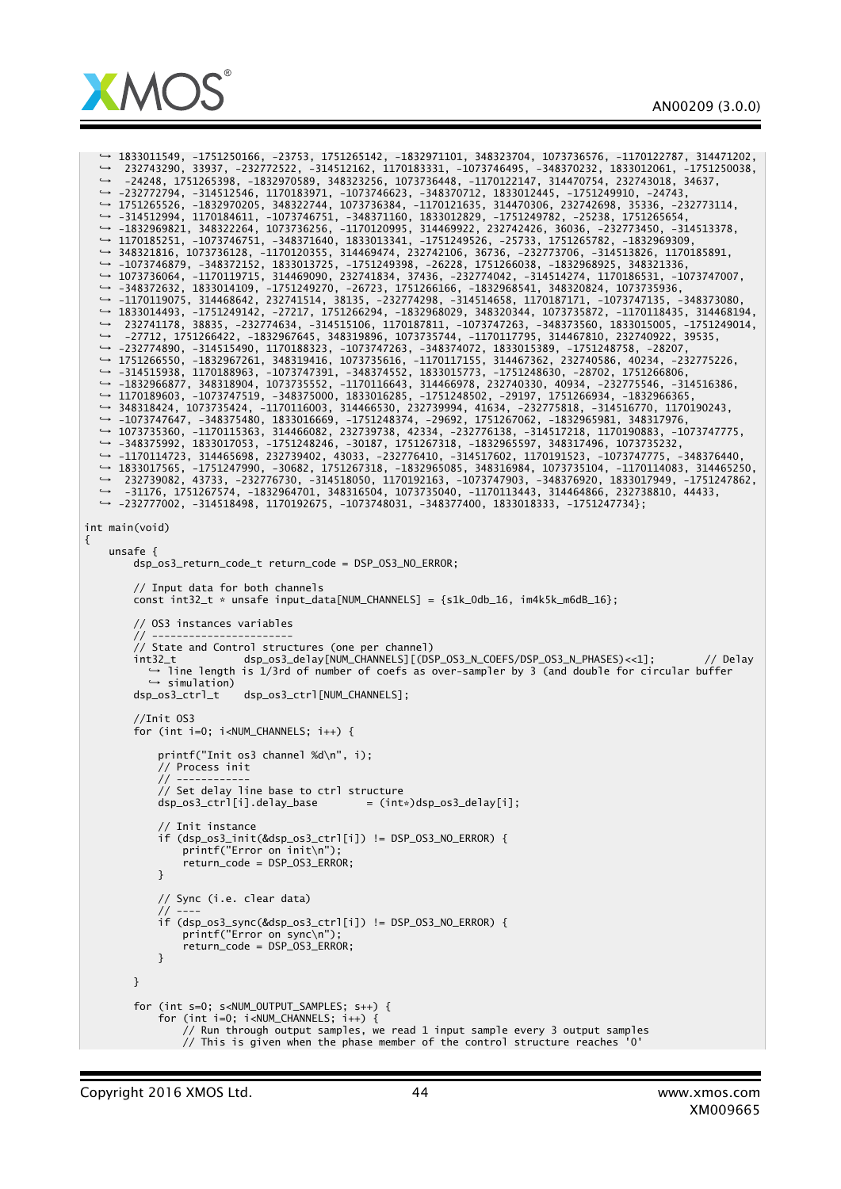```
    ↪ 1833011549, -1751250166, -23753, 1751265142, -1832971101, 348323704, 1073736576, -1170122787, 314471202,
    ↪  232743290, 33937, -232772522, -314512162, 1170183331, -1073746495, -348370232, 1833012061, -1751250038,
    ↪  -24248, 1751265398, -1832970589, 348323256, 1073736448, -1170122147, 314470754, 232743018, 34637,
    ↪ -232772794, -314512546, 1170183971, -1073746623, -348370712, 1833012445, -1751249910, -24743,
    ↪ 1751265526, -1832970205, 348322744, 1073736384, -1170121635, 314470306, 232742698, 35336, -232773114,
    ↪ -314512994, 1170184611, -1073746751, -348371160, 1833012829, -1751249782, -25238, 1751265654,
    ↪ -1832969821, 348322264, 1073736256, -1170120995, 314469922, 232742426, 36036, -232773450, -314513378,
    ↪ 1170185251, -1073746751, -348371640, 1833013341, -1751249526, -25733, 1751265782, -1832969309,
    ↪ 348321816, 1073736128, -1170120355, 314469474, 232742106, 36736, -232773706, -314513826, 1170185891,
    ↪ -1073746879, -348372152, 1833013725, -1751249398, -26228, 1751266038, -1832968925, 348321336,
    ↪ 1073736064, -1170119715, 314469090, 232741834, 37436, -232774042, -314514274, 1170186531, -1073747007,
    ↪ -348372632, 1833014109, -1751249270, -26723, 1751266166, -1832968541, 348320824, 1073735936,
    ↪ -1170119075, 314468642, 232741514, 38135, -232774298, -314514658, 1170187171, -1073747135, -348373080,
    ↪ 1833014493, -1751249142, -27217, 1751266294, -1832968029, 348320344, 1073735872, -1170118435, 314468194,
    ↪  232741178, 38835, -232774634, -314515106, 1170187811, -1073747263, -348373560, 1833015005, -1751249014,
    ↪  -27712, 1751266422, -1832967645, 348319896, 1073735744, -1170117795, 314467810, 232740922, 39535,
    ↪ -232774890, -314515490, 1170188323, -1073747263, -348374072, 1833015389, -1751248758, -28207,
    ↪ 1751266550, -1832967261, 348319416, 1073735616, -1170117155, 314467362, 232740586, 40234, -232775226,
    ↪ -314515938, 1170188963, -1073747391, -348374552, 1833015773, -1751248630, -28702, 1751266806,
    ↪ -1832966877, 348318904, 1073735552, -1170116643, 314466978, 232740330, 40934, -232775546, -314516386,
    ↪ 1170189603, -1073747519, -348375000, 1833016285, -1751248502, -29197, 1751266934, -1832966365,
    ↪ 348318424, 1073735424, -1170116003, 314466530, 232739994, 41634, -232775818, -314516770, 1170190243,
    ↪ -1073747647, -348375480, 1833016669, -1751248374, -29692, 1751267062, -1832965981, 348317976,
    ↪ 1073735360, -1170115363, 314466082, 232739738, 42334, -232776138, -314517218, 1170190883, -1073747775,
    ↪ -348375992, 1833017053, -1751248246, -30187, 1751267318, -1832965597, 348317496, 1073735232,
    ↪ -1170114723, 314465698, 232739402, 43033, -232776410, -314517602, 1170191523, -1073747775, -348376440,
    ↪ 1833017565, -1751247990, -30682, 1751267318, -1832965085, 348316984, 1073735104, -1170114083, 314465250,
    ↪  232739082, 43733, -232776730, -314518050, 1170192163, -1073747903, -348376920, 1833017949, -1751247862,
    ↪  -31176, 1751267574, -1832964701, 348316504, 1073735040, -1170113443, 314464866, 232738810, 44433,
    ↪ -232777002, -314518498, 1170192675, -1073748031, -348377400, 1833018333, -1751247734};

int main(void)
{
    unsafe {
        dsp_os3_return_code_t return_code = DSP_OS3_NO_ERROR;

        // Input data for both channels
        const int32_t * unsafe input_data[NUM_CHANNELS] = {s1k_0db_16, im4k5k_m6dB_16};

        // OS3 instances variables
        // -----------------------
        // State and Control structures (one per channel)
        int32_t           dsp_os3_delay[NUM_CHANNELS][(DSP_OS3_N_COEFS/DSP_OS3_N_PHASES)<<1];        // Delay
          ↪ line length is 1/3rd of number of coefs as over-sampler by 3 (and double for circular buffer
          ↪ simulation)
        dsp_os3_ctrl_t    dsp_os3_ctrl[NUM_CHANNELS];

        //Init OS3
        for (int i=0; i<NUM_CHANNELS; i++) {

            printf("Init os3 channel %d\n", i);
            // Process init
            // ------------
            // Set delay line base to ctrl structure
            dsp_os3_ctrl[i].delay_base        = (int*)dsp_os3_delay[i];

            // Init instance
            if (dsp_os3_init(&dsp_os3_ctrl[i]) != DSP_OS3_NO_ERROR) {
                printf("Error on init\n");
                return_code = DSP_OS3_ERROR;
            }

            // Sync (i.e. clear data)
            // ----
            if (dsp_os3_sync(&dsp_os3_ctrl[i]) != DSP_OS3_NO_ERROR) {
                printf("Error on sync\n");
                return_code = DSP_OS3_ERROR;
            }

        }

        for (int s=0; s<NUM_OUTPUT_SAMPLES; s++) {
            for (int i=0; i<NUM_CHANNELS; i++) {
                // Run through output samples, we read 1 input sample every 3 output samples
                // This is given when the phase member of the control structure reaches '0'
```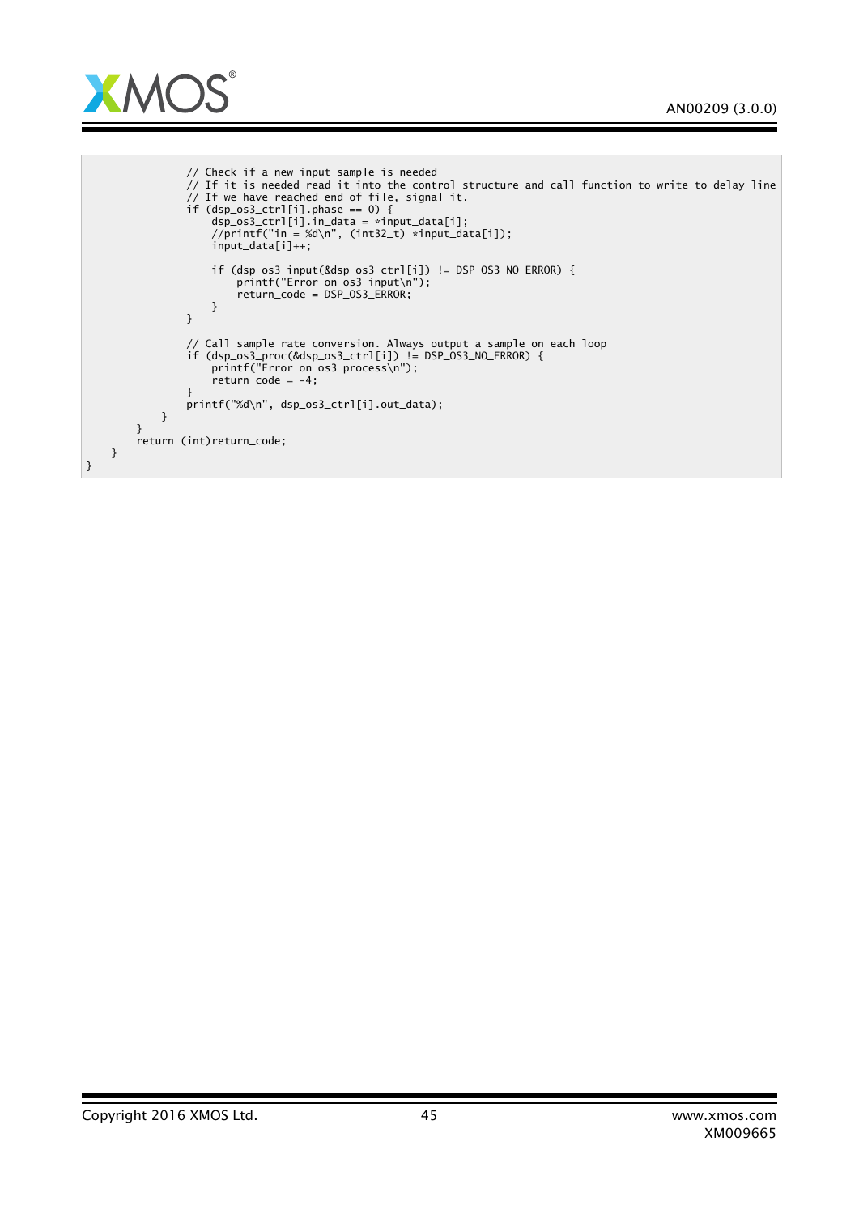```
                // Check if a new input sample is needed
                // If it is needed read it into the control structure and call function to write to delay line
                // If we have reached end of file, signal it.
                if (dsp_os3_ctrl[i].phase == 0) {
                    dsp_os3_ctrl[i].in_data = *input_data[i];
                    //printf("in = %d\n", (int32_t) *input_data[i]);
                    input_data[i]++;

                    if (dsp_os3_input(&dsp_os3_ctrl[i]) != DSP_OS3_NO_ERROR) {
                        printf("Error on os3 input\n");
                        return_code = DSP_OS3_ERROR;
                    }
                }

                // Call sample rate conversion. Always output a sample on each loop
                if (dsp_os3_proc(&dsp_os3_ctrl[i]) != DSP_OS3_NO_ERROR) {
                    printf("Error on os3 process\n");
                    return_code = -4;
                }
                printf("%d\n", dsp_os3_ctrl[i].out_data);
            }
        }
        return (int)return_code;
    }
}
```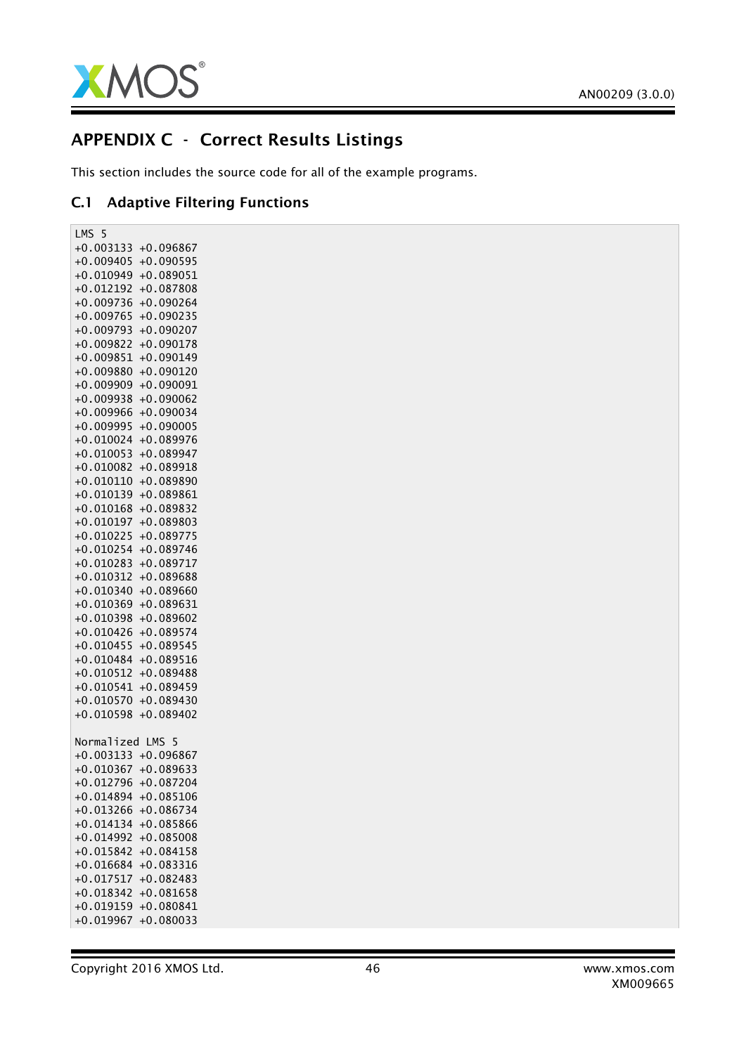# APPENDIX C - Correct Results Listings

This section includes the source code for all of the example programs.

## C.1 Adaptive Filtering Functions

```
LMS 5
+0.003133 +0.096867
+0.009405 +0.090595
+0.010949 +0.089051
+0.012192 +0.087808
+0.009736 +0.090264
+0.009765 +0.090235
+0.009793 +0.090207
+0.009822 +0.090178
+0.009851 +0.090149
+0.009880 +0.090120
+0.009909 +0.090091
+0.009938 +0.090062
+0.009966 +0.090034
+0.009995 +0.090005
+0.010024 +0.089976
+0.010053 +0.089947
+0.010082 +0.089918
+0.010110 +0.089890
+0.010139 +0.089861
+0.010168 +0.089832
+0.010197 +0.089803
+0.010225 +0.089775
+0.010254 +0.089746
+0.010283 +0.089717
+0.010312 +0.089688
+0.010340 +0.089660
+0.010369 +0.089631
+0.010398 +0.089602
+0.010426 +0.089574
+0.010455 +0.089545
+0.010484 +0.089516
+0.010512 +0.089488
+0.010541 +0.089459
+0.010570 +0.089430
+0.010598 +0.089402

Normalized LMS 5
+0.003133 +0.096867
+0.010367 +0.089633
+0.012796 +0.087204
+0.014894 +0.085106
+0.013266 +0.086734
+0.014134 +0.085866
+0.014992 +0.085008
+0.015842 +0.084158
+0.016684 +0.083316
+0.017517 +0.082483
+0.018342 +0.081658
+0.019159 +0.080841
+0.019967 +0.080033
```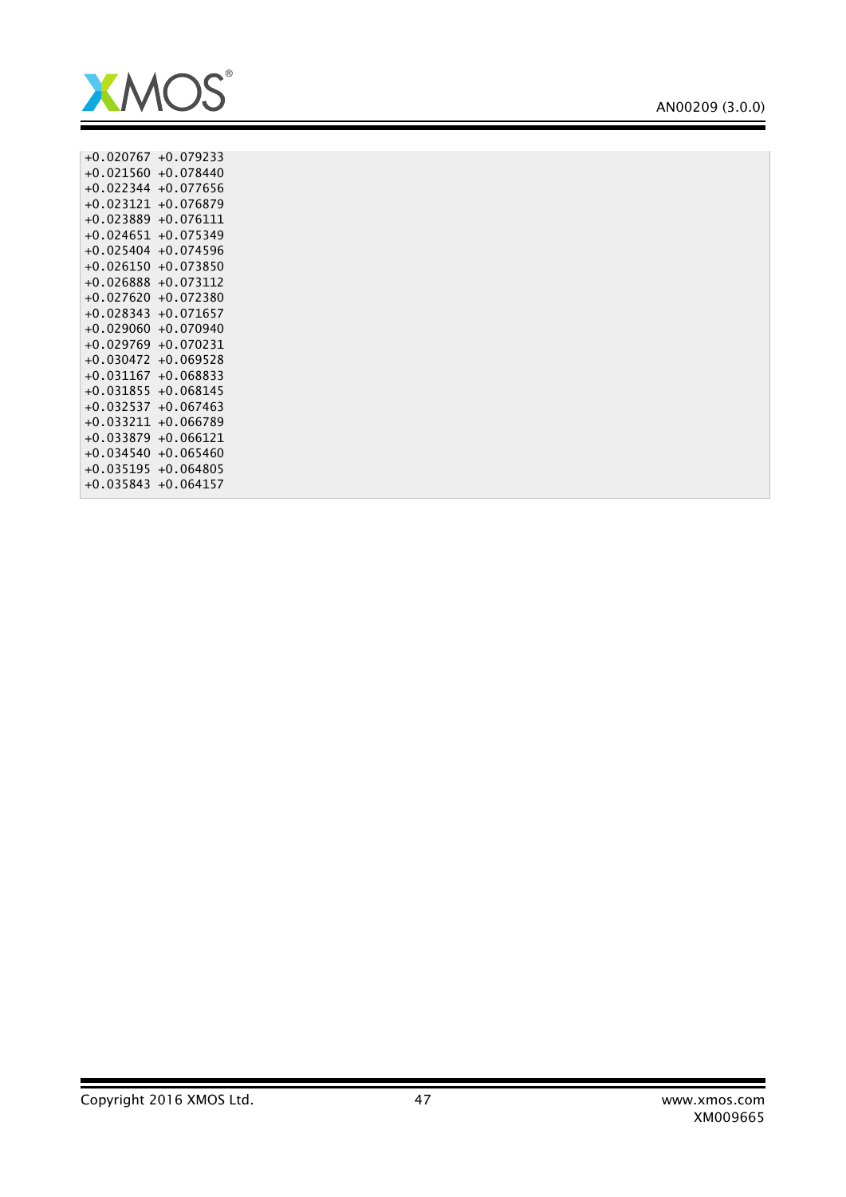```
+0.020767 +0.079233
+0.021560 +0.078440
+0.022344 +0.077656
+0.023121 +0.076879
+0.023889 +0.076111
+0.024651 +0.075349
+0.025404 +0.074596
+0.026150 +0.073850
+0.026888 +0.073112
+0.027620 +0.072380
+0.028343 +0.071657
+0.029060 +0.070940
+0.029769 +0.070231
+0.030472 +0.069528
+0.031167 +0.068833
+0.031855 +0.068145
+0.032537 +0.067463
+0.033211 +0.066789
+0.033879 +0.066121
+0.034540 +0.065460
+0.035195 +0.064805
+0.035843 +0.064157
```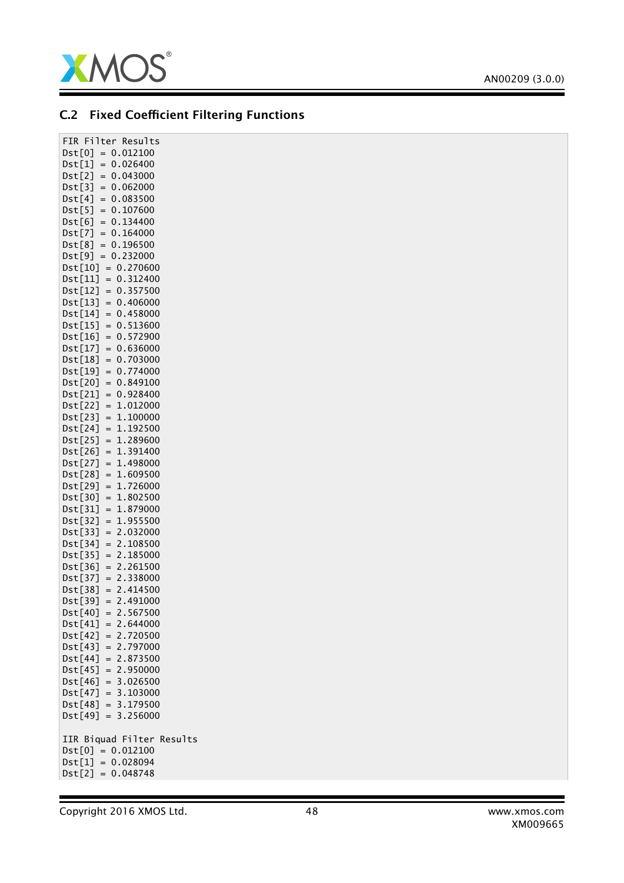### C.2 Fixed Coefficient Filtering Functions

```
FIR Filter Results
Dst[0] = 0.012100
Dst[1] = 0.026400
Dst[2] = 0.043000
Dst[3] = 0.062000
Dst[4] = 0.083500
Dst[5] = 0.107600
Dst[6] = 0.134400
Dst[7] = 0.164000
Dst[8] = 0.196500
Dst[9] = 0.232000
Dst[10] = 0.270600
Dst[11] = 0.312400
Dst[12] = 0.357500
Dst[13] = 0.406000
Dst[14] = 0.458000
Dst[15] = 0.513600
Dst[16] = 0.572900
Dst[17] = 0.636000
Dst[18] = 0.703000
Dst[19] = 0.774000
Dst[20] = 0.849100
Dst[21] = 0.928400
Dst[22] = 1.012000
Dst[23] = 1.100000
Dst[24] = 1.192500
Dst[25] = 1.289600
Dst[26] = 1.391400
Dst[27] = 1.498000
Dst[28] = 1.609500
Dst[29] = 1.726000
Dst[30] = 1.802500
Dst[31] = 1.879000
Dst[32] = 1.955500
Dst[33] = 2.032000
Dst[34] = 2.108500
Dst[35] = 2.185000
Dst[36] = 2.261500
Dst[37] = 2.338000
Dst[38] = 2.414500
Dst[39] = 2.491000
Dst[40] = 2.567500
Dst[41] = 2.644000
Dst[42] = 2.720500
Dst[43] = 2.797000
Dst[44] = 2.873500
Dst[45] = 2.950000
Dst[46] = 3.026500
Dst[47] = 3.103000
Dst[48] = 3.179500
Dst[49] = 3.256000

IIR Biquad Filter Results
Dst[0] = 0.012100
Dst[1] = 0.028094
Dst[2] = 0.048748
```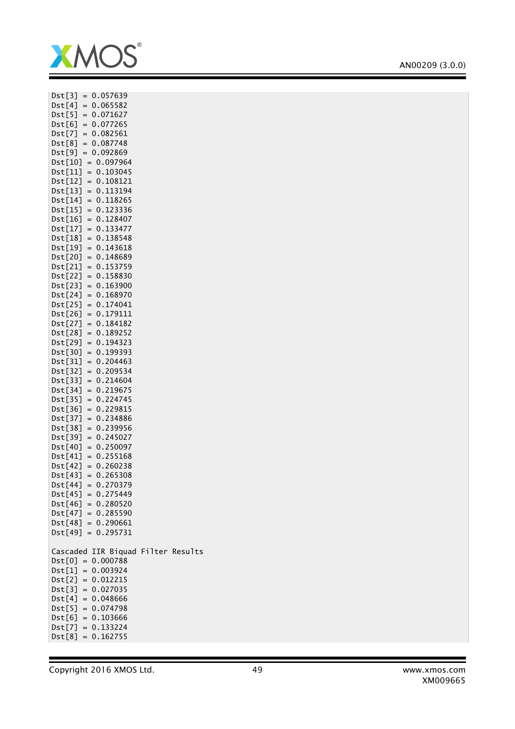```
Dst[3] = 0.057639
Dst[4] = 0.065582
Dst[5] = 0.071627
Dst[6] = 0.077265
Dst[7] = 0.082561
Dst[8] = 0.087748
Dst[9] = 0.092869
Dst[10] = 0.097964
Dst[11] = 0.103045
Dst[12] = 0.108121
Dst[13] = 0.113194
Dst[14] = 0.118265
Dst[15] = 0.123336
Dst[16] = 0.128407
Dst[17] = 0.133477
Dst[18] = 0.138548
Dst[19] = 0.143618
Dst[20] = 0.148689
Dst[21] = 0.153759
Dst[22] = 0.158830
Dst[23] = 0.163900
Dst[24] = 0.168970
Dst[25] = 0.174041
Dst[26] = 0.179111
Dst[27] = 0.184182
Dst[28] = 0.189252
Dst[29] = 0.194323
Dst[30] = 0.199393
Dst[31] = 0.204463
Dst[32] = 0.209534
Dst[33] = 0.214604
Dst[34] = 0.219675
Dst[35] = 0.224745
Dst[36] = 0.229815
Dst[37] = 0.234886
Dst[38] = 0.239956
Dst[39] = 0.245027
Dst[40] = 0.250097
Dst[41] = 0.255168
Dst[42] = 0.260238
Dst[43] = 0.265308
Dst[44] = 0.270379
Dst[45] = 0.275449
Dst[46] = 0.280520
Dst[47] = 0.285590
Dst[48] = 0.290661
Dst[49] = 0.295731

Cascaded IIR Biquad Filter Results
Dst[0] = 0.000788
Dst[1] = 0.003924
Dst[2] = 0.012215
Dst[3] = 0.027035
Dst[4] = 0.048666
Dst[5] = 0.074798
Dst[6] = 0.103666
Dst[7] = 0.133224
Dst[8] = 0.162755
```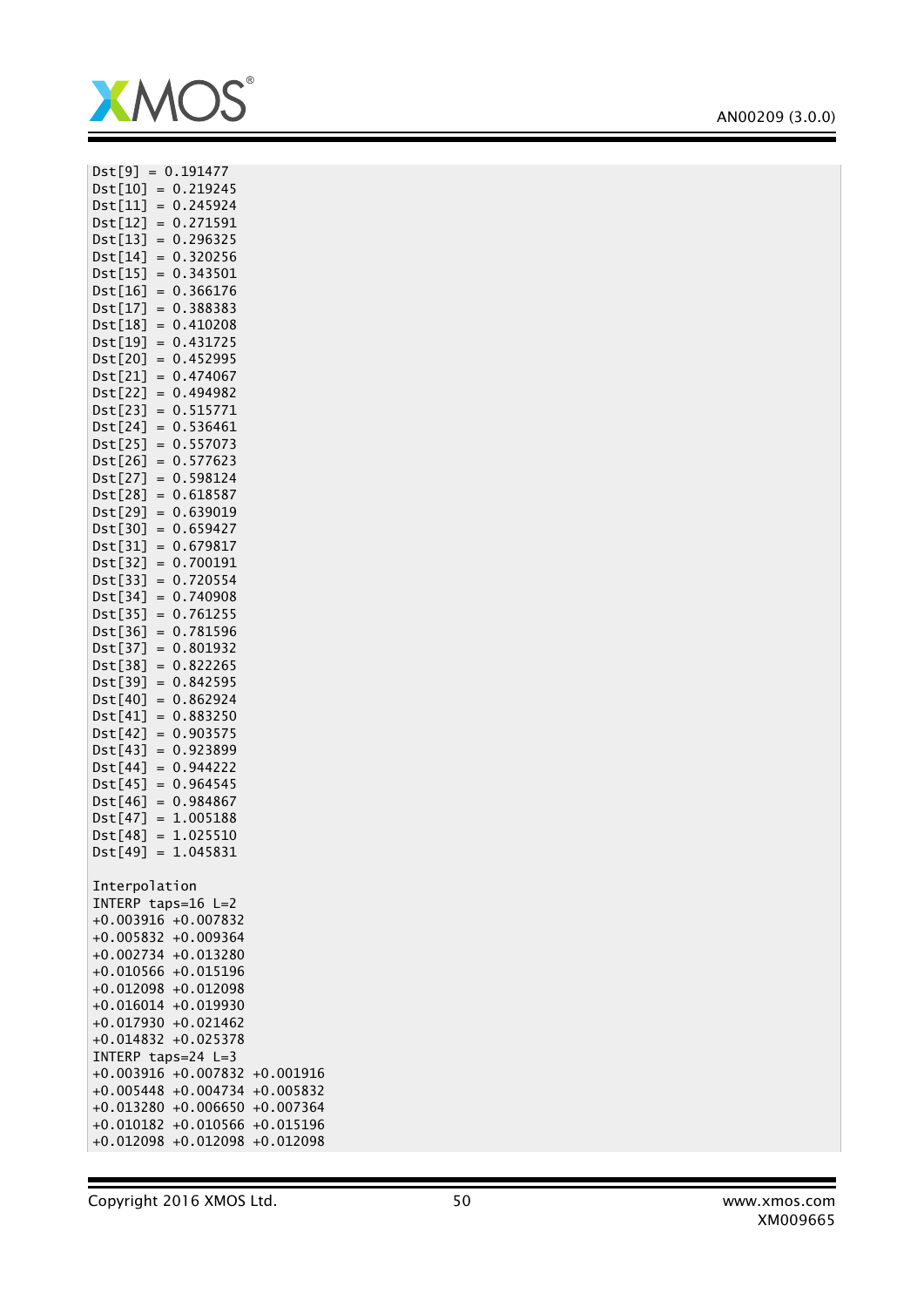```
Dst[9] = 0.191477
Dst[10] = 0.219245
Dst[11] = 0.245924
Dst[12] = 0.271591
Dst[13] = 0.296325
Dst[14] = 0.320256
Dst[15] = 0.343501
Dst[16] = 0.366176
Dst[17] = 0.388383
Dst[18] = 0.410208
Dst[19] = 0.431725
Dst[20] = 0.452995
Dst[21] = 0.474067
Dst[22] = 0.494982
Dst[23] = 0.515771
Dst[24] = 0.536461
Dst[25] = 0.557073
Dst[26] = 0.577623
Dst[27] = 0.598124
Dst[28] = 0.618587
Dst[29] = 0.639019
Dst[30] = 0.659427
Dst[31] = 0.679817
Dst[32] = 0.700191
Dst[33] = 0.720554
Dst[34] = 0.740908
Dst[35] = 0.761255
Dst[36] = 0.781596
Dst[37] = 0.801932
Dst[38] = 0.822265
Dst[39] = 0.842595
Dst[40] = 0.862924
Dst[41] = 0.883250
Dst[42] = 0.903575
Dst[43] = 0.923899
Dst[44] = 0.944222
Dst[45] = 0.964545
Dst[46] = 0.984867
Dst[47] = 1.005188
Dst[48] = 1.025510
Dst[49] = 1.045831

Interpolation
INTERP taps=16 L=2
+0.003916 +0.007832
+0.005832 +0.009364
+0.002734 +0.013280
+0.010566 +0.015196
+0.012098 +0.012098
+0.016014 +0.019930
+0.017930 +0.021462
+0.014832 +0.025378
INTERP taps=24 L=3
+0.003916 +0.007832 +0.001916
+0.005448 +0.004734 +0.005832
+0.013280 +0.006650 +0.007364
+0.010182 +0.010566 +0.015196
+0.012098 +0.012098 +0.012098
```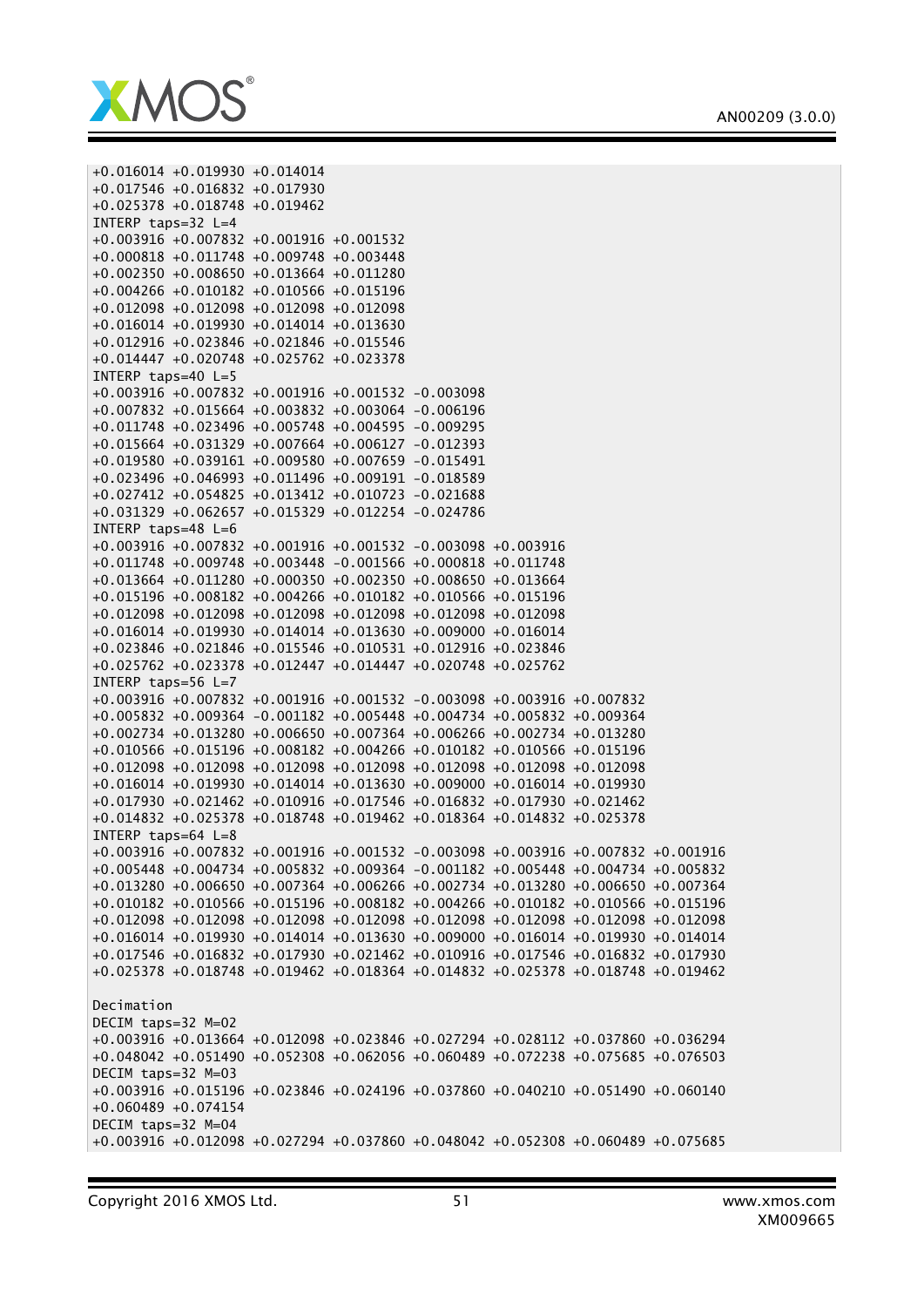```
+0.016014 +0.019930 +0.014014
+0.017546 +0.016832 +0.017930
+0.025378 +0.018748 +0.019462
INTERP taps=32 L=4
+0.003916 +0.007832 +0.001916 +0.001532
+0.000818 +0.011748 +0.009748 +0.003448
+0.002350 +0.008650 +0.013664 +0.011280
+0.004266 +0.010182 +0.010566 +0.015196
+0.012098 +0.012098 +0.012098 +0.012098
+0.016014 +0.019930 +0.014014 +0.013630
+0.012916 +0.023846 +0.021846 +0.015546
+0.014447 +0.020748 +0.025762 +0.023378
INTERP taps=40 L=5
+0.003916 +0.007832 +0.001916 +0.001532 -0.003098
+0.007832 +0.015664 +0.003832 +0.003064 -0.006196
+0.011748 +0.023496 +0.005748 +0.004595 -0.009295
+0.015664 +0.031329 +0.007664 +0.006127 -0.012393
+0.019580 +0.039161 +0.009580 +0.007659 -0.015491
+0.023496 +0.046993 +0.011496 +0.009191 -0.018589
+0.027412 +0.054825 +0.013412 +0.010723 -0.021688
+0.031329 +0.062657 +0.015329 +0.012254 -0.024786
INTERP taps=48 L=6
+0.003916 +0.007832 +0.001916 +0.001532 -0.003098 +0.003916
+0.011748 +0.009748 +0.003448 -0.001566 +0.000818 +0.011748
+0.013664 +0.011280 +0.000350 +0.002350 +0.008650 +0.013664
+0.015196 +0.008182 +0.004266 +0.010182 +0.010566 +0.015196
+0.012098 +0.012098 +0.012098 +0.012098 +0.012098 +0.012098
+0.016014 +0.019930 +0.014014 +0.013630 +0.009000 +0.016014
+0.023846 +0.021846 +0.015546 +0.010531 +0.012916 +0.023846
+0.025762 +0.023378 +0.012447 +0.014447 +0.020748 +0.025762
INTERP taps=56 L=7
+0.003916 +0.007832 +0.001916 +0.001532 -0.003098 +0.003916 +0.007832
+0.005832 +0.009364 -0.001182 +0.005448 +0.004734 +0.005832 +0.009364
+0.002734 +0.013280 +0.006650 +0.007364 +0.006266 +0.002734 +0.013280
+0.010566 +0.015196 +0.008182 +0.004266 +0.010182 +0.010566 +0.015196
+0.012098 +0.012098 +0.012098 +0.012098 +0.012098 +0.012098 +0.012098
+0.016014 +0.019930 +0.014014 +0.013630 +0.009000 +0.016014 +0.019930
+0.017930 +0.021462 +0.010916 +0.017546 +0.016832 +0.017930 +0.021462
+0.014832 +0.025378 +0.018748 +0.019462 +0.018364 +0.014832 +0.025378
INTERP taps=64 L=8
+0.003916 +0.007832 +0.001916 +0.001532 -0.003098 +0.003916 +0.007832 +0.001916
+0.005448 +0.004734 +0.005832 +0.009364 -0.001182 +0.005448 +0.004734 +0.005832
+0.013280 +0.006650 +0.007364 +0.006266 +0.002734 +0.013280 +0.006650 +0.007364
+0.010182 +0.010566 +0.015196 +0.008182 +0.004266 +0.010182 +0.010566 +0.015196
+0.012098 +0.012098 +0.012098 +0.012098 +0.012098 +0.012098 +0.012098 +0.012098
+0.016014 +0.019930 +0.014014 +0.013630 +0.009000 +0.016014 +0.019930 +0.014014
+0.017546 +0.016832 +0.017930 +0.021462 +0.010916 +0.017546 +0.016832 +0.017930
+0.025378 +0.018748 +0.019462 +0.018364 +0.014832 +0.025378 +0.018748 +0.019462

Decimation
DECIM taps=32 M=02
+0.003916 +0.013664 +0.012098 +0.023846 +0.027294 +0.028112 +0.037860 +0.036294
+0.048042 +0.051490 +0.052308 +0.062056 +0.060489 +0.072238 +0.075685 +0.076503
DECIM taps=32 M=03
+0.003916 +0.015196 +0.023846 +0.024196 +0.037860 +0.040210 +0.051490 +0.060140
+0.060489 +0.074154
DECIM taps=32 M=04
+0.003916 +0.012098 +0.027294 +0.037860 +0.048042 +0.052308 +0.060489 +0.075685
```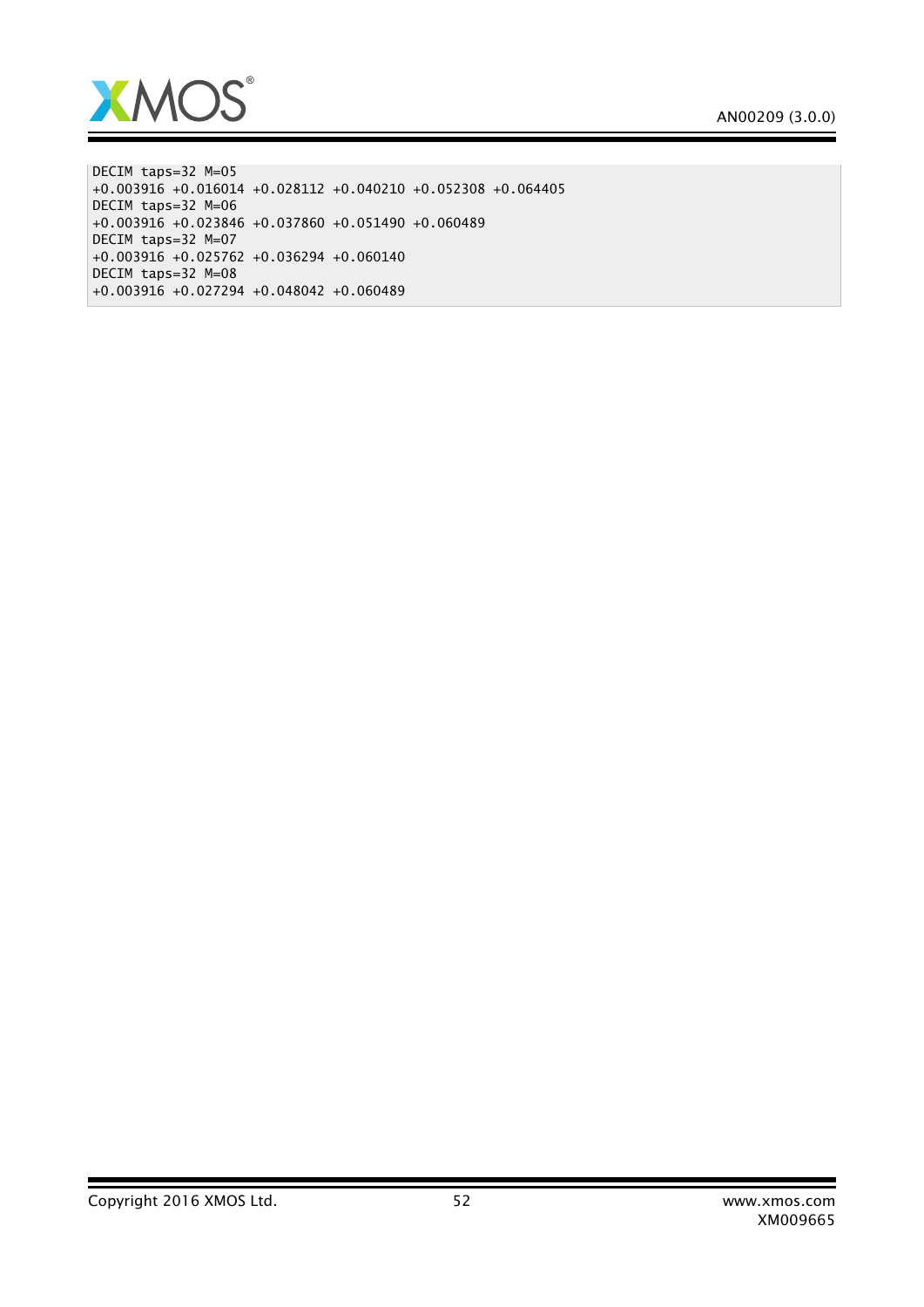```
DECIM taps=32 M=05
+0.003916 +0.016014 +0.028112 +0.040210 +0.052308 +0.064405
DECIM taps=32 M=06
+0.003916 +0.023846 +0.037860 +0.051490 +0.060489
DECIM taps=32 M=07
+0.003916 +0.025762 +0.036294 +0.060140
DECIM taps=32 M=08
+0.003916 +0.027294 +0.048042 +0.060489
```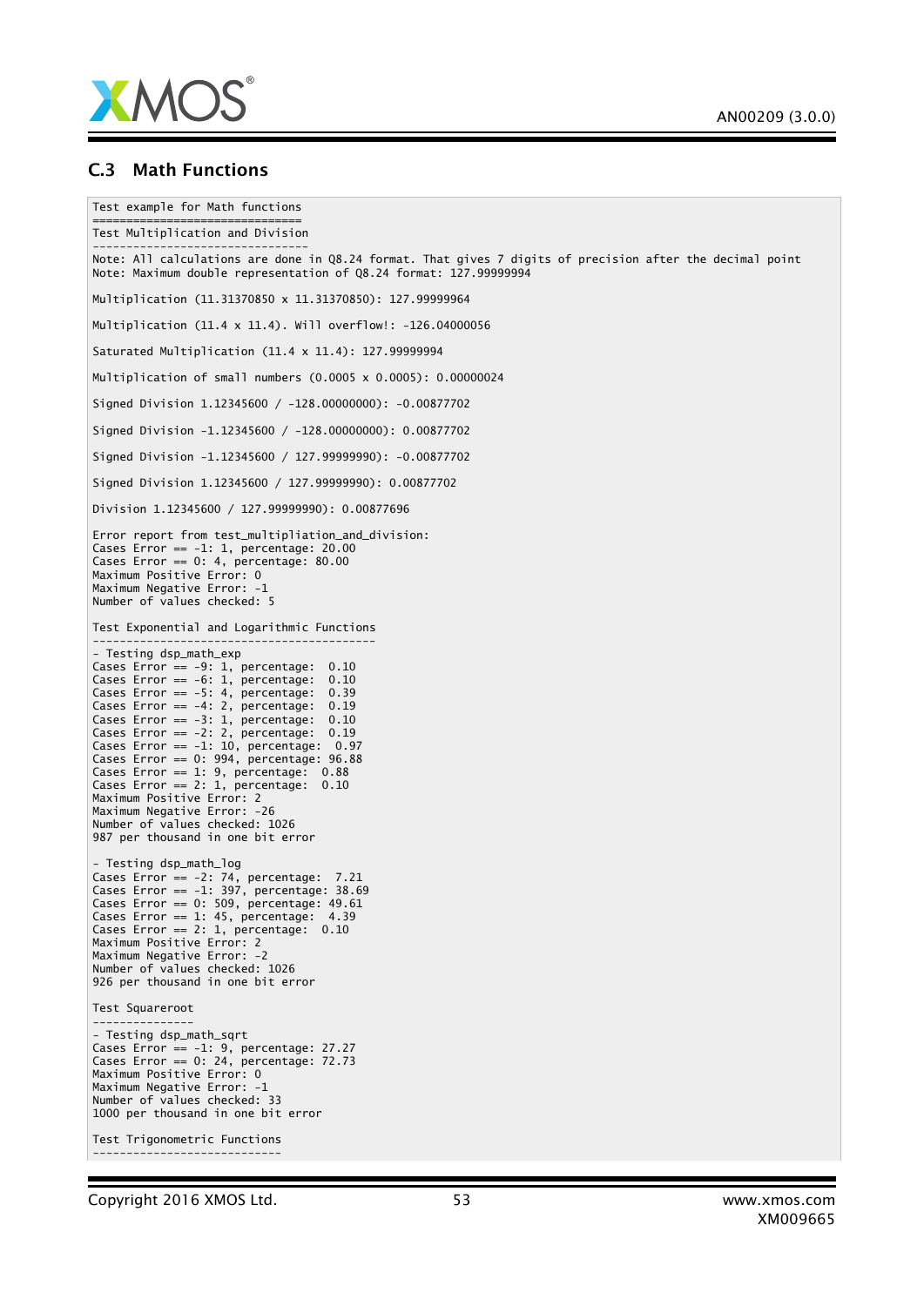### C.3 Math Functions

```
Test example for Math functions
===============================
Test Multiplication and Division
--------------------------------
Note: All calculations are done in Q8.24 format. That gives 7 digits of precision after the decimal point
Note: Maximum double representation of Q8.24 format: 127.99999994

Multiplication (11.31370850 x 11.31370850): 127.99999964

Multiplication (11.4 x 11.4). Will overflow!: -126.04000056

Saturated Multiplication (11.4 x 11.4): 127.99999994

Multiplication of small numbers (0.0005 x 0.0005): 0.00000024

Signed Division 1.12345600 / -128.00000000): -0.00877702

Signed Division -1.12345600 / -128.00000000): 0.00877702

Signed Division -1.12345600 / 127.99999990): -0.00877702

Signed Division 1.12345600 / 127.99999990): 0.00877702

Division 1.12345600 / 127.99999990): 0.00877696

Error report from test_multipliation_and_division:
Cases Error == -1: 1, percentage: 20.00
Cases Error == 0: 4, percentage: 80.00
Maximum Positive Error: 0
Maximum Negative Error: -1
Number of values checked: 5

Test Exponential and Logarithmic Functions
------------------------------------------
- Testing dsp_math_exp
Cases Error == -9: 1, percentage:  0.10
Cases Error == -6: 1, percentage:  0.10
Cases Error == -5: 4, percentage:  0.39
Cases Error == -4: 2, percentage:  0.19
Cases Error == -3: 1, percentage:  0.10
Cases Error == -2: 2, percentage:  0.19
Cases Error == -1: 10, percentage:  0.97
Cases Error == 0: 994, percentage: 96.88
Cases Error == 1: 9, percentage:  0.88
Cases Error == 2: 1, percentage:  0.10
Maximum Positive Error: 2
Maximum Negative Error: -26
Number of values checked: 1026
987 per thousand in one bit error

- Testing dsp_math_log
Cases Error == -2: 74, percentage:  7.21
Cases Error == -1: 397, percentage: 38.69
Cases Error == 0: 509, percentage: 49.61
Cases Error == 1: 45, percentage:  4.39
Cases Error == 2: 1, percentage:  0.10
Maximum Positive Error: 2
Maximum Negative Error: -2
Number of values checked: 1026
926 per thousand in one bit error

Test Squareroot
---------------
- Testing dsp_math_sqrt
Cases Error == -1: 9, percentage: 27.27
Cases Error == 0: 24, percentage: 72.73
Maximum Positive Error: 0
Maximum Negative Error: -1
Number of values checked: 33
1000 per thousand in one bit error

Test Trigonometric Functions
----------------------------
```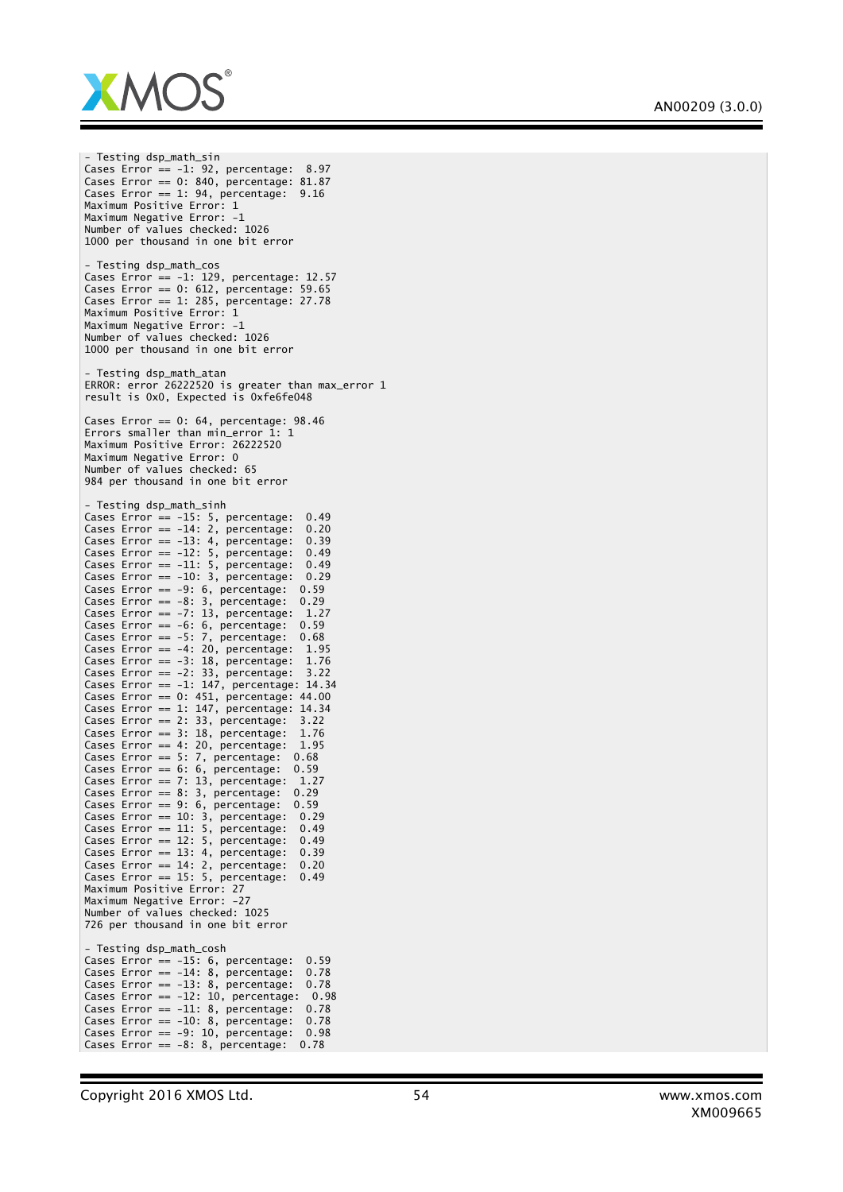```
- Testing dsp_math_sin
Cases Error == -1: 92, percentage:  8.97
Cases Error == 0: 840, percentage: 81.87
Cases Error == 1: 94, percentage:  9.16
Maximum Positive Error: 1
Maximum Negative Error: -1
Number of values checked: 1026
1000 per thousand in one bit error

- Testing dsp_math_cos
Cases Error == -1: 129, percentage: 12.57
Cases Error == 0: 612, percentage: 59.65
Cases Error == 1: 285, percentage: 27.78
Maximum Positive Error: 1
Maximum Negative Error: -1
Number of values checked: 1026
1000 per thousand in one bit error

- Testing dsp_math_atan
ERROR: error 26222520 is greater than max_error 1
result is 0x0, Expected is 0xfe6fe048

Cases Error == 0: 64, percentage: 98.46
Errors smaller than min_error 1: 1
Maximum Positive Error: 26222520
Maximum Negative Error: 0
Number of values checked: 65
984 per thousand in one bit error

- Testing dsp_math_sinh
Cases Error == -15: 5, percentage:  0.49
Cases Error == -14: 2, percentage:  0.20
Cases Error == -13: 4, percentage:  0.39
Cases Error == -12: 5, percentage:  0.49
Cases Error == -11: 5, percentage:  0.49
Cases Error == -10: 3, percentage:  0.29
Cases Error == -9: 6, percentage:  0.59
Cases Error == -8: 3, percentage:  0.29
Cases Error == -7: 13, percentage:  1.27
Cases Error == -6: 6, percentage:  0.59
Cases Error == -5: 7, percentage:  0.68
Cases Error == -4: 20, percentage:  1.95
Cases Error == -3: 18, percentage:  1.76
Cases Error == -2: 33, percentage:  3.22
Cases Error == -1: 147, percentage: 14.34
Cases Error == 0: 451, percentage: 44.00
Cases Error == 1: 147, percentage: 14.34
Cases Error == 2: 33, percentage:  3.22
Cases Error == 3: 18, percentage:  1.76
Cases Error == 4: 20, percentage:  1.95
Cases Error == 5: 7, percentage:  0.68
Cases Error == 6: 6, percentage:  0.59
Cases Error == 7: 13, percentage:  1.27
Cases Error == 8: 3, percentage:  0.29
Cases Error == 9: 6, percentage:  0.59
Cases Error == 10: 3, percentage:  0.29
Cases Error == 11: 5, percentage:  0.49
Cases Error == 12: 5, percentage:  0.49
Cases Error == 13: 4, percentage:  0.39
Cases Error == 14: 2, percentage:  0.20
Cases Error == 15: 5, percentage:  0.49
Maximum Positive Error: 27
Maximum Negative Error: -27
Number of values checked: 1025
726 per thousand in one bit error

- Testing dsp_math_cosh
Cases Error == -15: 6, percentage:  0.59
Cases Error == -14: 8, percentage:  0.78
Cases Error == -13: 8, percentage:  0.78
Cases Error == -12: 10, percentage:  0.98
Cases Error == -11: 8, percentage:  0.78
Cases Error == -10: 8, percentage:  0.78
Cases Error == -9: 10, percentage:  0.98
Cases Error == -8: 8, percentage:  0.78
```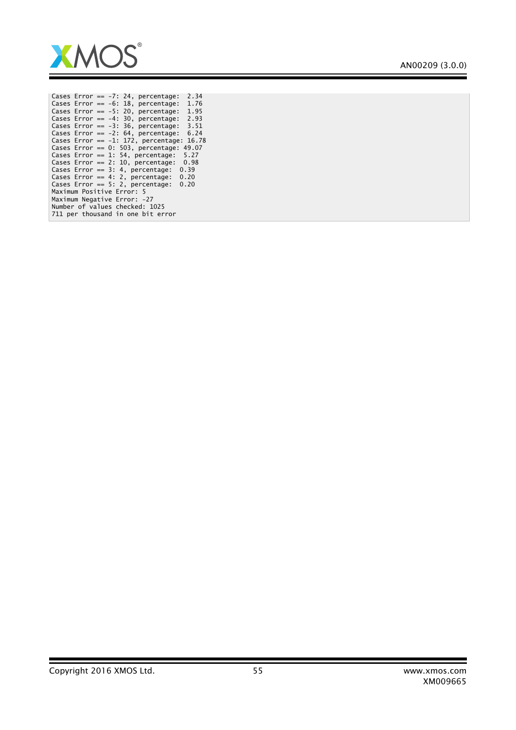```
Cases Error == -7: 24, percentage:  2.34
Cases Error == -6: 18, percentage:  1.76
Cases Error == -5: 20, percentage:  1.95
Cases Error == -4: 30, percentage:  2.93
Cases Error == -3: 36, percentage:  3.51
Cases Error == -2: 64, percentage:  6.24
Cases Error == -1: 172, percentage: 16.78
Cases Error == 0: 503, percentage: 49.07
Cases Error == 1: 54, percentage:  5.27
Cases Error == 2: 10, percentage:  0.98
Cases Error == 3: 4, percentage:  0.39
Cases Error == 4: 2, percentage:  0.20
Cases Error == 5: 2, percentage:  0.20
Maximum Positive Error: 5
Maximum Negative Error: -27
Number of values checked: 1025
711 per thousand in one bit error
```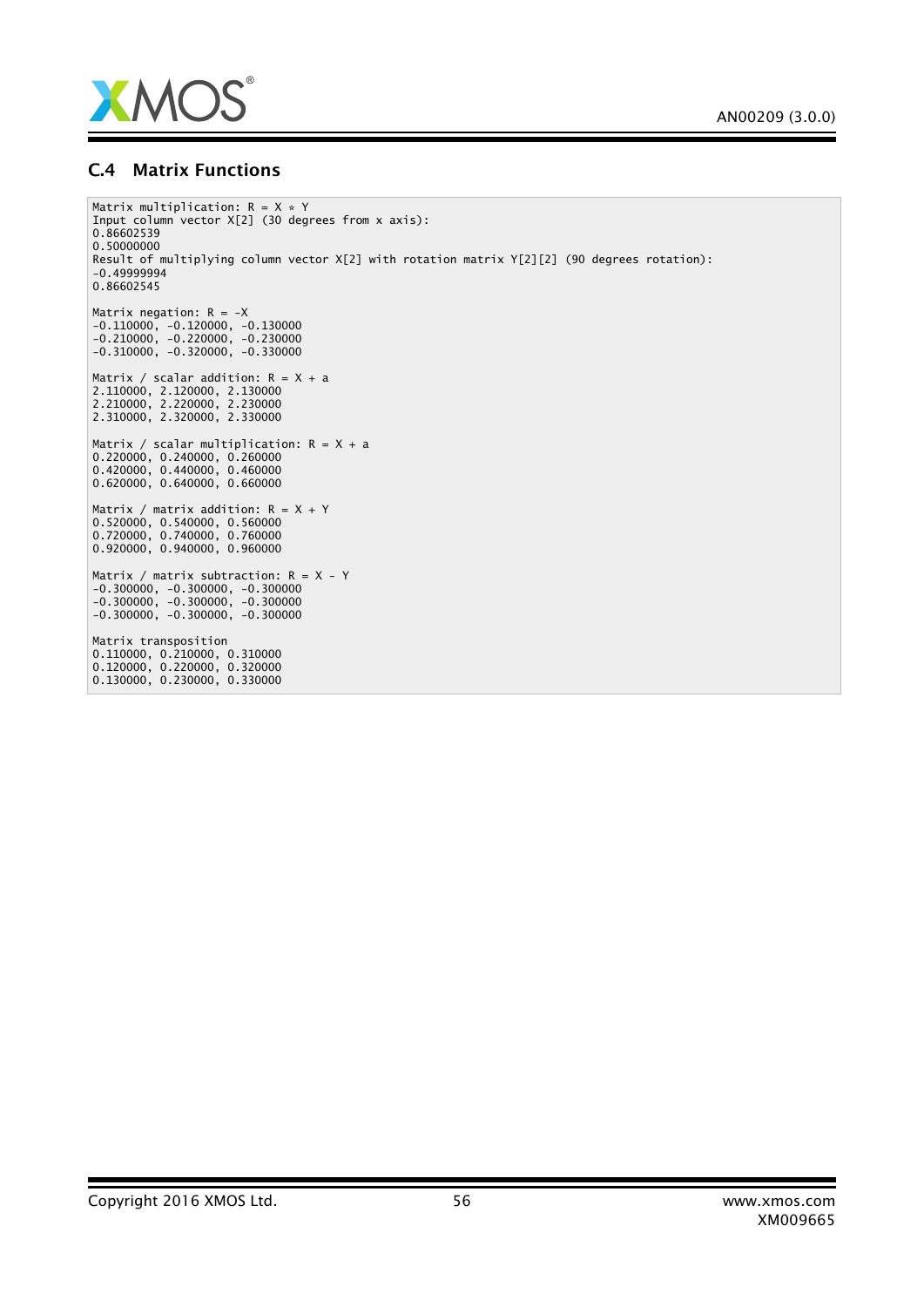## C.4 Matrix Functions

```
Matrix multiplication: R = X * Y
Input column vector X[2] (30 degrees from x axis):
0.86602539
0.50000000
Result of multiplying column vector X[2] with rotation matrix Y[2][2] (90 degrees rotation):
-0.49999994
0.86602545

Matrix negation: R = -X
-0.110000, -0.120000, -0.130000
-0.210000, -0.220000, -0.230000
-0.310000, -0.320000, -0.330000

Matrix / scalar addition: R = X + a
2.110000, 2.120000, 2.130000
2.210000, 2.220000, 2.230000
2.310000, 2.320000, 2.330000

Matrix / scalar multiplication: R = X + a
0.220000, 0.240000, 0.260000
0.420000, 0.440000, 0.460000
0.620000, 0.640000, 0.660000

Matrix / matrix addition: R = X + Y
0.520000, 0.540000, 0.560000
0.720000, 0.740000, 0.760000
0.920000, 0.940000, 0.960000

Matrix / matrix subtraction: R = X - Y
-0.300000, -0.300000, -0.300000
-0.300000, -0.300000, -0.300000
-0.300000, -0.300000, -0.300000

Matrix transposition
0.110000, 0.210000, 0.310000
0.120000, 0.220000, 0.320000
0.130000, 0.230000, 0.330000
```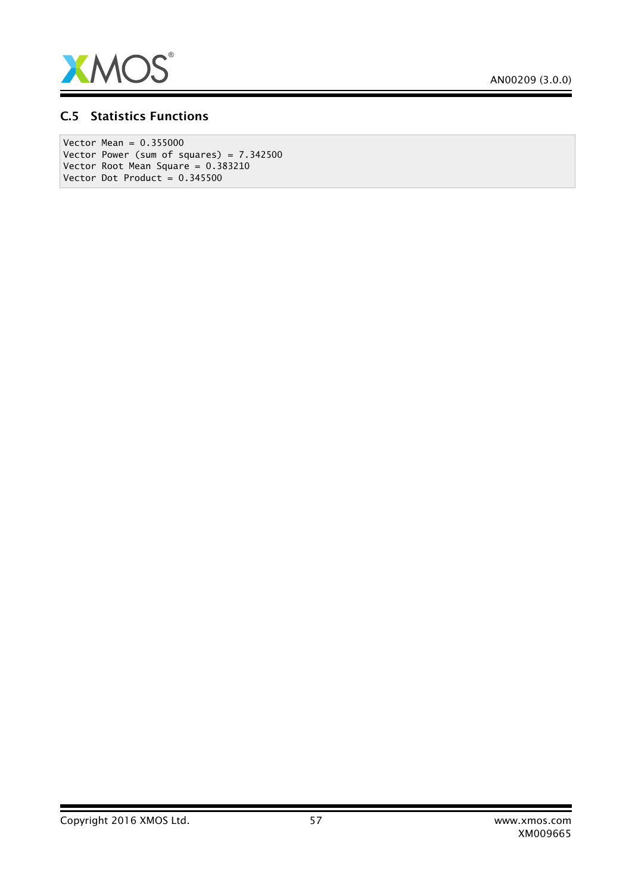### C.5 Statistics Functions

```
Vector Mean = 0.355000
Vector Power (sum of squares) = 7.342500
Vector Root Mean Square = 0.383210
Vector Dot Product = 0.345500
```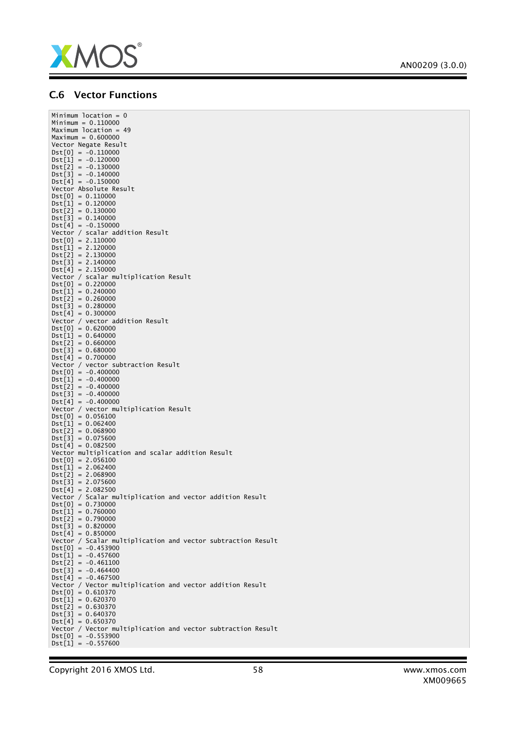### C.6 Vector Functions

```
Minimum location = 0
Minimum = 0.110000
Maximum location = 49
Maximum = 0.600000
Vector Negate Result
Dst[0] = -0.110000
Dst[1] = -0.120000
Dst[2] = -0.130000
Dst[3] = -0.140000
Dst[4] = -0.150000
Vector Absolute Result
Dst[0] = 0.110000
Dst[1] = 0.120000
Dst[2] = 0.130000
Dst[3] = 0.140000
Dst[4] = -0.150000
Vector / scalar addition Result
Dst[0] = 2.110000
Dst[1] = 2.120000
Dst[2] = 2.130000
Dst[3] = 2.140000
Dst[4] = 2.150000
Vector / scalar multiplication Result
Dst[0] = 0.220000
Dst[1] = 0.240000
Dst[2] = 0.260000
Dst[3] = 0.280000
Dst[4] = 0.300000
Vector / vector addition Result
Dst[0] = 0.620000
Dst[1] = 0.640000
Dst[2] = 0.660000
Dst[3] = 0.680000
Dst[4] = 0.700000
Vector / vector subtraction Result
Dst[0] = -0.400000
Dst[1] = -0.400000
Dst[2] = -0.400000
Dst[3] = -0.400000
Dst[4] = -0.400000
Vector / vector multiplication Result
Dst[0] = 0.056100
Dst[1] = 0.062400
Dst[2] = 0.068900
Dst[3] = 0.075600
Dst[4] = 0.082500
Vector multiplication and scalar addition Result
Dst[0] = 2.056100
Dst[1] = 2.062400
Dst[2] = 2.068900
Dst[3] = 2.075600
Dst[4] = 2.082500
Vector / Scalar multiplication and vector addition Result
Dst[0] = 0.730000
Dst[1] = 0.760000
Dst[2] = 0.790000
Dst[3] = 0.820000
Dst[4] = 0.850000
Vector / Scalar multiplication and vector subtraction Result
Dst[0] = -0.453900
Dst[1] = -0.457600
Dst[2] = -0.461100
Dst[3] = -0.464400
Dst[4] = -0.467500
Vector / Vector multiplication and vector addition Result
Dst[0] = 0.610370
Dst[1] = 0.620370
Dst[2] = 0.630370
Dst[3] = 0.640370
Dst[4] = 0.650370
Vector / Vector multiplication and vector subtraction Result
Dst[0] = -0.553900
Dst[1] = -0.557600
```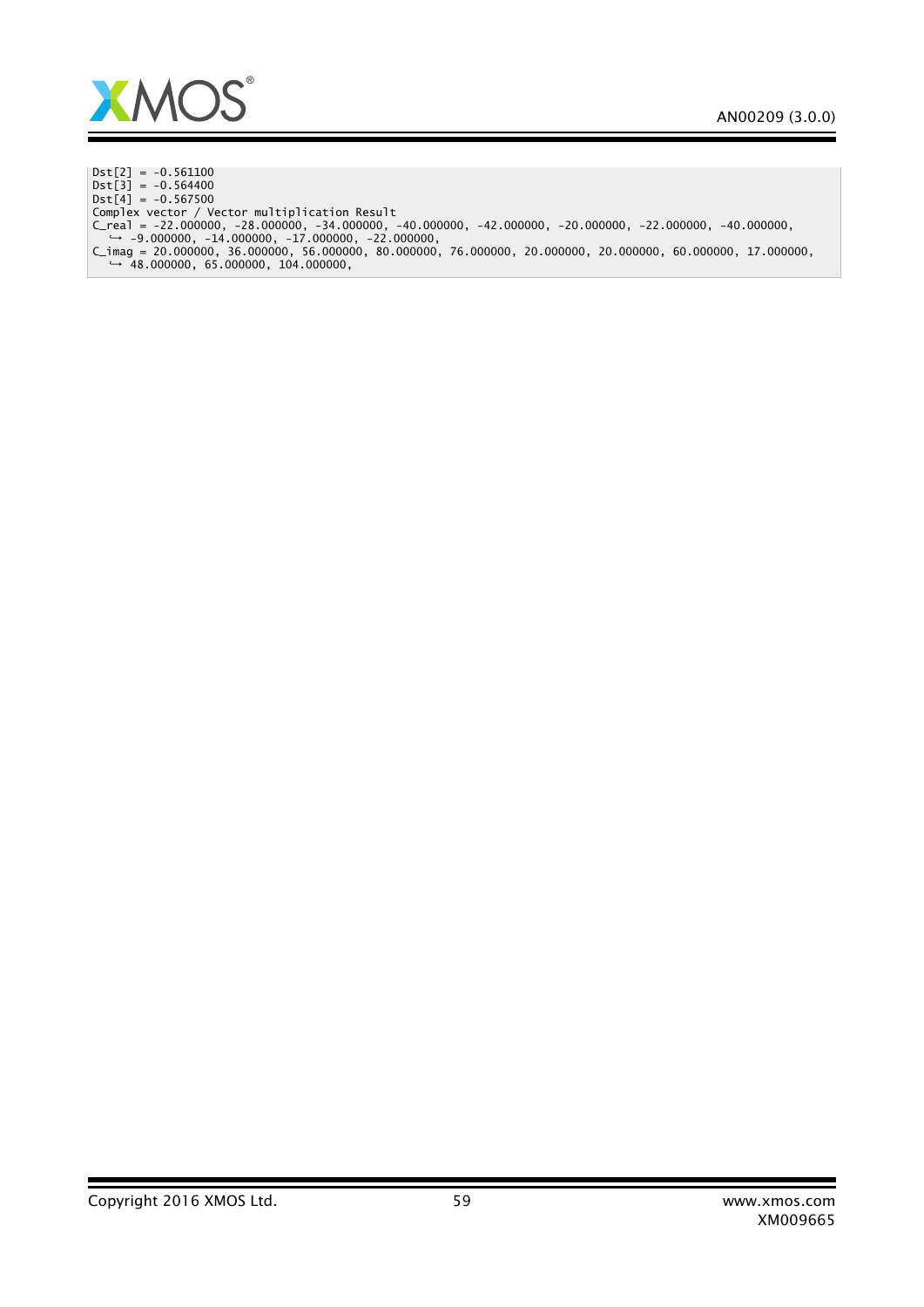```
Dst[2] = -0.561100
Dst[3] = -0.564400
Dst[4] = -0.567500
Complex vector / Vector multiplication Result
C_real = -22.000000, -28.000000, -34.000000, -40.000000, -42.000000, -20.000000, -22.000000, -40.000000,
  ↪ -9.000000, -14.000000, -17.000000, -22.000000,
C_imag = 20.000000, 36.000000, 56.000000, 80.000000, 76.000000, 20.000000, 20.000000, 60.000000, 17.000000,
  ↪ 48.000000, 65.000000, 104.000000,
```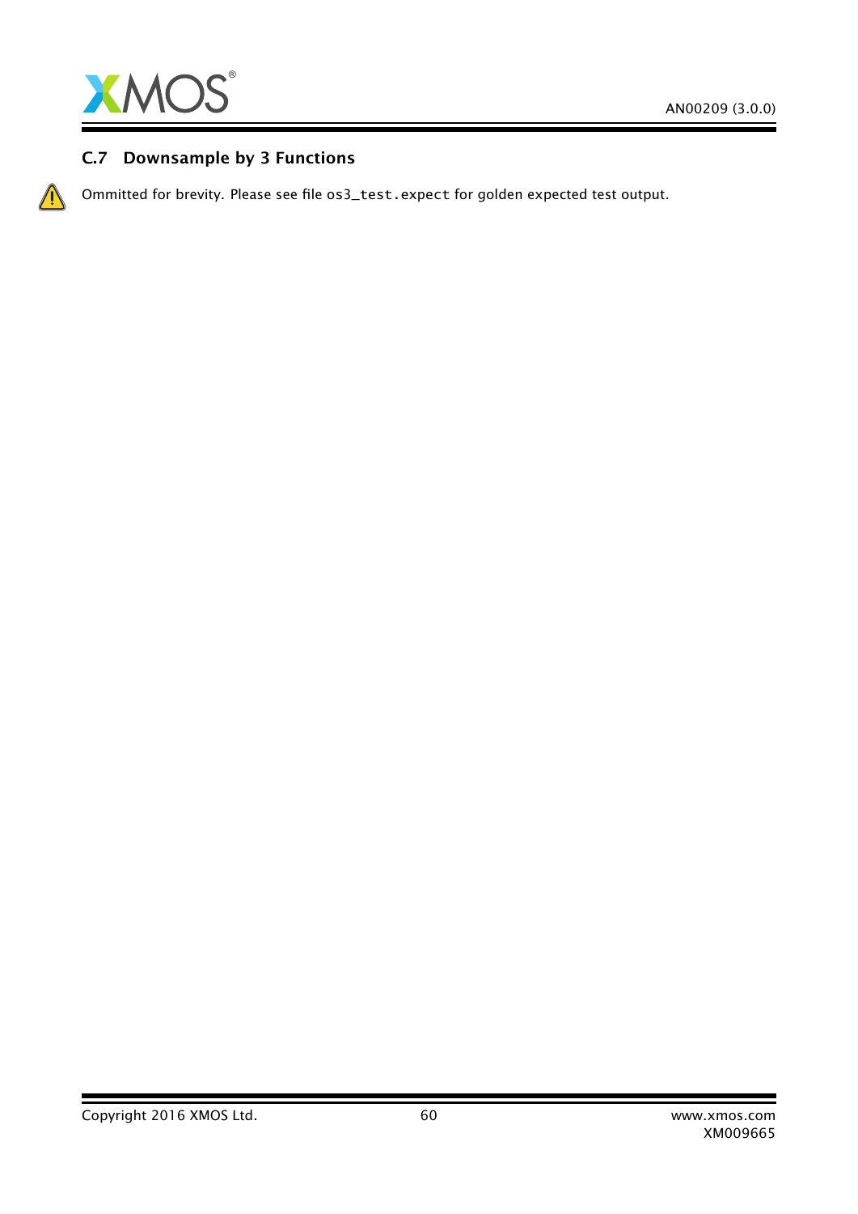### C.7 Downsample by 3 Functions

Ommitted for brevity. Please see file `os3_test.expect` for golden expected test output.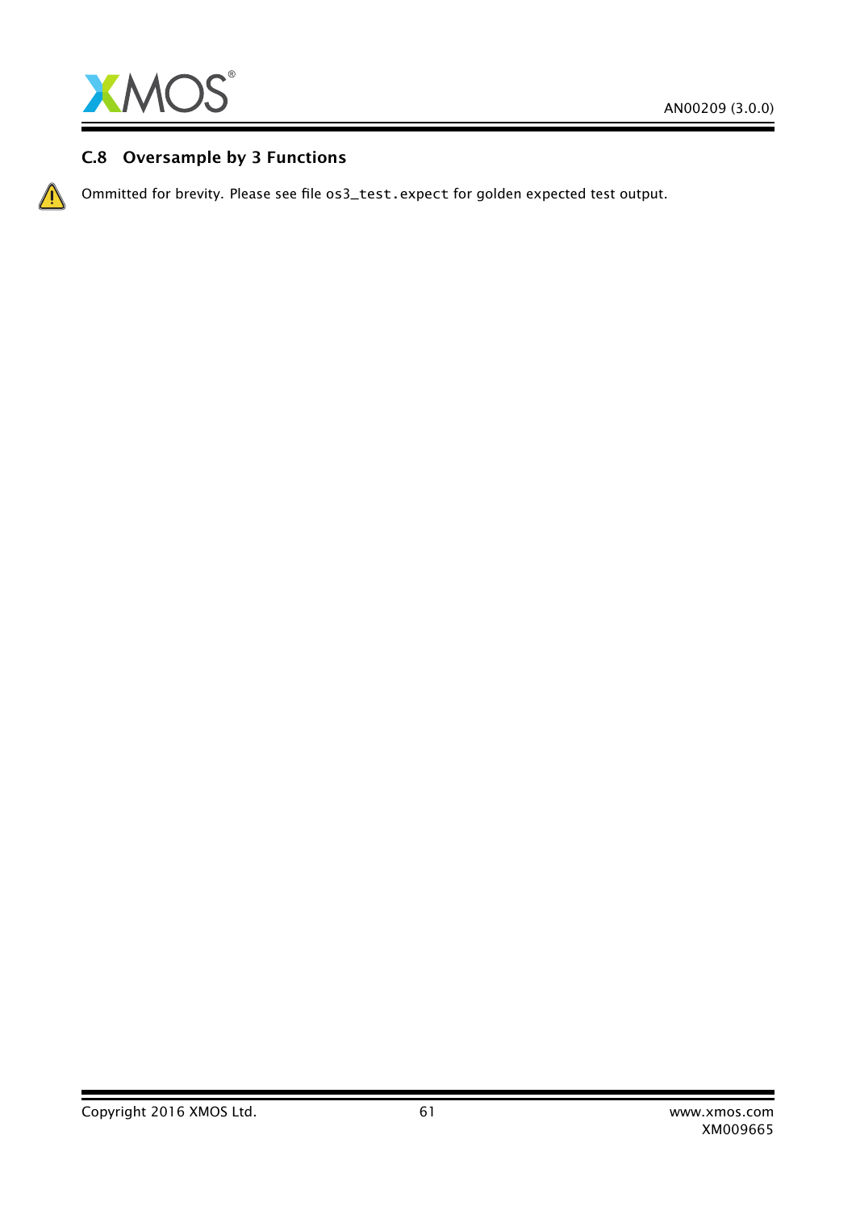### C.8 Oversample by 3 Functions

Ommitted for brevity. Please see file `os3_test.expect` for golden expected test output.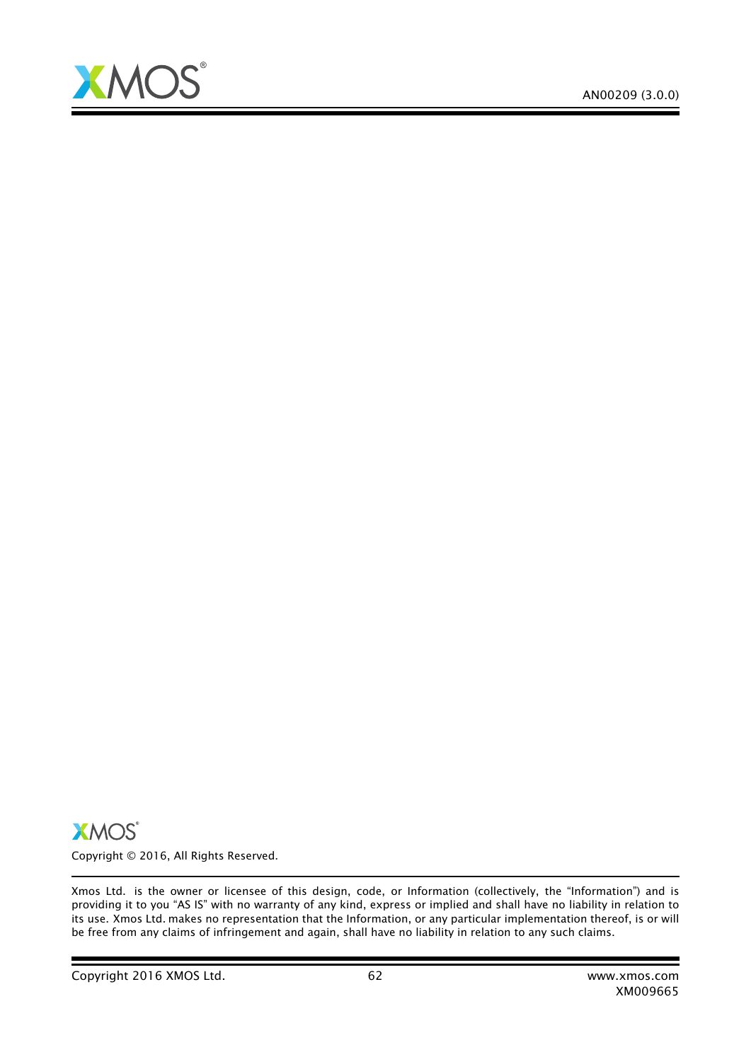Copyright © 2016, All Rights Reserved.

Xmos Ltd. is the owner or licensee of this design, code, or Information (collectively, the "Information") and is providing it to you "AS IS" with no warranty of any kind, express or implied and shall have no liability in relation to its use. Xmos Ltd. makes no representation that the Information, or any particular implementation thereof, is or will be free from any claims of infringement and again, shall have no liability in relation to any such claims.